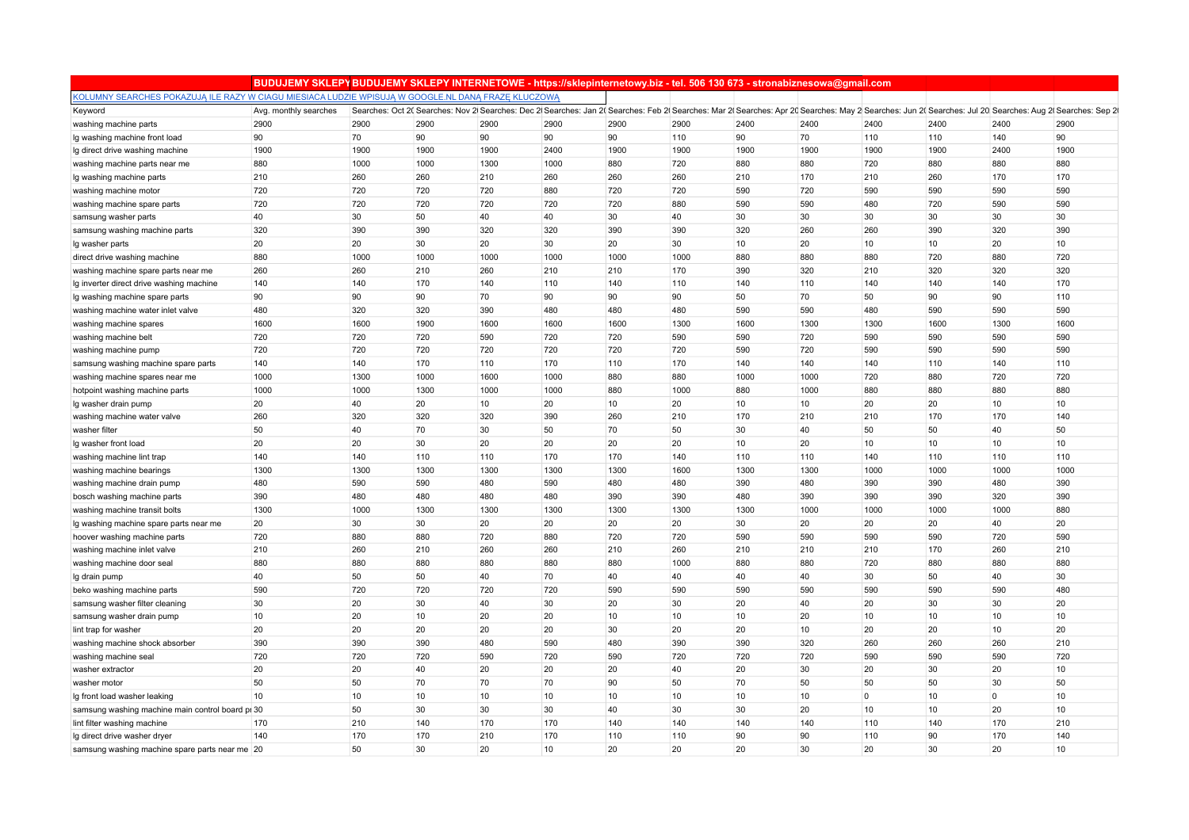| BUDUJEMY SKLEPY BUDUJEMY SKLEPY INTERNETOWE - https://sklepinternetowy.biz - tel. 506 130 673 - stronabiznesowa@gmail.com | | | | | | | | | | | | | |
|---|---|---|---|---|---|---|---|---|---|---|---|---|---|
| KOLUMNY SEARCHES POKAZUJĄ ILE RAZY W CIĄGU MIESIĄCA LUDZIE WPISUJĄ W GOOGLE.NL DANĄ FRAZĘ KLUCZOWĄ | | | | | | | | | | | | | |
| Keyword | Avg. monthly searches | Searches: Oct 2( | Searches: Nov 2( | Searches: Dec 2( | Searches: Jan 2( | Searches: Feb 2( | Searches: Mar 2( | Searches: Apr 2( | Searches: May 2( | Searches: Jun 2( | Searches: Jul 20 | Searches: Aug 2( | Searches: Sep 2( |
| washing machine parts | 2900 | 2900 | 2900 | 2900 | 2900 | 2900 | 2900 | 2400 | 2400 | 2400 | 2400 | 2400 | 2900 |
| lg washing machine front load | 90 | 70 | 90 | 90 | 90 | 90 | 110 | 90 | 70 | 110 | 110 | 140 | 90 |
| lg direct drive washing machine | 1900 | 1900 | 1900 | 1900 | 2400 | 1900 | 1900 | 1900 | 1900 | 1900 | 1900 | 2400 | 1900 |
| washing machine parts near me | 880 | 1000 | 1000 | 1300 | 1000 | 880 | 720 | 880 | 880 | 720 | 880 | 880 | 880 |
| lg washing machine parts | 210 | 260 | 260 | 210 | 260 | 260 | 260 | 210 | 170 | 210 | 260 | 170 | 170 |
| washing machine motor | 720 | 720 | 720 | 720 | 880 | 720 | 720 | 590 | 720 | 590 | 590 | 590 | 590 |
| washing machine spare parts | 720 | 720 | 720 | 720 | 720 | 720 | 880 | 590 | 590 | 480 | 720 | 590 | 590 |
| samsung washer parts | 40 | 30 | 50 | 40 | 40 | 30 | 40 | 30 | 30 | 30 | 30 | 30 | 30 |
| samsung washing machine parts | 320 | 390 | 390 | 320 | 320 | 390 | 390 | 320 | 260 | 260 | 390 | 320 | 390 |
| lg washer parts | 20 | 20 | 30 | 20 | 30 | 20 | 30 | 10 | 20 | 10 | 10 | 20 | 10 |
| direct drive washing machine | 880 | 1000 | 1000 | 1000 | 1000 | 1000 | 1000 | 880 | 880 | 880 | 720 | 880 | 720 |
| washing machine spare parts near me | 260 | 260 | 210 | 260 | 210 | 210 | 170 | 390 | 320 | 210 | 320 | 320 | 320 |
| lg inverter direct drive washing machine | 140 | 140 | 170 | 140 | 110 | 140 | 110 | 140 | 110 | 140 | 140 | 140 | 170 |
| lg washing machine spare parts | 90 | 90 | 90 | 70 | 90 | 90 | 90 | 50 | 70 | 50 | 90 | 90 | 110 |
| washing machine water inlet valve | 480 | 320 | 320 | 390 | 480 | 480 | 480 | 590 | 590 | 480 | 590 | 590 | 590 |
| washing machine spares | 1600 | 1600 | 1900 | 1600 | 1600 | 1600 | 1300 | 1600 | 1300 | 1300 | 1600 | 1300 | 1600 |
| washing machine belt | 720 | 720 | 720 | 590 | 720 | 720 | 590 | 590 | 720 | 590 | 590 | 590 | 590 |
| washing machine pump | 720 | 720 | 720 | 720 | 720 | 720 | 720 | 590 | 720 | 590 | 590 | 590 | 590 |
| samsung washing machine spare parts | 140 | 140 | 170 | 110 | 170 | 110 | 170 | 140 | 140 | 140 | 110 | 140 | 110 |
| washing machine spares near me | 1000 | 1300 | 1000 | 1600 | 1000 | 880 | 880 | 1000 | 1000 | 720 | 880 | 720 | 720 |
| hotpoint washing machine parts | 1000 | 1000 | 1300 | 1000 | 1000 | 880 | 1000 | 880 | 1000 | 880 | 880 | 880 | 880 |
| lg washer drain pump | 20 | 40 | 20 | 10 | 20 | 10 | 20 | 10 | 10 | 20 | 20 | 10 | 10 |
| washing machine water valve | 260 | 320 | 320 | 320 | 390 | 260 | 210 | 170 | 210 | 210 | 170 | 170 | 140 |
| washer filter | 50 | 40 | 70 | 30 | 50 | 70 | 50 | 30 | 40 | 50 | 50 | 40 | 50 |
| lg washer front load | 20 | 20 | 30 | 20 | 20 | 20 | 20 | 10 | 20 | 10 | 10 | 10 | 10 |
| washing machine lint trap | 140 | 140 | 110 | 110 | 170 | 170 | 140 | 110 | 110 | 140 | 110 | 110 | 110 |
| washing machine bearings | 1300 | 1300 | 1300 | 1300 | 1300 | 1300 | 1600 | 1300 | 1300 | 1000 | 1000 | 1000 | 1000 |
| washing machine drain pump | 480 | 590 | 590 | 480 | 590 | 480 | 480 | 390 | 480 | 390 | 390 | 480 | 390 |
| bosch washing machine parts | 390 | 480 | 480 | 480 | 480 | 390 | 390 | 480 | 390 | 390 | 390 | 320 | 390 |
| washing machine transit bolts | 1300 | 1000 | 1300 | 1300 | 1300 | 1300 | 1300 | 1300 | 1000 | 1000 | 1000 | 1000 | 880 |
| lg washing machine spare parts near me | 20 | 30 | 30 | 20 | 20 | 20 | 20 | 30 | 20 | 20 | 20 | 40 | 20 |
| hoover washing machine parts | 720 | 880 | 880 | 720 | 880 | 720 | 720 | 590 | 590 | 590 | 590 | 720 | 590 |
| washing machine inlet valve | 210 | 260 | 210 | 260 | 260 | 210 | 260 | 210 | 210 | 210 | 170 | 260 | 210 |
| washing machine door seal | 880 | 880 | 880 | 880 | 880 | 880 | 1000 | 880 | 880 | 720 | 880 | 880 | 880 |
| lg drain pump | 40 | 50 | 50 | 40 | 70 | 40 | 40 | 40 | 40 | 30 | 50 | 40 | 30 |
| beko washing machine parts | 590 | 720 | 720 | 720 | 720 | 590 | 590 | 590 | 590 | 590 | 590 | 590 | 480 |
| samsung washer filter cleaning | 30 | 20 | 30 | 40 | 30 | 20 | 30 | 20 | 40 | 20 | 30 | 30 | 20 |
| samsung washer drain pump | 10 | 20 | 10 | 20 | 20 | 10 | 10 | 10 | 20 | 10 | 10 | 10 | 10 |
| lint trap for washer | 20 | 20 | 20 | 20 | 20 | 30 | 20 | 20 | 10 | 20 | 20 | 10 | 20 |
| washing machine shock absorber | 390 | 390 | 390 | 480 | 590 | 480 | 390 | 390 | 320 | 260 | 260 | 260 | 210 |
| washing machine seal | 720 | 720 | 720 | 590 | 720 | 590 | 720 | 720 | 720 | 590 | 590 | 590 | 720 |
| washer extractor | 20 | 20 | 40 | 20 | 20 | 20 | 40 | 20 | 30 | 20 | 30 | 20 | 10 |
| washer motor | 50 | 50 | 70 | 70 | 70 | 90 | 50 | 70 | 50 | 50 | 50 | 30 | 50 |
| lg front load washer leaking | 10 | 10 | 10 | 10 | 10 | 10 | 10 | 10 | 10 | 0 | 10 | 0 | 10 |
| samsung washing machine main control board pı | 30 | 50 | 30 | 30 | 30 | 40 | 30 | 30 | 20 | 10 | 10 | 20 | 10 |
| lint filter washing machine | 170 | 210 | 140 | 170 | 170 | 140 | 140 | 140 | 140 | 110 | 140 | 170 | 210 |
| lg direct drive washer dryer | 140 | 170 | 170 | 210 | 170 | 110 | 110 | 90 | 90 | 110 | 90 | 170 | 140 |
| samsung washing machine spare parts near me | 20 | 50 | 30 | 20 | 10 | 20 | 20 | 20 | 30 | 20 | 30 | 20 | 10 |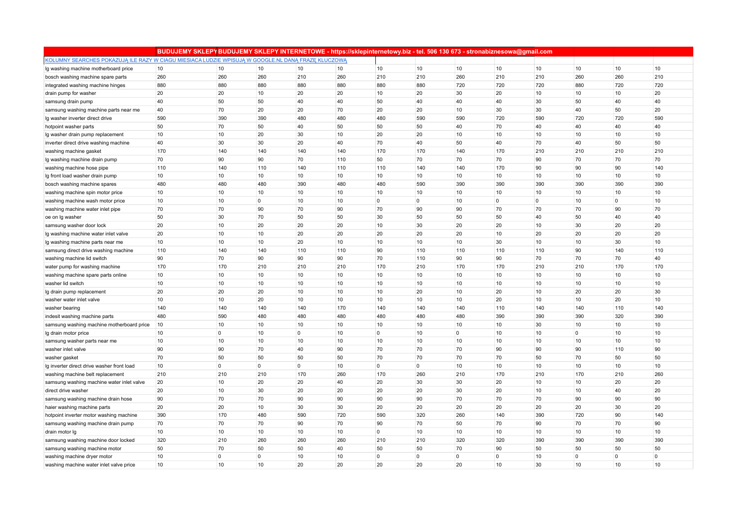| | BUDUJEMY SKLEPY | BUDUJEMY SKLEPY INTERNETOWE - https://sklepinternetowy.biz - tel. 506 130 673 - stronabiznesowa@gmail.com | | | | | | | | | | |
|---|---|---|---|---|---|---|---|---|---|---|---|---|
| KOLUMNY SEARCHES POKAZUJĄ ILE RAZY W CIAGU MIESIACA LUDZIE WPISUJĄ W GOOGLE.NL DANĄ FRAZĘ KLUCZOWĄ | | | | | | | | | | | | |
| lg washing machine motherboard price | 10 | 10 | 10 | 10 | 10 | 10 | 10 | 10 | 10 | 10 | 10 | 10 |
| bosch washing machine spare parts | 260 | 260 | 260 | 210 | 260 | 210 | 210 | 260 | 210 | 210 | 260 | 260 | 210 |
| integrated washing machine hinges | 880 | 880 | 880 | 880 | 880 | 880 | 880 | 720 | 720 | 720 | 880 | 720 | 720 |
| drain pump for washer | 20 | 20 | 10 | 20 | 20 | 10 | 20 | 30 | 20 | 10 | 10 | 10 | 20 |
| samsung drain pump | 40 | 50 | 50 | 40 | 40 | 50 | 40 | 40 | 40 | 30 | 50 | 40 | 40 |
| samsung washing machine parts near me | 40 | 70 | 20 | 20 | 70 | 20 | 20 | 10 | 30 | 30 | 40 | 50 | 20 |
| lg washer inverter direct drive | 590 | 390 | 390 | 480 | 480 | 480 | 590 | 590 | 720 | 590 | 720 | 720 | 590 |
| hotpoint washer parts | 50 | 70 | 50 | 40 | 50 | 50 | 50 | 40 | 70 | 40 | 40 | 40 | 40 |
| lg washer drain pump replacement | 10 | 10 | 20 | 30 | 10 | 20 | 20 | 10 | 10 | 10 | 10 | 10 | 10 |
| inverter direct drive washing machine | 40 | 30 | 30 | 20 | 40 | 70 | 40 | 50 | 40 | 70 | 40 | 50 | 50 |
| washing machine gasket | 170 | 140 | 140 | 140 | 140 | 170 | 170 | 140 | 170 | 210 | 210 | 210 | 210 |
| lg washing machine drain pump | 70 | 90 | 90 | 70 | 110 | 50 | 70 | 70 | 70 | 90 | 70 | 70 | 70 |
| washing machine hose pipe | 110 | 140 | 110 | 140 | 110 | 110 | 140 | 140 | 170 | 90 | 90 | 90 | 140 |
| lg front load washer drain pump | 10 | 10 | 10 | 10 | 10 | 10 | 10 | 10 | 10 | 10 | 10 | 10 | 10 |
| bosch washing machine spares | 480 | 480 | 480 | 390 | 480 | 480 | 590 | 390 | 390 | 390 | 390 | 390 | 390 |
| washing machine spin motor price | 10 | 10 | 10 | 10 | 10 | 10 | 10 | 10 | 10 | 10 | 10 | 10 | 10 |
| washing machine wash motor price | 10 | 10 | 0 | 10 | 10 | 0 | 0 | 10 | 0 | 0 | 10 | 0 | 10 |
| washing machine water inlet pipe | 70 | 70 | 90 | 70 | 90 | 70 | 90 | 90 | 70 | 70 | 70 | 90 | 70 |
| oe on lg washer | 50 | 30 | 70 | 50 | 50 | 30 | 50 | 50 | 50 | 40 | 50 | 40 | 40 |
| samsung washer door lock | 20 | 10 | 20 | 20 | 20 | 10 | 30 | 20 | 20 | 10 | 30 | 20 | 20 |
| lg washing machine water inlet valve | 20 | 10 | 10 | 20 | 20 | 20 | 20 | 20 | 10 | 20 | 20 | 20 | 20 |
| lg washing machine parts near me | 10 | 10 | 10 | 20 | 10 | 10 | 10 | 10 | 30 | 10 | 10 | 30 | 10 |
| samsung direct drive washing machine | 110 | 140 | 140 | 110 | 110 | 90 | 110 | 110 | 110 | 110 | 90 | 140 | 110 |
| washing machine lid switch | 90 | 70 | 90 | 90 | 90 | 70 | 110 | 90 | 90 | 70 | 70 | 70 | 40 |
| water pump for washing machine | 170 | 170 | 210 | 210 | 210 | 170 | 210 | 170 | 170 | 210 | 210 | 170 | 170 |
| washing machine spare parts online | 10 | 10 | 10 | 10 | 10 | 10 | 10 | 10 | 10 | 10 | 10 | 10 | 10 |
| washer lid switch | 10 | 10 | 10 | 10 | 10 | 10 | 10 | 10 | 10 | 10 | 10 | 10 | 10 |
| lg drain pump replacement | 20 | 20 | 20 | 10 | 10 | 10 | 20 | 10 | 20 | 10 | 20 | 20 | 30 |
| washer water inlet valve | 10 | 10 | 20 | 10 | 10 | 10 | 10 | 10 | 20 | 10 | 10 | 20 | 10 |
| washer bearing | 140 | 140 | 140 | 140 | 170 | 140 | 140 | 140 | 110 | 140 | 140 | 110 | 140 |
| indesit washing machine parts | 480 | 590 | 480 | 480 | 480 | 480 | 480 | 480 | 390 | 390 | 390 | 320 | 390 |
| samsung washing machine motherboard price | 10 | 10 | 10 | 10 | 10 | 10 | 10 | 10 | 10 | 30 | 10 | 10 | 10 |
| lg drain motor price | 10 | 0 | 10 | 0 | 10 | 0 | 10 | 0 | 10 | 10 | 0 | 10 | 10 |
| samsung washer parts near me | 10 | 10 | 10 | 10 | 10 | 10 | 10 | 10 | 10 | 10 | 10 | 10 | 10 |
| washer inlet valve | 90 | 90 | 70 | 40 | 90 | 70 | 70 | 70 | 90 | 90 | 90 | 110 | 90 |
| washer gasket | 70 | 50 | 50 | 50 | 50 | 70 | 70 | 70 | 70 | 50 | 70 | 50 | 50 |
| lg inverter direct drive washer front load | 10 | 0 | 0 | 0 | 10 | 0 | 0 | 10 | 10 | 10 | 10 | 10 | 10 |
| washing machine belt replacement | 210 | 210 | 210 | 170 | 260 | 170 | 260 | 210 | 170 | 210 | 170 | 210 | 260 |
| samsung washing machine water inlet valve | 20 | 10 | 20 | 20 | 40 | 20 | 30 | 30 | 20 | 10 | 10 | 20 | 20 |
| direct drive washer | 20 | 10 | 30 | 20 | 20 | 20 | 20 | 30 | 20 | 10 | 10 | 40 | 20 |
| samsung washing machine drain hose | 90 | 70 | 70 | 90 | 90 | 90 | 90 | 70 | 70 | 70 | 90 | 90 | 90 |
| haier washing machine parts | 20 | 20 | 10 | 30 | 30 | 20 | 20 | 20 | 20 | 20 | 20 | 30 | 20 |
| hotpoint inverter motor washing machine | 390 | 170 | 480 | 590 | 720 | 590 | 320 | 260 | 140 | 390 | 720 | 90 | 140 |
| samsung washing machine drain pump | 70 | 70 | 70 | 90 | 70 | 90 | 70 | 50 | 70 | 90 | 70 | 70 | 90 |
| drain motor lg | 10 | 10 | 10 | 10 | 10 | 0 | 10 | 10 | 10 | 10 | 10 | 10 | 10 |
| samsung washing machine door locked | 320 | 210 | 260 | 260 | 260 | 210 | 210 | 320 | 320 | 390 | 390 | 390 | 390 |
| samsung washing machine motor | 50 | 70 | 50 | 50 | 40 | 50 | 50 | 70 | 90 | 50 | 50 | 50 | 50 |
| washing machine dryer motor | 10 | 0 | 0 | 10 | 10 | 0 | 0 | 0 | 0 | 10 | 0 | 0 | 0 |
| washing machine water inlet valve price | 10 | 10 | 10 | 20 | 20 | 20 | 20 | 20 | 10 | 30 | 10 | 10 | 10 |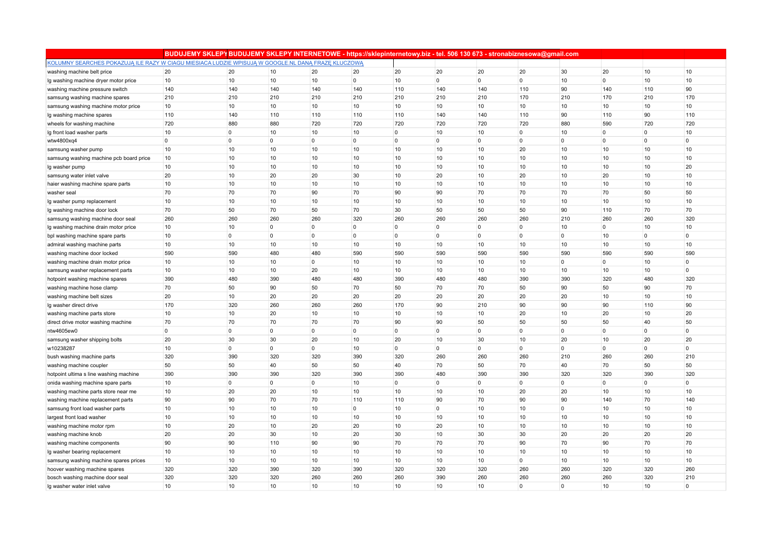| | BUDUJEMY SKLEPY | BUDUJEMY SKLEPY INTERNETOWE - https://sklepinternetowy.biz - tel. 506 130 673 - stronabiznesowa@gmail.com | | | | | | | | | | |
|---|---|---|---|---|---|---|---|---|---|---|---|---|
| KOLUMNY SEARCHES POKAZUJĄ ILE RAZY W CIĄGU MIESIĄCA LUDZIE WPISUJĄ W GOOGLE.NL DANĄ FRAZĘ KLUCZOWĄ | | | | | | | | | | | | |
| washing machine belt price | 20 | 20 | 10 | 20 | 20 | 20 | 20 | 20 | 20 | 30 | 20 | 10 | 10 |
| lg washing machine dryer motor price | 10 | 10 | 10 | 10 | 0 | 10 | 0 | 0 | 0 | 10 | 0 | 10 | 10 |
| washing machine pressure switch | 140 | 140 | 140 | 140 | 140 | 110 | 140 | 140 | 110 | 90 | 140 | 110 | 90 |
| samsung washing machine spares | 210 | 210 | 210 | 210 | 210 | 210 | 210 | 210 | 170 | 210 | 170 | 210 | 170 |
| samsung washing machine motor price | 10 | 10 | 10 | 10 | 10 | 10 | 10 | 10 | 10 | 10 | 10 | 10 | 10 |
| lg washing machine spares | 110 | 140 | 110 | 110 | 110 | 110 | 140 | 140 | 110 | 90 | 110 | 90 | 110 |
| wheels for washing machine | 720 | 880 | 880 | 720 | 720 | 720 | 720 | 720 | 720 | 880 | 590 | 720 | 720 |
| lg front load washer parts | 10 | 0 | 10 | 10 | 10 | 0 | 10 | 10 | 0 | 10 | 0 | 0 | 10 |
| wtw4800xq4 | 0 | 0 | 0 | 0 | 0 | 0 | 0 | 0 | 0 | 0 | 0 | 0 | 0 |
| samsung washer pump | 10 | 10 | 10 | 10 | 10 | 10 | 10 | 10 | 20 | 10 | 10 | 10 | 10 |
| samsung washing machine pcb board price | 10 | 10 | 10 | 10 | 10 | 10 | 10 | 10 | 10 | 10 | 10 | 10 | 10 |
| lg washer pump | 10 | 10 | 10 | 10 | 10 | 10 | 10 | 10 | 10 | 10 | 10 | 10 | 20 |
| samsung water inlet valve | 20 | 10 | 20 | 20 | 30 | 10 | 20 | 10 | 20 | 10 | 20 | 10 | 10 |
| haier washing machine spare parts | 10 | 10 | 10 | 10 | 10 | 10 | 10 | 10 | 10 | 10 | 10 | 10 | 10 |
| washer seal | 70 | 70 | 70 | 90 | 70 | 90 | 90 | 70 | 70 | 70 | 70 | 50 | 50 |
| lg washer pump replacement | 10 | 10 | 10 | 10 | 10 | 10 | 10 | 10 | 10 | 10 | 10 | 10 | 10 |
| lg washing machine door lock | 70 | 50 | 70 | 50 | 70 | 30 | 50 | 50 | 50 | 90 | 110 | 70 | 70 |
| samsung washing machine door seal | 260 | 260 | 260 | 260 | 320 | 260 | 260 | 260 | 260 | 210 | 260 | 260 | 320 |
| lg washing machine drain motor price | 10 | 10 | 0 | 0 | 0 | 0 | 0 | 0 | 0 | 10 | 0 | 10 | 10 |
| bpl washing machine spare parts | 10 | 0 | 0 | 0 | 0 | 0 | 0 | 0 | 0 | 0 | 10 | 0 | 0 |
| admiral washing machine parts | 10 | 10 | 10 | 10 | 10 | 10 | 10 | 10 | 10 | 10 | 10 | 10 | 10 |
| washing machine door locked | 590 | 590 | 480 | 480 | 590 | 590 | 590 | 590 | 590 | 590 | 590 | 590 | 590 |
| washing machine drain motor price | 10 | 10 | 10 | 0 | 10 | 10 | 10 | 10 | 10 | 0 | 0 | 10 | 0 |
| samsung washer replacement parts | 10 | 10 | 10 | 20 | 10 | 10 | 10 | 10 | 10 | 10 | 10 | 10 | 0 |
| hotpoint washing machine spares | 390 | 480 | 390 | 480 | 480 | 390 | 480 | 480 | 390 | 390 | 320 | 480 | 320 |
| washing machine hose clamp | 70 | 50 | 90 | 50 | 70 | 50 | 70 | 70 | 50 | 90 | 50 | 90 | 70 |
| washing machine belt sizes | 20 | 10 | 20 | 20 | 20 | 20 | 20 | 20 | 20 | 20 | 10 | 10 | 10 |
| lg washer direct drive | 170 | 320 | 260 | 260 | 260 | 170 | 90 | 210 | 90 | 90 | 90 | 110 | 90 |
| washing machine parts store | 10 | 10 | 20 | 10 | 10 | 10 | 10 | 10 | 20 | 10 | 20 | 10 | 20 |
| direct drive motor washing machine | 70 | 70 | 70 | 70 | 70 | 90 | 90 | 50 | 50 | 50 | 50 | 40 | 50 |
| ntw4605ew0 | 0 | 0 | 0 | 0 | 0 | 0 | 0 | 0 | 0 | 0 | 0 | 0 | 0 |
| samsung washer shipping bolts | 20 | 30 | 30 | 20 | 10 | 20 | 10 | 30 | 10 | 20 | 10 | 20 | 20 |
| w10238287 | 10 | 0 | 0 | 0 | 10 | 0 | 0 | 0 | 0 | 0 | 0 | 0 | 0 |
| bush washing machine parts | 320 | 390 | 320 | 320 | 390 | 320 | 260 | 260 | 260 | 210 | 260 | 260 | 210 |
| washing machine coupler | 50 | 50 | 40 | 50 | 50 | 40 | 70 | 50 | 70 | 40 | 70 | 50 | 50 |
| hotpoint ultima s line washing machine | 390 | 390 | 390 | 320 | 390 | 390 | 480 | 390 | 390 | 320 | 320 | 390 | 320 |
| onida washing machine spare parts | 10 | 0 | 0 | 0 | 10 | 0 | 0 | 0 | 0 | 0 | 0 | 0 | 0 |
| washing machine parts store near me | 10 | 20 | 20 | 10 | 10 | 10 | 10 | 10 | 20 | 20 | 10 | 10 | 10 |
| washing machine replacement parts | 90 | 90 | 70 | 70 | 110 | 110 | 90 | 70 | 90 | 90 | 140 | 70 | 140 |
| samsung front load washer parts | 10 | 10 | 10 | 10 | 0 | 10 | 0 | 10 | 10 | 0 | 10 | 10 | 10 |
| largest front load washer | 10 | 10 | 10 | 10 | 10 | 10 | 10 | 10 | 10 | 10 | 10 | 10 | 10 |
| washing machine motor rpm | 10 | 20 | 10 | 20 | 20 | 10 | 20 | 10 | 10 | 10 | 10 | 10 | 10 |
| washing machine knob | 20 | 20 | 30 | 10 | 20 | 30 | 10 | 30 | 30 | 20 | 20 | 20 | 20 |
| washing machine components | 90 | 90 | 110 | 90 | 90 | 70 | 70 | 70 | 90 | 70 | 90 | 70 | 70 |
| lg washer bearing replacement | 10 | 10 | 10 | 10 | 10 | 10 | 10 | 10 | 10 | 10 | 10 | 10 | 10 |
| samsung washing machine spares prices | 10 | 10 | 10 | 10 | 10 | 10 | 10 | 10 | 0 | 10 | 10 | 10 | 10 |
| hoover washing machine spares | 320 | 320 | 390 | 320 | 390 | 320 | 320 | 320 | 260 | 260 | 320 | 320 | 260 |
| bosch washing machine door seal | 320 | 320 | 320 | 260 | 260 | 260 | 390 | 260 | 260 | 260 | 260 | 320 | 210 |
| lg washer water inlet valve | 10 | 10 | 10 | 10 | 10 | 10 | 10 | 10 | 0 | 0 | 10 | 10 | 0 |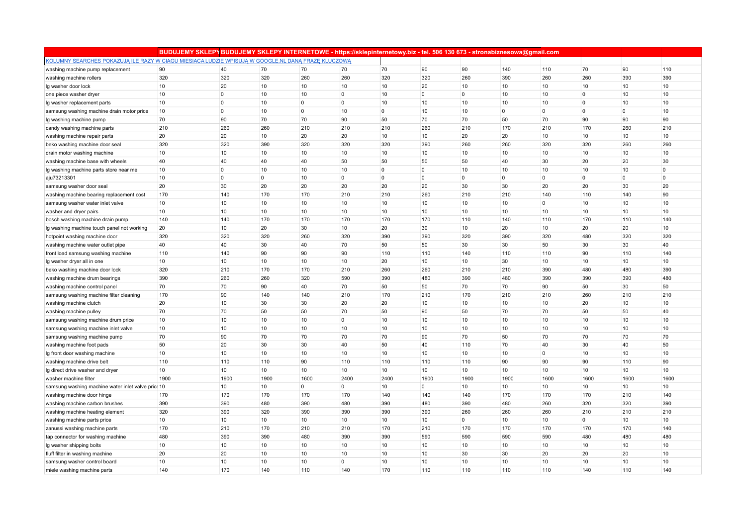| | | | | | | | | | | | | |
|---|---|---|---|---|---|---|---|---|---|---|---|---|
| | **BUDUJEMY SKLEPY** | **BUDUJEMY SKLEPY INTERNETOWE - https://sklepinternetowy.biz - tel. 506 130 673 - stronabiznesowa@gmail.com** | | | | | | | | | | |
| KOLUMNY SEARCHES POKAZUJĄ ILE RAZY W CIĄGU MIESIĄCA LUDZIE WPISUJĄ W GOOGLE.NL DANĄ FRAZĘ KLUCZOWĄ | | | | | | | | | | | | |
| washing machine pump replacement | 90 | 40 | 70 | 70 | 70 | 70 | 90 | 90 | 140 | 110 | 70 | 90 | 110 |
| washing machine rollers | 320 | 320 | 320 | 260 | 260 | 320 | 320 | 260 | 390 | 260 | 260 | 390 | 390 |
| lg washer door lock | 10 | 20 | 10 | 10 | 10 | 10 | 20 | 10 | 10 | 10 | 10 | 10 | 10 |
| one piece washer dryer | 10 | 0 | 10 | 10 | 0 | 10 | 0 | 0 | 10 | 10 | 0 | 10 | 10 |
| lg washer replacement parts | 10 | 0 | 10 | 0 | 0 | 10 | 10 | 10 | 10 | 10 | 0 | 10 | 10 |
| samsung washing machine drain motor price | 10 | 0 | 10 | 0 | 10 | 0 | 10 | 10 | 0 | 0 | 0 | 0 | 10 |
| lg washing machine pump | 70 | 90 | 70 | 70 | 90 | 50 | 70 | 70 | 50 | 70 | 90 | 90 | 90 |
| candy washing machine parts | 210 | 260 | 260 | 210 | 210 | 210 | 260 | 210 | 170 | 210 | 170 | 260 | 210 |
| washing machine repair parts | 20 | 20 | 10 | 20 | 20 | 10 | 10 | 20 | 20 | 10 | 10 | 10 | 10 |
| beko washing machine door seal | 320 | 320 | 390 | 320 | 320 | 320 | 390 | 260 | 260 | 320 | 320 | 260 | 260 |
| drain motor washing machine | 10 | 10 | 10 | 10 | 10 | 10 | 10 | 10 | 10 | 10 | 10 | 10 | 10 |
| washing machine base with wheels | 40 | 40 | 40 | 40 | 50 | 50 | 50 | 50 | 40 | 30 | 20 | 20 | 30 |
| lg washing machine parts store near me | 10 | 0 | 10 | 10 | 10 | 0 | 0 | 10 | 10 | 10 | 10 | 10 | 0 |
| aju73213301 | 10 | 0 | 0 | 10 | 0 | 0 | 0 | 0 | 0 | 0 | 0 | 0 | 0 |
| samsung washer door seal | 20 | 30 | 20 | 20 | 20 | 20 | 20 | 30 | 30 | 20 | 20 | 30 | 20 |
| washing machine bearing replacement cost | 170 | 140 | 170 | 170 | 210 | 210 | 260 | 210 | 210 | 140 | 110 | 140 | 90 |
| samsung washer water inlet valve | 10 | 10 | 10 | 10 | 10 | 10 | 10 | 10 | 10 | 0 | 10 | 10 | 10 |
| washer and dryer pairs | 10 | 10 | 10 | 10 | 10 | 10 | 10 | 10 | 10 | 10 | 10 | 10 | 10 |
| bosch washing machine drain pump | 140 | 140 | 170 | 170 | 170 | 170 | 170 | 110 | 140 | 110 | 170 | 110 | 140 |
| lg washing machine touch panel not working | 20 | 10 | 20 | 30 | 10 | 20 | 30 | 10 | 20 | 10 | 20 | 20 | 10 |
| hotpoint washing machine door | 320 | 320 | 320 | 260 | 320 | 390 | 390 | 320 | 390 | 320 | 480 | 320 | 320 |
| washing machine water outlet pipe | 40 | 40 | 30 | 40 | 70 | 50 | 50 | 30 | 30 | 50 | 30 | 30 | 40 |
| front load samsung washing machine | 110 | 140 | 90 | 90 | 90 | 110 | 110 | 140 | 110 | 110 | 90 | 110 | 140 |
| lg washer dryer all in one | 10 | 10 | 10 | 10 | 10 | 20 | 10 | 10 | 30 | 10 | 10 | 10 | 10 |
| beko washing machine door lock | 320 | 210 | 170 | 170 | 210 | 260 | 260 | 210 | 210 | 390 | 480 | 480 | 390 |
| washing machine drum bearings | 390 | 260 | 260 | 320 | 590 | 390 | 480 | 390 | 480 | 390 | 390 | 390 | 480 |
| washing machine control panel | 70 | 70 | 90 | 40 | 70 | 50 | 50 | 70 | 70 | 90 | 50 | 30 | 50 |
| samsung washing machine filter cleaning | 170 | 90 | 140 | 140 | 210 | 170 | 210 | 170 | 210 | 210 | 260 | 210 | 210 |
| washing machine clutch | 20 | 10 | 30 | 30 | 20 | 20 | 10 | 10 | 10 | 10 | 20 | 10 | 10 |
| washing machine pulley | 70 | 70 | 50 | 50 | 70 | 50 | 90 | 50 | 70 | 70 | 50 | 50 | 40 |
| samsung washing machine drum price | 10 | 10 | 10 | 10 | 0 | 10 | 10 | 10 | 10 | 10 | 10 | 10 | 10 |
| samsung washing machine inlet valve | 10 | 10 | 10 | 10 | 10 | 10 | 10 | 10 | 10 | 10 | 10 | 10 | 10 |
| samsung washing machine pump | 70 | 90 | 70 | 70 | 70 | 70 | 90 | 70 | 50 | 70 | 70 | 70 | 70 |
| washing machine foot pads | 50 | 20 | 30 | 30 | 40 | 50 | 40 | 110 | 70 | 40 | 30 | 40 | 50 |
| lg front door washing machine | 10 | 10 | 10 | 10 | 10 | 10 | 10 | 10 | 10 | 0 | 10 | 10 | 10 |
| washing machine drive belt | 110 | 110 | 110 | 90 | 110 | 110 | 110 | 110 | 90 | 90 | 90 | 110 | 90 |
| lg direct drive washer and dryer | 10 | 10 | 10 | 10 | 10 | 10 | 10 | 10 | 10 | 10 | 10 | 10 | 10 |
| washer machine filter | 1900 | 1900 | 1900 | 1600 | 2400 | 2400 | 1900 | 1900 | 1900 | 1600 | 1600 | 1600 | 1600 |
| samsung washing machine water inlet valve price | 10 | 10 | 10 | 0 | 0 | 10 | 0 | 10 | 10 | 10 | 10 | 10 | 10 |
| washing machine door hinge | 170 | 170 | 170 | 170 | 170 | 140 | 140 | 140 | 170 | 170 | 170 | 210 | 140 |
| washing machine carbon brushes | 390 | 390 | 480 | 390 | 480 | 390 | 480 | 390 | 480 | 260 | 320 | 320 | 390 |
| washing machine heating element | 320 | 390 | 320 | 390 | 390 | 390 | 390 | 260 | 260 | 260 | 210 | 210 | 210 |
| washing machine parts price | 10 | 10 | 10 | 10 | 10 | 10 | 10 | 0 | 10 | 10 | 0 | 10 | 10 |
| zanussi washing machine parts | 170 | 210 | 170 | 210 | 210 | 170 | 210 | 170 | 170 | 170 | 170 | 170 | 140 |
| tap connector for washing machine | 480 | 390 | 390 | 480 | 390 | 390 | 590 | 590 | 590 | 590 | 480 | 480 | 480 |
| lg washer shipping bolts | 10 | 10 | 10 | 10 | 10 | 10 | 10 | 10 | 10 | 10 | 10 | 10 | 10 |
| fluff filter in washing machine | 20 | 20 | 10 | 10 | 10 | 10 | 10 | 30 | 30 | 20 | 20 | 20 | 10 |
| samsung washer control board | 10 | 10 | 10 | 10 | 0 | 10 | 10 | 10 | 10 | 10 | 10 | 10 | 10 |
| miele washing machine parts | 140 | 170 | 140 | 110 | 140 | 170 | 110 | 110 | 110 | 110 | 140 | 110 | 140 |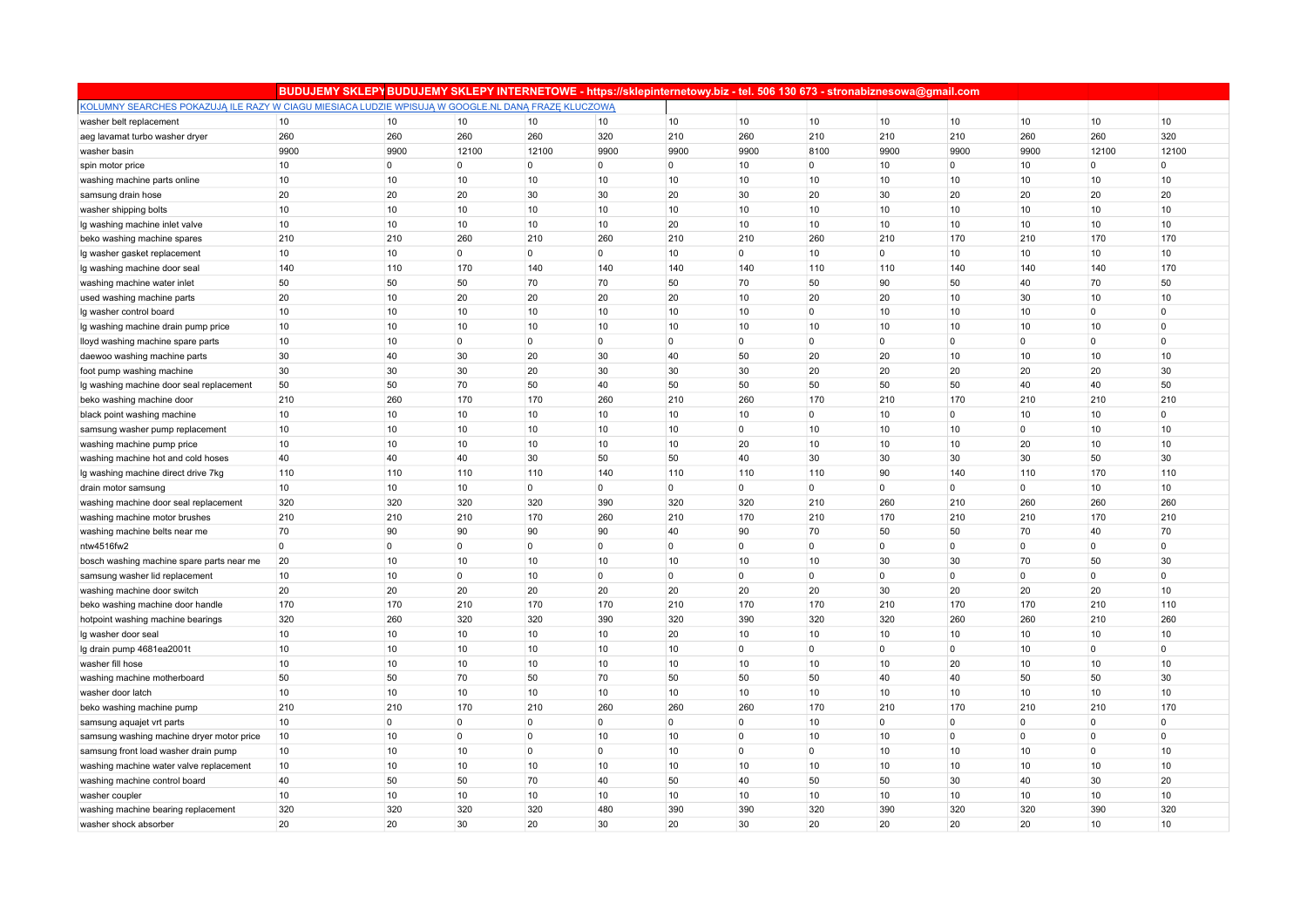| | BUDUJEMY SKLEPY | BUDUJEMY SKLEPY INTERNETOWE - https://sklepinternetowy.biz - tel. 506 130 673 - stronabiznesowa@gmail.com | | | | | | | | | | |
|---|---|---|---|---|---|---|---|---|---|---|---|---|
| KOLUMNY SEARCHES POKAZUJĄ ILE RAZY W CIĄGU MIESIĄCA LUDZIE WPISUJĄ W GOOGLE.NL DANĄ FRAZĘ KLUCZOWĄ | | | | | | | | | | | | |
| washer belt replacement | 10 | 10 | 10 | 10 | 10 | 10 | 10 | 10 | 10 | 10 | 10 | 10 | 10 |
| aeg lavamat turbo washer dryer | 260 | 260 | 260 | 260 | 320 | 210 | 260 | 210 | 210 | 210 | 260 | 260 | 320 |
| washer basin | 9900 | 9900 | 12100 | 12100 | 9900 | 9900 | 9900 | 8100 | 9900 | 9900 | 9900 | 12100 | 12100 |
| spin motor price | 10 | 0 | 0 | 0 | 0 | 0 | 10 | 0 | 10 | 0 | 10 | 0 | 0 |
| washing machine parts online | 10 | 10 | 10 | 10 | 10 | 10 | 10 | 10 | 10 | 10 | 10 | 10 | 10 |
| samsung drain hose | 20 | 20 | 20 | 30 | 30 | 20 | 30 | 20 | 30 | 20 | 20 | 20 | 20 |
| washer shipping bolts | 10 | 10 | 10 | 10 | 10 | 10 | 10 | 10 | 10 | 10 | 10 | 10 | 10 |
| lg washing machine inlet valve | 10 | 10 | 10 | 10 | 10 | 20 | 10 | 10 | 10 | 10 | 10 | 10 | 10 |
| beko washing machine spares | 210 | 210 | 260 | 210 | 260 | 210 | 210 | 260 | 210 | 170 | 210 | 170 | 170 |
| lg washer gasket replacement | 10 | 10 | 0 | 0 | 0 | 10 | 0 | 10 | 0 | 10 | 10 | 10 | 10 |
| lg washing machine door seal | 140 | 110 | 170 | 140 | 140 | 140 | 140 | 110 | 110 | 140 | 140 | 140 | 170 |
| washing machine water inlet | 50 | 50 | 50 | 70 | 70 | 50 | 70 | 50 | 90 | 50 | 40 | 70 | 50 |
| used washing machine parts | 20 | 10 | 20 | 20 | 20 | 20 | 10 | 20 | 20 | 10 | 30 | 10 | 10 |
| lg washer control board | 10 | 10 | 10 | 10 | 10 | 10 | 10 | 0 | 10 | 10 | 10 | 0 | 0 |
| lg washing machine drain pump price | 10 | 10 | 10 | 10 | 10 | 10 | 10 | 10 | 10 | 10 | 10 | 10 | 0 |
| lloyd washing machine spare parts | 10 | 10 | 0 | 0 | 0 | 0 | 0 | 0 | 0 | 0 | 0 | 0 | 0 |
| daewoo washing machine parts | 30 | 40 | 30 | 20 | 30 | 40 | 50 | 20 | 20 | 10 | 10 | 10 | 10 |
| foot pump washing machine | 30 | 30 | 30 | 20 | 30 | 30 | 30 | 20 | 20 | 20 | 20 | 20 | 30 |
| lg washing machine door seal replacement | 50 | 50 | 70 | 50 | 40 | 50 | 50 | 50 | 50 | 50 | 40 | 40 | 50 |
| beko washing machine door | 210 | 260 | 170 | 170 | 260 | 210 | 260 | 170 | 210 | 170 | 210 | 210 | 210 |
| black point washing machine | 10 | 10 | 10 | 10 | 10 | 10 | 10 | 0 | 10 | 0 | 10 | 10 | 0 |
| samsung washer pump replacement | 10 | 10 | 10 | 10 | 10 | 10 | 0 | 10 | 10 | 10 | 0 | 10 | 10 |
| washing machine pump price | 10 | 10 | 10 | 10 | 10 | 10 | 20 | 10 | 10 | 10 | 20 | 10 | 10 |
| washing machine hot and cold hoses | 40 | 40 | 40 | 30 | 50 | 50 | 40 | 30 | 30 | 30 | 30 | 50 | 30 |
| lg washing machine direct drive 7kg | 110 | 110 | 110 | 110 | 140 | 110 | 110 | 110 | 90 | 140 | 110 | 170 | 110 |
| drain motor samsung | 10 | 10 | 10 | 0 | 0 | 0 | 0 | 0 | 0 | 0 | 0 | 10 | 10 |
| washing machine door seal replacement | 320 | 320 | 320 | 320 | 390 | 320 | 320 | 210 | 260 | 210 | 260 | 260 | 260 |
| washing machine motor brushes | 210 | 210 | 210 | 170 | 260 | 210 | 170 | 210 | 170 | 210 | 210 | 170 | 210 |
| washing machine belts near me | 70 | 90 | 90 | 90 | 90 | 40 | 90 | 70 | 50 | 50 | 70 | 40 | 70 |
| ntw4516fw2 | 0 | 0 | 0 | 0 | 0 | 0 | 0 | 0 | 0 | 0 | 0 | 0 | 0 |
| bosch washing machine spare parts near me | 20 | 10 | 10 | 10 | 10 | 10 | 10 | 10 | 30 | 30 | 70 | 50 | 30 |
| samsung washer lid replacement | 10 | 10 | 0 | 10 | 0 | 0 | 0 | 0 | 0 | 0 | 0 | 0 | 0 |
| washing machine door switch | 20 | 20 | 20 | 20 | 20 | 20 | 20 | 20 | 30 | 20 | 20 | 20 | 10 |
| beko washing machine door handle | 170 | 170 | 210 | 170 | 170 | 210 | 170 | 170 | 210 | 170 | 170 | 210 | 110 |
| hotpoint washing machine bearings | 320 | 260 | 320 | 320 | 390 | 320 | 390 | 320 | 320 | 260 | 260 | 210 | 260 |
| lg washer door seal | 10 | 10 | 10 | 10 | 10 | 20 | 10 | 10 | 10 | 10 | 10 | 10 | 10 |
| lg drain pump 4681ea2001t | 10 | 10 | 10 | 10 | 10 | 10 | 0 | 0 | 0 | 0 | 10 | 0 | 0 |
| washer fill hose | 10 | 10 | 10 | 10 | 10 | 10 | 10 | 10 | 10 | 20 | 10 | 10 | 10 |
| washing machine motherboard | 50 | 50 | 70 | 50 | 70 | 50 | 50 | 50 | 40 | 40 | 50 | 50 | 30 |
| washer door latch | 10 | 10 | 10 | 10 | 10 | 10 | 10 | 10 | 10 | 10 | 10 | 10 | 10 |
| beko washing machine pump | 210 | 210 | 170 | 210 | 260 | 260 | 260 | 170 | 210 | 170 | 210 | 210 | 170 |
| samsung aquajet vrt parts | 10 | 0 | 0 | 0 | 0 | 0 | 0 | 10 | 0 | 0 | 0 | 0 | 0 |
| samsung washing machine dryer motor price | 10 | 10 | 0 | 0 | 10 | 10 | 0 | 10 | 10 | 0 | 0 | 0 | 0 |
| samsung front load washer drain pump | 10 | 10 | 10 | 0 | 0 | 10 | 0 | 0 | 10 | 10 | 10 | 0 | 10 |
| washing machine water valve replacement | 10 | 10 | 10 | 10 | 10 | 10 | 10 | 10 | 10 | 10 | 10 | 10 | 10 |
| washing machine control board | 40 | 50 | 50 | 70 | 40 | 50 | 40 | 50 | 50 | 30 | 40 | 30 | 20 |
| washer coupler | 10 | 10 | 10 | 10 | 10 | 10 | 10 | 10 | 10 | 10 | 10 | 10 | 10 |
| washing machine bearing replacement | 320 | 320 | 320 | 320 | 480 | 390 | 390 | 320 | 390 | 320 | 320 | 390 | 320 |
| washer shock absorber | 20 | 20 | 30 | 20 | 30 | 20 | 30 | 20 | 20 | 20 | 20 | 10 | 10 |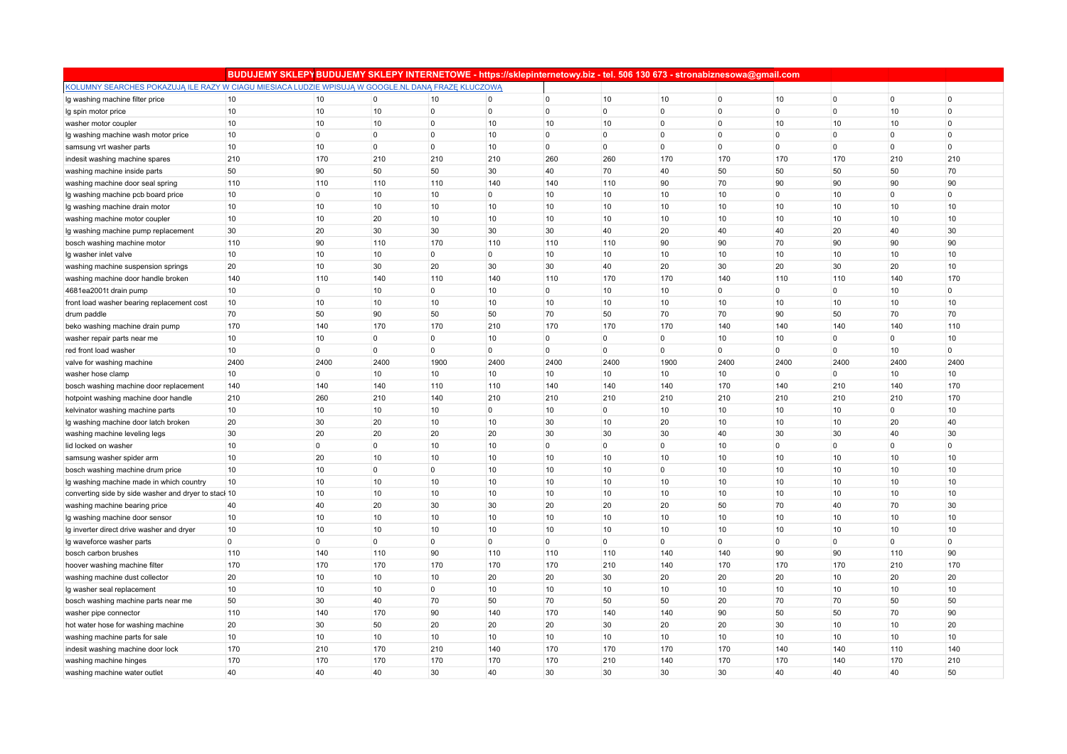| | BUDUJEMY SKLEPY | BUDUJEMY SKLEPY INTERNETOWE - https://sklepinternetowy.biz - tel. 506 130 673 - stronabiznesowa@gmail.com | | | | | | | | | | | |
|---|---|---|---|---|---|---|---|---|---|---|---|---|---|
| KOLUMNY SEARCHES POKAZUJĄ ILE RAZY W CIAGU MIESIACA LUDZIE WPISUJĄ W GOOGLE.NL DANĄ FRAZĘ KLUCZOWĄ | | | | | | | | | | | | | |
| lg washing machine filter price | 10 | 10 | 0 | 10 | 0 | 0 | 10 | 10 | 0 | 10 | 0 | 0 | 0 |
| lg spin motor price | 10 | 10 | 10 | 0 | 0 | 0 | 0 | 0 | 0 | 0 | 0 | 10 | 0 |
| washer motor coupler | 10 | 10 | 10 | 0 | 10 | 10 | 10 | 0 | 0 | 10 | 10 | 10 | 0 |
| lg washing machine wash motor price | 10 | 0 | 0 | 0 | 10 | 0 | 0 | 0 | 0 | 0 | 0 | 0 | 0 |
| samsung vrt washer parts | 10 | 10 | 0 | 0 | 10 | 0 | 0 | 0 | 0 | 0 | 0 | 0 | 0 |
| indesit washing machine spares | 210 | 170 | 210 | 210 | 210 | 260 | 260 | 170 | 170 | 170 | 170 | 210 | 210 |
| washing machine inside parts | 50 | 90 | 50 | 50 | 30 | 40 | 70 | 40 | 50 | 50 | 50 | 50 | 70 |
| washing machine door seal spring | 110 | 110 | 110 | 140 | 140 | 110 | 90 | 70 | 90 | 90 | 90 | 90 | 90 |
| lg washing machine pcb board price | 10 | 0 | 10 | 10 | 0 | 10 | 10 | 10 | 10 | 0 | 10 | 0 | 0 |
| lg washing machine drain motor | 10 | 10 | 10 | 10 | 10 | 10 | 10 | 10 | 10 | 10 | 10 | 10 | 10 |
| washing machine motor coupler | 10 | 10 | 20 | 10 | 10 | 10 | 10 | 10 | 10 | 10 | 10 | 10 | 10 |
| lg washing machine pump replacement | 30 | 20 | 30 | 30 | 30 | 30 | 40 | 20 | 40 | 40 | 20 | 40 | 30 |
| bosch washing machine motor | 110 | 90 | 110 | 170 | 110 | 110 | 110 | 90 | 90 | 70 | 90 | 90 | 90 |
| lg washer inlet valve | 10 | 10 | 10 | 0 | 0 | 10 | 10 | 10 | 10 | 10 | 10 | 10 | 10 |
| washing machine suspension springs | 20 | 10 | 30 | 20 | 30 | 30 | 40 | 20 | 30 | 20 | 30 | 20 | 10 |
| washing machine door handle broken | 140 | 110 | 140 | 110 | 140 | 110 | 170 | 170 | 140 | 110 | 110 | 140 | 170 |
| 4681ea2001t drain pump | 10 | 0 | 10 | 0 | 10 | 0 | 10 | 10 | 0 | 0 | 0 | 10 | 0 |
| front load washer bearing replacement cost | 10 | 10 | 10 | 10 | 10 | 10 | 10 | 10 | 10 | 10 | 10 | 10 | 10 |
| drum paddle | 70 | 50 | 90 | 50 | 50 | 70 | 50 | 70 | 70 | 90 | 50 | 70 | 70 |
| beko washing machine drain pump | 170 | 140 | 170 | 170 | 210 | 170 | 170 | 170 | 140 | 140 | 140 | 140 | 110 |
| washer repair parts near me | 10 | 10 | 0 | 0 | 10 | 0 | 0 | 0 | 10 | 10 | 0 | 0 | 10 |
| red front load washer | 10 | 0 | 0 | 0 | 0 | 0 | 0 | 0 | 0 | 0 | 0 | 10 | 0 |
| valve for washing machine | 2400 | 2400 | 2400 | 1900 | 2400 | 2400 | 2400 | 1900 | 2400 | 2400 | 2400 | 2400 | 2400 |
| washer hose clamp | 10 | 0 | 10 | 10 | 10 | 10 | 10 | 10 | 10 | 0 | 0 | 10 | 10 |
| bosch washing machine door replacement | 140 | 140 | 140 | 110 | 110 | 140 | 140 | 140 | 170 | 140 | 210 | 140 | 170 |
| hotpoint washing machine door handle | 210 | 260 | 210 | 140 | 210 | 210 | 210 | 210 | 210 | 210 | 210 | 210 | 170 |
| kelvinator washing machine parts | 10 | 10 | 10 | 10 | 0 | 10 | 0 | 10 | 10 | 10 | 10 | 0 | 10 |
| lg washing machine door latch broken | 20 | 30 | 20 | 10 | 10 | 30 | 10 | 20 | 10 | 10 | 10 | 20 | 40 |
| washing machine leveling legs | 30 | 20 | 20 | 20 | 20 | 30 | 30 | 30 | 40 | 30 | 30 | 40 | 30 |
| lid locked on washer | 10 | 0 | 0 | 10 | 10 | 0 | 0 | 0 | 10 | 0 | 0 | 0 | 0 |
| samsung washer spider arm | 10 | 20 | 10 | 10 | 10 | 10 | 10 | 10 | 10 | 10 | 10 | 10 | 10 |
| bosch washing machine drum price | 10 | 10 | 0 | 0 | 10 | 10 | 10 | 0 | 10 | 10 | 10 | 10 | 10 |
| lg washing machine made in which country | 10 | 10 | 10 | 10 | 10 | 10 | 10 | 10 | 10 | 10 | 10 | 10 | 10 |
| converting side by side washer and dryer to stack | 10 | 10 | 10 | 10 | 10 | 10 | 10 | 10 | 10 | 10 | 10 | 10 | 10 |
| washing machine bearing price | 40 | 40 | 20 | 30 | 30 | 20 | 20 | 20 | 50 | 70 | 40 | 70 | 30 |
| lg washing machine door sensor | 10 | 10 | 10 | 10 | 10 | 10 | 10 | 10 | 10 | 10 | 10 | 10 | 10 |
| lg inverter direct drive washer and dryer | 10 | 10 | 10 | 10 | 10 | 10 | 10 | 10 | 10 | 10 | 10 | 10 | 10 |
| lg waveforce washer parts | 0 | 0 | 0 | 0 | 0 | 0 | 0 | 0 | 0 | 0 | 0 | 0 | 0 |
| bosch carbon brushes | 110 | 140 | 110 | 90 | 110 | 110 | 110 | 140 | 140 | 90 | 90 | 110 | 90 |
| hoover washing machine filter | 170 | 170 | 170 | 170 | 170 | 170 | 210 | 140 | 170 | 170 | 170 | 210 | 170 |
| washing machine dust collector | 20 | 10 | 10 | 10 | 20 | 20 | 30 | 20 | 20 | 20 | 10 | 20 | 20 |
| lg washer seal replacement | 10 | 10 | 10 | 0 | 10 | 10 | 10 | 10 | 10 | 10 | 10 | 10 | 10 |
| bosch washing machine parts near me | 50 | 30 | 40 | 70 | 50 | 70 | 50 | 50 | 20 | 70 | 70 | 50 | 50 |
| washer pipe connector | 110 | 140 | 170 | 90 | 140 | 170 | 140 | 140 | 90 | 50 | 50 | 70 | 90 |
| hot water hose for washing machine | 20 | 30 | 50 | 20 | 20 | 20 | 30 | 20 | 20 | 30 | 10 | 10 | 20 |
| washing machine parts for sale | 10 | 10 | 10 | 10 | 10 | 10 | 10 | 10 | 10 | 10 | 10 | 10 | 10 |
| indesit washing machine door lock | 170 | 210 | 170 | 210 | 140 | 170 | 170 | 170 | 170 | 140 | 140 | 110 | 140 |
| washing machine hinges | 170 | 170 | 170 | 170 | 170 | 170 | 210 | 140 | 170 | 170 | 140 | 170 | 210 |
| washing machine water outlet | 40 | 40 | 40 | 30 | 40 | 30 | 30 | 30 | 30 | 40 | 40 | 40 | 50 |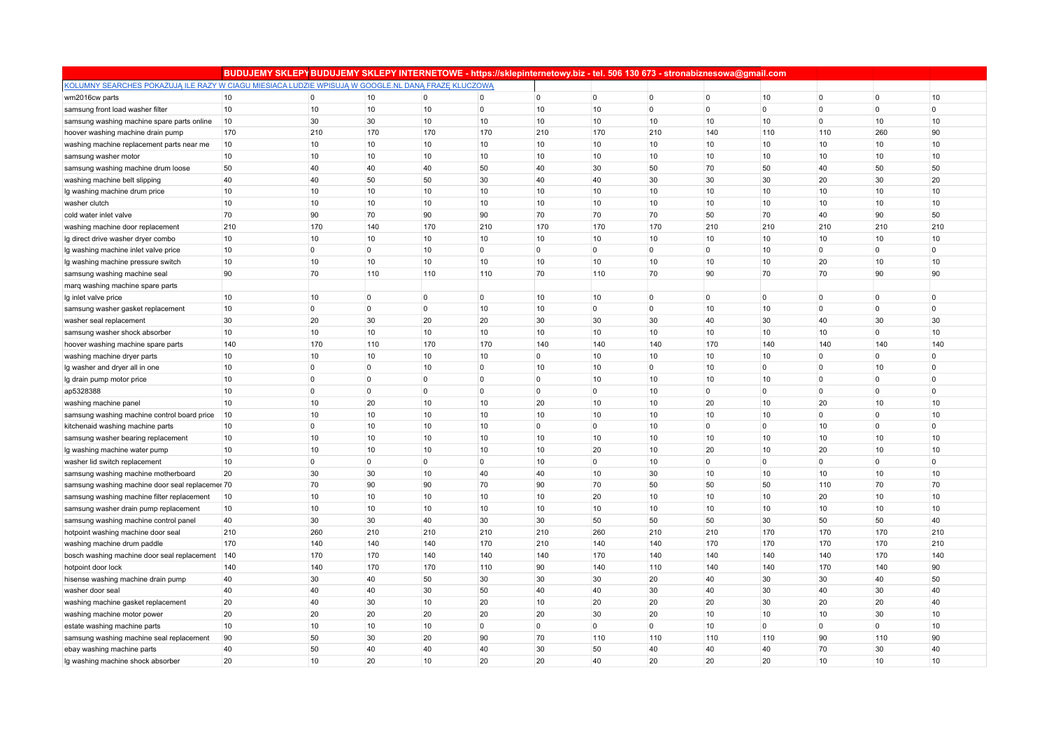| | | | | | | | | | | | | | |
|---|---|---|---|---|---|---|---|---|---|---|---|---|---|
| | BUDUJEMY SKLEPY | BUDUJEMY SKLEPY INTERNETOWE - https://sklepinternetowy.biz - tel. 506 130 673 - stronabiznesowa@gmail.com | | | | | | | | | | | |
| KOLUMNY SEARCHES POKAZUJĄ ILE RAZY W CIĄGU MIESIĄCA LUDZIE WPISUJĄ W GOOGLE.NL DANĄ FRAZĘ KLUCZOWĄ | | | | | | | | | | | | | |
| wm2016cw parts | 10 | 0 | 10 | 0 | 0 | 0 | 0 | 0 | 0 | 10 | 0 | 0 | 10 |
| samsung front load washer filter | 10 | 10 | 10 | 10 | 0 | 10 | 10 | 0 | 0 | 0 | 0 | 0 | 0 |
| samsung washing machine spare parts online | 10 | 30 | 30 | 10 | 10 | 10 | 10 | 10 | 10 | 10 | 0 | 10 | 10 |
| hoover washing machine drain pump | 170 | 210 | 170 | 170 | 170 | 210 | 170 | 210 | 140 | 110 | 110 | 260 | 90 |
| washing machine replacement parts near me | 10 | 10 | 10 | 10 | 10 | 10 | 10 | 10 | 10 | 10 | 10 | 10 | 10 |
| samsung washer motor | 10 | 10 | 10 | 10 | 10 | 10 | 10 | 10 | 10 | 10 | 10 | 10 | 10 |
| samsung washing machine drum loose | 50 | 40 | 40 | 40 | 50 | 40 | 30 | 50 | 70 | 50 | 40 | 50 | 50 |
| washing machine belt slipping | 40 | 40 | 50 | 50 | 30 | 40 | 40 | 30 | 30 | 30 | 20 | 30 | 20 |
| lg washing machine drum price | 10 | 10 | 10 | 10 | 10 | 10 | 10 | 10 | 10 | 10 | 10 | 10 | 10 |
| washer clutch | 10 | 10 | 10 | 10 | 10 | 10 | 10 | 10 | 10 | 10 | 10 | 10 | 10 |
| cold water inlet valve | 70 | 90 | 70 | 90 | 90 | 70 | 70 | 70 | 50 | 70 | 40 | 90 | 50 |
| washing machine door replacement | 210 | 170 | 140 | 170 | 210 | 170 | 170 | 170 | 210 | 210 | 210 | 210 | 210 |
| lg direct drive washer dryer combo | 10 | 10 | 10 | 10 | 10 | 10 | 10 | 10 | 10 | 10 | 10 | 10 | 10 |
| lg washing machine inlet valve price | 10 | 0 | 0 | 10 | 0 | 0 | 0 | 0 | 0 | 10 | 0 | 0 | 0 |
| lg washing machine pressure switch | 10 | 10 | 10 | 10 | 10 | 10 | 10 | 10 | 10 | 10 | 20 | 10 | 10 |
| samsung washing machine seal | 90 | 70 | 110 | 110 | 110 | 70 | 110 | 70 | 90 | 70 | 70 | 90 | 90 |
| marq washing machine spare parts | | | | | | | | | | | | | |
| lg inlet valve price | 10 | 10 | 0 | 0 | 0 | 10 | 10 | 0 | 0 | 0 | 0 | 0 | 0 |
| samsung washer gasket replacement | 10 | 0 | 0 | 0 | 10 | 10 | 0 | 0 | 10 | 10 | 0 | 0 | 0 |
| washer seal replacement | 30 | 20 | 30 | 20 | 20 | 30 | 30 | 30 | 40 | 30 | 40 | 30 | 30 |
| samsung washer shock absorber | 10 | 10 | 10 | 10 | 10 | 10 | 10 | 10 | 10 | 10 | 10 | 0 | 10 |
| hoover washing machine spare parts | 140 | 170 | 110 | 170 | 170 | 140 | 140 | 140 | 170 | 140 | 140 | 140 | 140 |
| washing machine dryer parts | 10 | 10 | 10 | 10 | 10 | 0 | 10 | 10 | 10 | 10 | 0 | 0 | 0 |
| lg washer and dryer all in one | 10 | 0 | 0 | 10 | 0 | 10 | 10 | 0 | 10 | 0 | 0 | 10 | 0 |
| lg drain pump motor price | 10 | 0 | 0 | 0 | 0 | 0 | 10 | 10 | 10 | 10 | 0 | 0 | 0 |
| ap5328388 | 10 | 0 | 0 | 0 | 0 | 0 | 0 | 10 | 0 | 0 | 0 | 0 | 0 |
| washing machine panel | 10 | 10 | 20 | 10 | 10 | 20 | 10 | 10 | 20 | 10 | 20 | 10 | 10 |
| samsung washing machine control board price | 10 | 10 | 10 | 10 | 10 | 10 | 10 | 10 | 10 | 10 | 0 | 0 | 10 |
| kitchenaid washing machine parts | 10 | 0 | 10 | 10 | 10 | 0 | 0 | 10 | 0 | 0 | 10 | 0 | 0 |
| samsung washer bearing replacement | 10 | 10 | 10 | 10 | 10 | 10 | 10 | 10 | 10 | 10 | 10 | 10 | 10 |
| lg washing machine water pump | 10 | 10 | 10 | 10 | 10 | 10 | 20 | 10 | 20 | 10 | 20 | 10 | 10 |
| washer lid switch replacement | 10 | 0 | 0 | 0 | 0 | 10 | 0 | 10 | 0 | 0 | 0 | 0 | 0 |
| samsung washing machine motherboard | 20 | 30 | 30 | 10 | 40 | 40 | 10 | 30 | 10 | 10 | 10 | 10 | 10 |
| samsung washing machine door seal replacemer | 70 | 70 | 90 | 90 | 70 | 90 | 70 | 50 | 50 | 50 | 110 | 70 | 70 |
| samsung washing machine filter replacement | 10 | 10 | 10 | 10 | 10 | 10 | 20 | 10 | 10 | 10 | 20 | 10 | 10 |
| samsung washer drain pump replacement | 10 | 10 | 10 | 10 | 10 | 10 | 10 | 10 | 10 | 10 | 10 | 10 | 10 |
| samsung washing machine control panel | 40 | 30 | 30 | 40 | 30 | 30 | 50 | 50 | 50 | 30 | 50 | 50 | 40 |
| hotpoint washing machine door seal | 210 | 260 | 210 | 210 | 210 | 210 | 260 | 210 | 210 | 170 | 170 | 170 | 210 |
| washing machine drum paddle | 170 | 140 | 140 | 140 | 170 | 210 | 140 | 140 | 170 | 170 | 170 | 170 | 210 |
| bosch washing machine door seal replacement | 140 | 170 | 170 | 140 | 140 | 140 | 170 | 140 | 140 | 140 | 140 | 170 | 140 |
| hotpoint door lock | 140 | 140 | 170 | 170 | 110 | 90 | 140 | 110 | 140 | 140 | 170 | 140 | 90 |
| hisense washing machine drain pump | 40 | 30 | 40 | 50 | 30 | 30 | 30 | 20 | 40 | 30 | 30 | 40 | 50 |
| washer door seal | 40 | 40 | 40 | 30 | 50 | 40 | 40 | 30 | 40 | 30 | 40 | 30 | 40 |
| washing machine gasket replacement | 20 | 40 | 30 | 10 | 20 | 10 | 20 | 20 | 20 | 30 | 20 | 20 | 40 |
| washing machine motor power | 20 | 20 | 20 | 20 | 20 | 20 | 30 | 20 | 10 | 10 | 10 | 30 | 10 |
| estate washing machine parts | 10 | 10 | 10 | 10 | 0 | 0 | 0 | 0 | 10 | 0 | 0 | 0 | 10 |
| samsung washing machine seal replacement | 90 | 50 | 30 | 20 | 90 | 70 | 110 | 110 | 110 | 110 | 90 | 110 | 90 |
| ebay washing machine parts | 40 | 50 | 40 | 40 | 40 | 30 | 50 | 40 | 40 | 40 | 70 | 30 | 40 |
| lg washing machine shock absorber | 20 | 10 | 20 | 10 | 20 | 20 | 40 | 20 | 20 | 20 | 10 | 10 | 10 |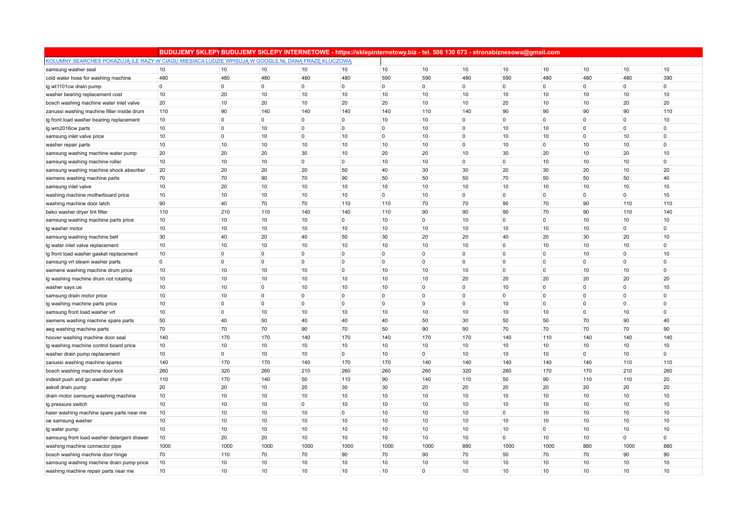| | | | | | | | | | | | | | |
|---|---|---|---|---|---|---|---|---|---|---|---|---|---|
| | BUDUJEMY SKLEPY | BUDUJEMY SKLEPY INTERNETOWE - https://sklepinternetowy.biz - tel. 506 130 673 - stronabiznesowa@gmail.com | | | | | | | | | | | |
| KOLUMNY SEARCHES POKAZUJĄ ILE RAZY W CIĄGU MIESIĄCA LUDZIE WPISUJĄ W GOOGLE.NL DANĄ FRAZĘ KLUCZOWĄ | | | | | | | | | | | | | |
| samsung washer seal | 10 | 10 | 10 | 10 | 10 | 10 | 10 | 10 | 10 | 10 | 10 | 10 | 10 |
| cold water hose for washing machine | 480 | 480 | 480 | 480 | 480 | 590 | 590 | 480 | 590 | 480 | 480 | 480 | 390 |
| lg wt1101cw drain pump | 0 | 0 | 0 | 0 | 0 | 0 | 0 | 0 | 0 | 0 | 0 | 0 | 0 |
| washer bearing replacement cost | 10 | 20 | 10 | 10 | 10 | 10 | 10 | 10 | 10 | 10 | 10 | 10 | 10 |
| bosch washing machine water inlet valve | 20 | 10 | 20 | 10 | 20 | 20 | 10 | 10 | 20 | 10 | 10 | 20 | 20 |
| zanussi washing machine filter inside drum | 110 | 90 | 140 | 140 | 140 | 140 | 110 | 140 | 90 | 90 | 90 | 90 | 110 |
| lg front load washer bearing replacement | 10 | 0 | 0 | 0 | 0 | 10 | 10 | 0 | 0 | 0 | 0 | 0 | 10 |
| lg wm2016cw parts | 10 | 0 | 10 | 0 | 0 | 0 | 10 | 0 | 10 | 10 | 0 | 0 | 0 |
| samsung inlet valve price | 10 | 0 | 10 | 0 | 10 | 0 | 10 | 0 | 10 | 10 | 0 | 10 | 0 |
| washer repair parts | 10 | 10 | 10 | 10 | 10 | 10 | 10 | 0 | 10 | 0 | 10 | 10 | 0 |
| samsung washing machine water pump | 20 | 20 | 20 | 30 | 10 | 20 | 20 | 10 | 30 | 20 | 10 | 20 | 10 |
| samsung washing machine roller | 10 | 10 | 10 | 0 | 0 | 10 | 10 | 0 | 0 | 10 | 10 | 10 | 0 |
| samsung washing machine shock absorber | 20 | 20 | 20 | 20 | 50 | 40 | 30 | 30 | 20 | 30 | 20 | 10 | 20 |
| siemens washing machine parts | 70 | 70 | 90 | 70 | 90 | 50 | 50 | 50 | 70 | 50 | 50 | 50 | 40 |
| samsung inlet valve | 10 | 20 | 10 | 10 | 10 | 10 | 10 | 10 | 10 | 10 | 10 | 10 | 10 |
| washing machine motherboard price | 10 | 10 | 10 | 10 | 10 | 0 | 10 | 0 | 0 | 0 | 0 | 0 | 10 |
| washing machine door latch | 90 | 40 | 70 | 70 | 110 | 110 | 70 | 70 | 90 | 70 | 90 | 110 | 110 |
| beko washer dryer lint filter | 110 | 210 | 110 | 140 | 140 | 110 | 90 | 90 | 90 | 70 | 90 | 110 | 140 |
| samsung washing machine parts price | 10 | 10 | 10 | 10 | 0 | 10 | 0 | 10 | 0 | 0 | 10 | 10 | 10 |
| lg washer motor | 10 | 10 | 10 | 10 | 10 | 10 | 10 | 10 | 10 | 10 | 10 | 0 | 0 |
| samsung washing machine belt | 30 | 40 | 20 | 40 | 50 | 30 | 20 | 20 | 40 | 20 | 30 | 20 | 10 |
| lg water inlet valve replacement | 10 | 10 | 10 | 10 | 10 | 10 | 10 | 10 | 0 | 10 | 10 | 10 | 0 |
| lg front load washer gasket replacement | 10 | 0 | 0 | 0 | 0 | 0 | 0 | 0 | 0 | 0 | 10 | 0 | 10 |
| samsung vrt steam washer parts | 0 | 0 | 0 | 0 | 0 | 0 | 0 | 0 | 0 | 0 | 0 | 0 | 0 |
| siemens washing machine drum price | 10 | 10 | 10 | 10 | 0 | 10 | 10 | 10 | 0 | 0 | 10 | 10 | 0 |
| lg washing machine drum not rotating | 10 | 10 | 10 | 10 | 10 | 10 | 10 | 20 | 20 | 20 | 20 | 20 | 20 |
| washer says ue | 10 | 10 | 0 | 10 | 10 | 10 | 0 | 0 | 10 | 0 | 0 | 0 | 10 |
| samsung drain motor price | 10 | 10 | 0 | 0 | 0 | 0 | 0 | 0 | 0 | 0 | 0 | 0 | 0 |
| lg washing machine parts price | 10 | 0 | 0 | 0 | 0 | 0 | 0 | 0 | 10 | 0 | 0 | 0 | 0 |
| samsung front load washer vrt | 10 | 0 | 10 | 10 | 10 | 10 | 10 | 10 | 10 | 10 | 0 | 10 | 0 |
| siemens washing machine spare parts | 50 | 40 | 50 | 40 | 40 | 40 | 50 | 30 | 50 | 50 | 70 | 90 | 40 |
| aeg washing machine parts | 70 | 70 | 70 | 90 | 70 | 50 | 90 | 90 | 70 | 70 | 70 | 70 | 90 |
| hoover washing machine door seal | 140 | 170 | 170 | 140 | 170 | 140 | 170 | 170 | 140 | 110 | 140 | 140 | 140 |
| lg washing machine control board price | 10 | 10 | 10 | 10 | 10 | 10 | 10 | 10 | 10 | 10 | 10 | 10 | 10 |
| washer drain pump replacement | 10 | 0 | 10 | 10 | 0 | 10 | 0 | 10 | 10 | 10 | 0 | 10 | 0 |
| zanussi washing machine spares | 140 | 170 | 170 | 140 | 170 | 170 | 140 | 140 | 140 | 140 | 140 | 110 | 110 |
| bosch washing machine door lock | 260 | 320 | 260 | 210 | 260 | 260 | 260 | 320 | 260 | 170 | 170 | 210 | 260 |
| indesit push and go washer dryer | 110 | 170 | 140 | 50 | 110 | 90 | 140 | 110 | 50 | 90 | 110 | 110 | 20 |
| askoll drain pump | 20 | 20 | 10 | 20 | 30 | 30 | 20 | 20 | 20 | 20 | 20 | 20 | 20 |
| drain motor samsung washing machine | 10 | 10 | 10 | 10 | 10 | 10 | 10 | 10 | 10 | 10 | 10 | 10 | 10 |
| lg pressure switch | 10 | 10 | 10 | 0 | 10 | 10 | 10 | 10 | 10 | 10 | 10 | 10 | 10 |
| haier washing machine spare parts near me | 10 | 10 | 10 | 10 | 0 | 10 | 10 | 10 | 0 | 10 | 10 | 10 | 10 |
| oe samsung washer | 10 | 10 | 10 | 10 | 10 | 10 | 10 | 10 | 10 | 10 | 10 | 10 | 10 |
| lg water pump | 10 | 10 | 10 | 10 | 10 | 10 | 10 | 10 | 10 | 0 | 10 | 10 | 10 |
| samsung front load washer detergent drawer | 10 | 20 | 20 | 10 | 10 | 10 | 10 | 10 | 0 | 10 | 10 | 0 | 0 |
| washing machine connector pipe | 1000 | 1000 | 1000 | 1000 | 1000 | 1000 | 1000 | 880 | 1000 | 1000 | 880 | 1000 | 880 |
| bosch washing machine door hinge | 70 | 110 | 70 | 70 | 90 | 70 | 90 | 70 | 50 | 70 | 70 | 90 | 90 |
| samsung washing machine drain pump price | 10 | 10 | 10 | 10 | 10 | 10 | 10 | 10 | 10 | 10 | 10 | 10 | 10 |
| washing machine repair parts near me | 10 | 10 | 10 | 10 | 10 | 10 | 0 | 10 | 10 | 10 | 10 | 10 | 10 |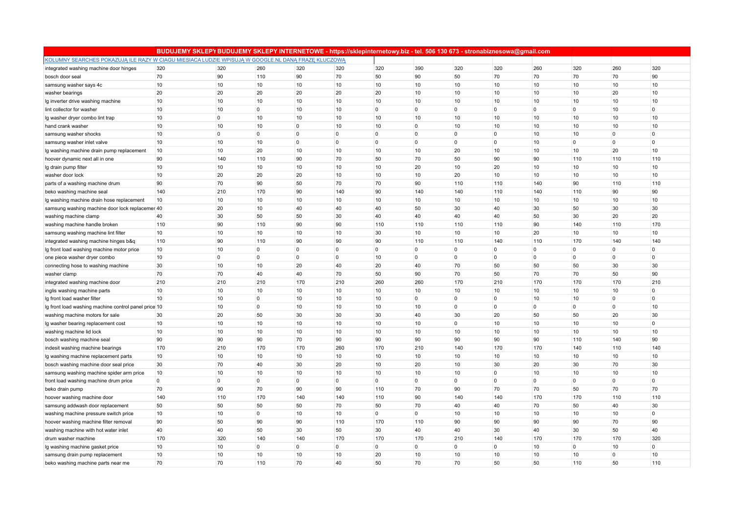| | | | | | | | | | | | | |
|---|---|---|---|---|---|---|---|---|---|---|---|---|
| | BUDUJEMY SKLEPY | BUDUJEMY SKLEPY INTERNETOWE - https://sklepinternetowy.biz - tel. 506 130 673 - stronabiznesowa@gmail.com | | | | | | | | | | |
| KOLUMNY SEARCHES POKAZUJĄ ILE RAZY W CIAGU MIESIACA LUDZIE WPISUJĄ W GOOGLE.NL DANĄ FRAZĘ KLUCZOWĄ | | | | | | | | | | | | |
| integrated washing machine door hinges | 320 | 320 | 260 | 320 | 320 | 320 | 390 | 320 | 320 | 260 | 320 | 260 | 320 |
| bosch door seal | 70 | 90 | 110 | 90 | 70 | 50 | 90 | 50 | 70 | 70 | 70 | 70 | 90 |
| samsung washer says 4c | 10 | 10 | 10 | 10 | 10 | 10 | 10 | 10 | 10 | 10 | 10 | 10 | 10 |
| washer bearings | 20 | 20 | 20 | 20 | 20 | 20 | 10 | 10 | 10 | 10 | 10 | 20 | 10 |
| lg inverter drive washing machine | 10 | 10 | 10 | 10 | 10 | 10 | 10 | 10 | 10 | 10 | 10 | 10 | 10 |
| lint collector for washer | 10 | 10 | 0 | 10 | 10 | 0 | 0 | 0 | 0 | 0 | 0 | 10 | 0 |
| lg washer dryer combo lint trap | 10 | 0 | 10 | 10 | 10 | 10 | 10 | 10 | 10 | 10 | 10 | 10 | 10 |
| hand crank washer | 10 | 10 | 10 | 0 | 10 | 10 | 0 | 10 | 10 | 10 | 10 | 10 | 10 |
| samsung washer shocks | 10 | 0 | 0 | 0 | 0 | 0 | 0 | 0 | 0 | 10 | 10 | 0 | 0 |
| samsung washer inlet valve | 10 | 10 | 10 | 0 | 0 | 0 | 0 | 0 | 0 | 10 | 0 | 0 | 0 |
| lg washing machine drain pump replacement | 10 | 10 | 20 | 10 | 10 | 10 | 10 | 20 | 10 | 10 | 10 | 20 | 10 |
| hoover dynamic next all in one | 90 | 140 | 110 | 90 | 70 | 50 | 70 | 50 | 90 | 90 | 110 | 110 | 110 |
| lg drain pump filter | 10 | 10 | 10 | 10 | 10 | 10 | 20 | 10 | 20 | 10 | 10 | 10 | 10 |
| washer door lock | 10 | 20 | 20 | 20 | 10 | 10 | 10 | 20 | 10 | 10 | 10 | 10 | 10 |
| parts of a washing machine drum | 90 | 70 | 90 | 50 | 70 | 70 | 90 | 110 | 110 | 140 | 90 | 110 | 110 |
| beko washing machine seal | 140 | 210 | 170 | 90 | 140 | 90 | 140 | 140 | 110 | 140 | 110 | 90 | 90 |
| lg washing machine drain hose replacement | 10 | 10 | 10 | 10 | 10 | 10 | 10 | 10 | 10 | 10 | 10 | 10 | 10 |
| samsung washing machine door lock replacemer | 40 | 20 | 10 | 40 | 40 | 40 | 50 | 30 | 40 | 30 | 50 | 30 | 30 |
| washing machine clamp | 40 | 30 | 50 | 50 | 30 | 40 | 40 | 40 | 40 | 50 | 30 | 20 | 20 |
| washing machine handle broken | 110 | 90 | 110 | 90 | 90 | 110 | 110 | 110 | 110 | 90 | 140 | 110 | 170 |
| samsung washing machine lint filter | 10 | 10 | 10 | 10 | 10 | 30 | 10 | 10 | 10 | 20 | 10 | 10 | 10 |
| integrated washing machine hinges b&q | 110 | 90 | 110 | 90 | 90 | 90 | 110 | 110 | 140 | 110 | 170 | 140 | 140 |
| lg front load washing machine motor price | 10 | 10 | 0 | 0 | 0 | 0 | 0 | 0 | 0 | 0 | 0 | 0 | 0 |
| one piece washer dryer combo | 10 | 0 | 0 | 0 | 0 | 10 | 0 | 0 | 0 | 0 | 0 | 0 | 0 |
| connecting hose to washing machine | 30 | 10 | 10 | 20 | 40 | 20 | 40 | 70 | 50 | 50 | 50 | 30 | 30 |
| washer clamp | 70 | 70 | 40 | 40 | 70 | 50 | 90 | 70 | 50 | 70 | 70 | 50 | 90 |
| integrated washing machine door | 210 | 210 | 210 | 170 | 210 | 260 | 260 | 170 | 210 | 170 | 170 | 170 | 210 |
| inglis washing machine parts | 10 | 10 | 10 | 10 | 10 | 10 | 10 | 10 | 10 | 10 | 10 | 10 | 0 |
| lg front load washer filter | 10 | 10 | 0 | 10 | 10 | 10 | 0 | 0 | 0 | 10 | 10 | 0 | 0 |
| lg front load washing machine control panel price | 10 | 10 | 0 | 10 | 10 | 10 | 10 | 0 | 0 | 0 | 0 | 0 | 10 |
| washing machine motors for sale | 30 | 20 | 50 | 30 | 30 | 30 | 40 | 30 | 20 | 50 | 50 | 20 | 30 |
| lg washer bearing replacement cost | 10 | 10 | 10 | 10 | 10 | 10 | 10 | 0 | 10 | 10 | 10 | 10 | 0 |
| washing machine lid lock | 10 | 10 | 10 | 10 | 10 | 10 | 10 | 10 | 10 | 10 | 10 | 10 | 10 |
| bosch washing machine seal | 90 | 90 | 90 | 70 | 90 | 90 | 90 | 90 | 90 | 90 | 110 | 140 | 90 |
| indesit washing machine bearings | 170 | 210 | 170 | 170 | 260 | 170 | 210 | 140 | 170 | 170 | 140 | 110 | 140 |
| lg washing machine replacement parts | 10 | 10 | 10 | 10 | 10 | 10 | 10 | 10 | 10 | 10 | 10 | 10 | 10 |
| bosch washing machine door seal price | 30 | 70 | 40 | 30 | 20 | 10 | 20 | 10 | 30 | 20 | 30 | 70 | 30 |
| samsung washing machine spider arm price | 10 | 10 | 10 | 10 | 10 | 10 | 10 | 10 | 0 | 10 | 10 | 10 | 10 |
| front load washing machine drum price | 0 | 0 | 0 | 0 | 0 | 0 | 0 | 0 | 0 | 0 | 0 | 0 | 0 |
| beko drain pump | 70 | 90 | 70 | 90 | 90 | 110 | 70 | 90 | 70 | 70 | 50 | 70 | 70 |
| hoover washing machine door | 140 | 110 | 170 | 140 | 140 | 110 | 90 | 140 | 140 | 170 | 170 | 110 | 110 |
| samsung addwash door replacement | 50 | 50 | 50 | 50 | 70 | 50 | 70 | 40 | 40 | 70 | 50 | 40 | 30 |
| washing machine pressure switch price | 10 | 10 | 0 | 10 | 10 | 0 | 0 | 10 | 10 | 10 | 10 | 10 | 0 |
| hoover washing machine filter removal | 90 | 50 | 90 | 90 | 110 | 170 | 110 | 90 | 90 | 90 | 90 | 70 | 90 |
| washing machine with hot water inlet | 40 | 40 | 50 | 30 | 50 | 30 | 40 | 40 | 30 | 40 | 30 | 50 | 40 |
| drum washer machine | 170 | 320 | 140 | 140 | 170 | 170 | 170 | 210 | 140 | 170 | 170 | 170 | 320 |
| lg washing machine gasket price | 10 | 10 | 0 | 0 | 0 | 0 | 0 | 0 | 0 | 10 | 0 | 10 | 0 |
| samsung drain pump replacement | 10 | 10 | 10 | 10 | 10 | 20 | 10 | 10 | 10 | 10 | 10 | 0 | 10 |
| beko washing machine parts near me | 70 | 70 | 110 | 70 | 40 | 50 | 70 | 70 | 50 | 50 | 110 | 50 | 110 |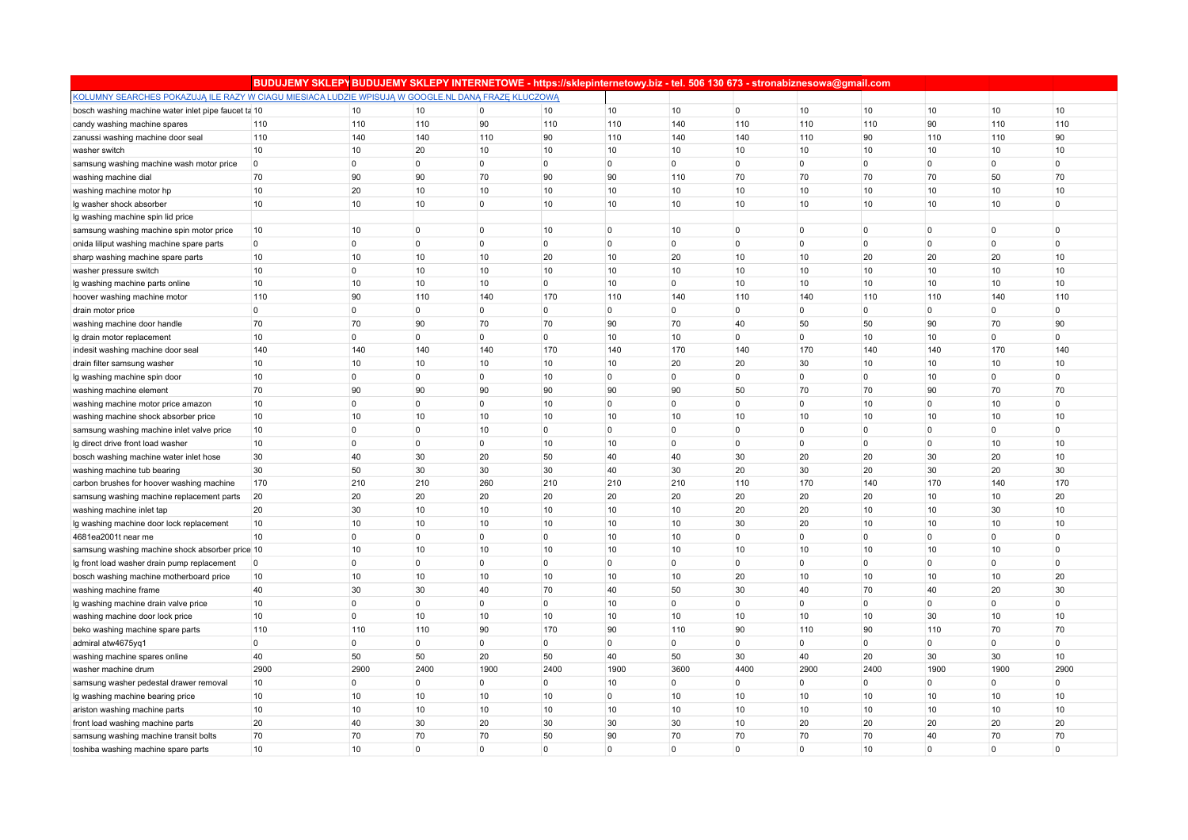| | | | | | | | | | | | | |
|---|---|---|---|---|---|---|---|---|---|---|---|---|
| | **BUDUJEMY SKLEPY** | **BUDUJEMY SKLEPY INTERNETOWE - https://sklepinternetowy.biz - tel. 506 130 673 - stronabiznesowa@gmail.com** | | | | | | | | | | |
| KOLUMNY SEARCHES POKAZUJĄ ILE RAZY W CIĄGU MIESIĄCA LUDZIE WPISUJĄ W GOOGLE.NL DANĄ FRAZĘ KLUCZOWĄ | | | | | | | | | | | | |
| bosch washing machine water inlet pipe faucet ta | 10 | 10 | 10 | 0 | 10 | 10 | 10 | 0 | 10 | 10 | 10 | 10 | 10 |
| candy washing machine spares | 110 | 110 | 110 | 90 | 110 | 110 | 140 | 110 | 110 | 110 | 90 | 110 | 110 |
| zanussi washing machine door seal | 110 | 140 | 140 | 110 | 90 | 110 | 140 | 140 | 110 | 90 | 110 | 110 | 90 |
| washer switch | 10 | 10 | 20 | 10 | 10 | 10 | 10 | 10 | 10 | 10 | 10 | 10 | 10 |
| samsung washing machine wash motor price | 0 | 0 | 0 | 0 | 0 | 0 | 0 | 0 | 0 | 0 | 0 | 0 | 0 |
| washing machine dial | 70 | 90 | 90 | 70 | 90 | 90 | 110 | 70 | 70 | 70 | 70 | 50 | 70 |
| washing machine motor hp | 10 | 20 | 10 | 10 | 10 | 10 | 10 | 10 | 10 | 10 | 10 | 10 | 10 |
| lg washer shock absorber | 10 | 10 | 10 | 0 | 10 | 10 | 10 | 10 | 10 | 10 | 10 | 10 | 0 |
| lg washing machine spin lid price | | | | | | | | | | | | | |
| samsung washing machine spin motor price | 10 | 10 | 0 | 0 | 10 | 0 | 10 | 0 | 0 | 0 | 0 | 0 | 0 |
| onida lilliput washing machine spare parts | 0 | 0 | 0 | 0 | 0 | 0 | 0 | 0 | 0 | 0 | 0 | 0 | 0 |
| sharp washing machine spare parts | 10 | 10 | 10 | 10 | 20 | 10 | 20 | 10 | 10 | 20 | 20 | 20 | 10 |
| washer pressure switch | 10 | 0 | 10 | 10 | 10 | 10 | 10 | 10 | 10 | 10 | 10 | 10 | 10 |
| lg washing machine parts online | 10 | 10 | 10 | 10 | 0 | 10 | 0 | 10 | 10 | 10 | 10 | 10 | 10 |
| hoover washing machine motor | 110 | 90 | 110 | 140 | 170 | 110 | 140 | 110 | 140 | 110 | 110 | 140 | 110 |
| drain motor price | 0 | 0 | 0 | 0 | 0 | 0 | 0 | 0 | 0 | 0 | 0 | 0 | 0 |
| washing machine door handle | 70 | 70 | 90 | 70 | 70 | 90 | 70 | 40 | 50 | 50 | 90 | 70 | 90 |
| lg drain motor replacement | 10 | 0 | 0 | 0 | 0 | 10 | 10 | 0 | 0 | 10 | 10 | 0 | 0 |
| indesit washing machine door seal | 140 | 140 | 140 | 140 | 170 | 140 | 170 | 140 | 170 | 140 | 140 | 170 | 140 |
| drain filter samsung washer | 10 | 10 | 10 | 10 | 10 | 10 | 20 | 20 | 30 | 10 | 10 | 10 | 10 |
| lg washing machine spin door | 10 | 0 | 0 | 0 | 10 | 0 | 0 | 0 | 0 | 0 | 10 | 0 | 0 |
| washing machine element | 70 | 90 | 90 | 90 | 90 | 90 | 90 | 50 | 70 | 70 | 90 | 70 | 70 |
| washing machine motor price amazon | 10 | 0 | 0 | 0 | 10 | 0 | 0 | 0 | 0 | 10 | 0 | 10 | 0 |
| washing machine shock absorber price | 10 | 10 | 10 | 10 | 10 | 10 | 10 | 10 | 10 | 10 | 10 | 10 | 10 |
| samsung washing machine inlet valve price | 10 | 0 | 0 | 10 | 0 | 0 | 0 | 0 | 0 | 0 | 0 | 0 | 0 |
| lg direct drive front load washer | 10 | 0 | 0 | 0 | 10 | 10 | 0 | 0 | 0 | 0 | 0 | 10 | 10 |
| bosch washing machine water inlet hose | 30 | 40 | 30 | 20 | 50 | 40 | 40 | 30 | 20 | 20 | 30 | 20 | 10 |
| washing machine tub bearing | 30 | 50 | 30 | 30 | 30 | 40 | 30 | 20 | 30 | 20 | 30 | 20 | 30 |
| carbon brushes for hoover washing machine | 170 | 210 | 210 | 260 | 210 | 210 | 210 | 110 | 170 | 140 | 170 | 140 | 170 |
| samsung washing machine replacement parts | 20 | 20 | 20 | 20 | 20 | 20 | 20 | 20 | 20 | 20 | 10 | 10 | 20 |
| washing machine inlet tap | 20 | 30 | 10 | 10 | 10 | 10 | 10 | 20 | 20 | 10 | 10 | 30 | 10 |
| lg washing machine door lock replacement | 10 | 10 | 10 | 10 | 10 | 10 | 10 | 30 | 20 | 10 | 10 | 10 | 10 |
| 4681ea2001t near me | 10 | 0 | 0 | 0 | 0 | 10 | 10 | 0 | 0 | 0 | 0 | 0 | 0 |
| samsung washing machine shock absorber price | 10 | 10 | 10 | 10 | 10 | 10 | 10 | 10 | 10 | 10 | 10 | 10 | 0 |
| lg front load washer drain pump replacement | 0 | 0 | 0 | 0 | 0 | 0 | 0 | 0 | 0 | 0 | 0 | 0 | 0 |
| bosch washing machine motherboard price | 10 | 10 | 10 | 10 | 10 | 10 | 10 | 20 | 10 | 10 | 10 | 10 | 20 |
| washing machine frame | 40 | 30 | 30 | 40 | 70 | 40 | 50 | 30 | 40 | 70 | 40 | 20 | 30 |
| lg washing machine drain valve price | 10 | 0 | 0 | 0 | 0 | 10 | 0 | 0 | 0 | 0 | 0 | 0 | 0 |
| washing machine door lock price | 10 | 0 | 10 | 10 | 10 | 10 | 10 | 10 | 10 | 10 | 30 | 10 | 10 |
| beko washing machine spare parts | 110 | 110 | 110 | 90 | 170 | 90 | 110 | 90 | 110 | 90 | 110 | 70 | 70 |
| admiral atw4675yq1 | 0 | 0 | 0 | 0 | 0 | 0 | 0 | 0 | 0 | 0 | 0 | 0 | 0 |
| washing machine spares online | 40 | 50 | 50 | 20 | 50 | 40 | 50 | 30 | 40 | 20 | 30 | 30 | 10 |
| washer machine drum | 2900 | 2900 | 2400 | 1900 | 2400 | 1900 | 3600 | 4400 | 2900 | 2400 | 1900 | 1900 | 2900 |
| samsung washer pedestal drawer removal | 10 | 0 | 0 | 0 | 0 | 10 | 0 | 0 | 0 | 0 | 0 | 0 | 0 |
| lg washing machine bearing price | 10 | 10 | 10 | 10 | 10 | 0 | 10 | 10 | 10 | 10 | 10 | 10 | 10 |
| ariston washing machine parts | 10 | 10 | 10 | 10 | 10 | 10 | 10 | 10 | 10 | 10 | 10 | 10 | 10 |
| front load washing machine parts | 20 | 40 | 30 | 20 | 30 | 30 | 30 | 10 | 20 | 20 | 20 | 20 | 20 |
| samsung washing machine transit bolts | 70 | 70 | 70 | 70 | 50 | 90 | 70 | 70 | 70 | 70 | 40 | 70 | 70 |
| toshiba washing machine spare parts | 10 | 10 | 0 | 0 | 0 | 0 | 0 | 0 | 0 | 10 | 0 | 0 | 0 |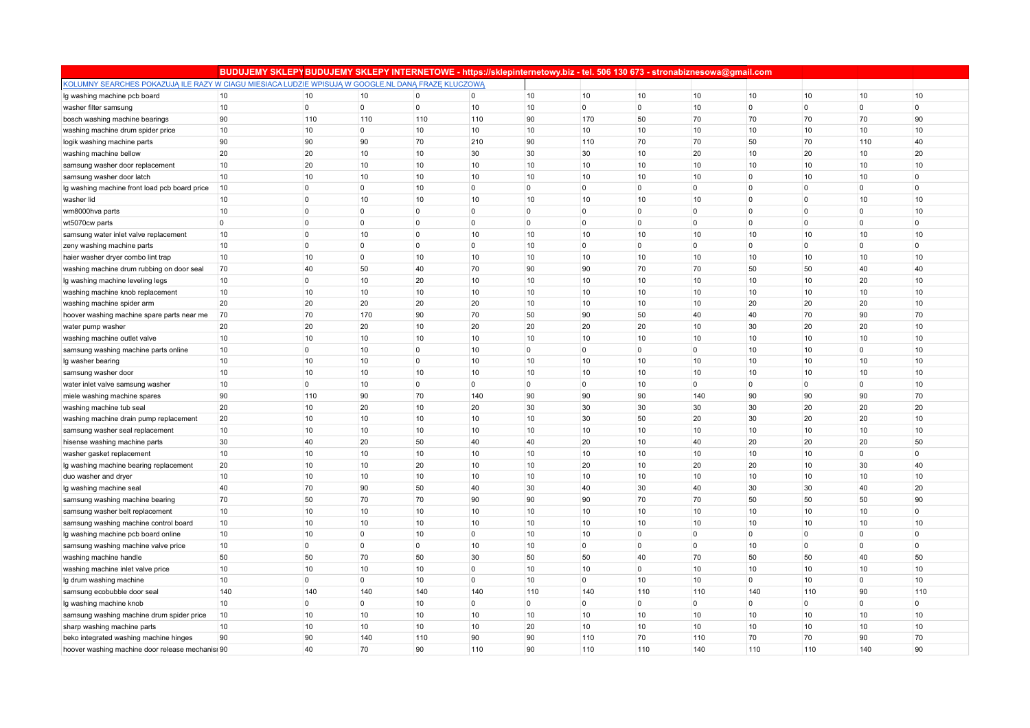| | BUDUJEMY SKLEPY INTERNETOWE - https://sklepinternetowy.biz - tel. 506 130 673 - stronabiznesowa@gmail.com | | | | | | | | | | | |
|---|---|---|---|---|---|---|---|---|---|---|---|---|
| KOLUMNY SEARCHES POKAZUJĄ ILE RAZY W CIĄGU MIESIĄCA LUDZIE WPISUJĄ W GOOGLE.NL DANĄ FRAZĘ KLUCZOWĄ | | | | | | | | | | | | |
| lg washing machine pcb board | 10 | 10 | 10 | 0 | 0 | 10 | 10 | 10 | 10 | 10 | 10 | 10 | 10 |
| washer filter samsung | 10 | 0 | 0 | 0 | 10 | 10 | 0 | 0 | 10 | 0 | 0 | 0 | 0 |
| bosch washing machine bearings | 90 | 110 | 110 | 110 | 110 | 90 | 170 | 50 | 70 | 70 | 70 | 70 | 90 |
| washing machine drum spider price | 10 | 10 | 0 | 10 | 10 | 10 | 10 | 10 | 10 | 10 | 10 | 10 | 10 |
| logik washing machine parts | 90 | 90 | 90 | 70 | 210 | 90 | 110 | 70 | 70 | 50 | 70 | 110 | 40 |
| washing machine bellow | 20 | 20 | 10 | 10 | 30 | 30 | 30 | 10 | 20 | 10 | 20 | 10 | 20 |
| samsung washer door replacement | 10 | 20 | 10 | 10 | 10 | 10 | 10 | 10 | 10 | 10 | 10 | 10 | 10 |
| samsung washer door latch | 10 | 10 | 10 | 10 | 10 | 10 | 10 | 10 | 10 | 0 | 10 | 10 | 0 |
| lg washing machine front load pcb board price | 10 | 0 | 0 | 10 | 0 | 0 | 0 | 0 | 0 | 0 | 0 | 0 | 0 |
| washer lid | 10 | 0 | 10 | 10 | 10 | 10 | 10 | 10 | 10 | 0 | 0 | 10 | 10 |
| wm8000hva parts | 10 | 0 | 0 | 0 | 0 | 0 | 0 | 0 | 0 | 0 | 0 | 0 | 10 |
| wt5070cw parts | 0 | 0 | 0 | 0 | 0 | 0 | 0 | 0 | 0 | 0 | 0 | 0 | 0 |
| samsung water inlet valve replacement | 10 | 0 | 10 | 0 | 10 | 10 | 10 | 10 | 10 | 10 | 10 | 10 | 10 |
| zeny washing machine parts | 10 | 0 | 0 | 0 | 0 | 10 | 0 | 0 | 0 | 0 | 0 | 0 | 0 |
| haier washer dryer combo lint trap | 10 | 10 | 0 | 10 | 10 | 10 | 10 | 10 | 10 | 10 | 10 | 10 | 10 |
| washing machine drum rubbing on door seal | 70 | 40 | 50 | 40 | 70 | 90 | 90 | 70 | 70 | 50 | 50 | 40 | 40 |
| lg washing machine leveling legs | 10 | 0 | 10 | 20 | 10 | 10 | 10 | 10 | 10 | 10 | 10 | 20 | 10 |
| washing machine knob replacement | 10 | 10 | 10 | 10 | 10 | 10 | 10 | 10 | 10 | 10 | 10 | 10 | 10 |
| washing machine spider arm | 20 | 20 | 20 | 20 | 20 | 10 | 10 | 10 | 10 | 20 | 20 | 20 | 10 |
| hoover washing machine spare parts near me | 70 | 70 | 170 | 90 | 70 | 50 | 90 | 50 | 40 | 40 | 70 | 90 | 70 |
| water pump washer | 20 | 20 | 20 | 10 | 20 | 20 | 20 | 20 | 10 | 30 | 20 | 20 | 10 |
| washing machine outlet valve | 10 | 10 | 10 | 10 | 10 | 10 | 10 | 10 | 10 | 10 | 10 | 10 | 10 |
| samsung washing machine parts online | 10 | 0 | 10 | 0 | 10 | 0 | 0 | 0 | 0 | 10 | 10 | 0 | 10 |
| lg washer bearing | 10 | 10 | 10 | 0 | 10 | 10 | 10 | 10 | 10 | 10 | 10 | 10 | 10 |
| samsung washer door | 10 | 10 | 10 | 10 | 10 | 10 | 10 | 10 | 10 | 10 | 10 | 10 | 10 |
| water inlet valve samsung washer | 10 | 0 | 10 | 0 | 0 | 0 | 0 | 10 | 0 | 0 | 0 | 0 | 10 |
| miele washing machine spares | 90 | 110 | 90 | 70 | 140 | 90 | 90 | 90 | 140 | 90 | 90 | 90 | 70 |
| washing machine tub seal | 20 | 10 | 20 | 10 | 20 | 30 | 30 | 30 | 30 | 30 | 20 | 20 | 20 |
| washing machine drain pump replacement | 20 | 10 | 10 | 10 | 10 | 10 | 30 | 50 | 20 | 30 | 20 | 20 | 10 |
| samsung washer seal replacement | 10 | 10 | 10 | 10 | 10 | 10 | 10 | 10 | 10 | 10 | 10 | 10 | 10 |
| hisense washing machine parts | 30 | 40 | 20 | 50 | 40 | 40 | 20 | 10 | 40 | 20 | 20 | 20 | 50 |
| washer gasket replacement | 10 | 10 | 10 | 10 | 10 | 10 | 10 | 10 | 10 | 10 | 10 | 0 | 0 |
| lg washing machine bearing replacement | 20 | 10 | 10 | 20 | 10 | 10 | 20 | 10 | 20 | 20 | 10 | 30 | 40 |
| duo washer and dryer | 10 | 10 | 10 | 10 | 10 | 10 | 10 | 10 | 10 | 10 | 10 | 10 | 10 |
| lg washing machine seal | 40 | 70 | 90 | 50 | 40 | 30 | 40 | 30 | 40 | 30 | 30 | 40 | 20 |
| samsung washing machine bearing | 70 | 50 | 70 | 70 | 90 | 90 | 90 | 70 | 70 | 50 | 50 | 50 | 90 |
| samsung washer belt replacement | 10 | 10 | 10 | 10 | 10 | 10 | 10 | 10 | 10 | 10 | 10 | 10 | 0 |
| samsung washing machine control board | 10 | 10 | 10 | 10 | 10 | 10 | 10 | 10 | 10 | 10 | 10 | 10 | 10 |
| lg washing machine pcb board online | 10 | 10 | 0 | 10 | 0 | 10 | 10 | 0 | 0 | 0 | 0 | 0 | 0 |
| samsung washing machine valve price | 10 | 0 | 0 | 0 | 10 | 10 | 0 | 0 | 0 | 10 | 0 | 0 | 0 |
| washing machine handle | 50 | 50 | 70 | 50 | 30 | 50 | 50 | 40 | 70 | 50 | 50 | 40 | 50 |
| washing machine inlet valve price | 10 | 10 | 10 | 10 | 0 | 10 | 10 | 0 | 10 | 10 | 10 | 10 | 10 |
| lg drum washing machine | 10 | 0 | 0 | 10 | 0 | 10 | 0 | 10 | 10 | 0 | 10 | 0 | 10 |
| samsung ecobubble door seal | 140 | 140 | 140 | 140 | 140 | 110 | 140 | 110 | 110 | 140 | 110 | 90 | 110 |
| lg washing machine knob | 10 | 0 | 0 | 10 | 0 | 0 | 0 | 0 | 0 | 0 | 0 | 0 | 0 |
| samsung washing machine drum spider price | 10 | 10 | 10 | 10 | 10 | 10 | 10 | 10 | 10 | 10 | 10 | 10 | 10 |
| sharp washing machine parts | 10 | 10 | 10 | 10 | 10 | 20 | 10 | 10 | 10 | 10 | 10 | 10 | 10 |
| beko integrated washing machine hinges | 90 | 90 | 140 | 110 | 90 | 90 | 110 | 70 | 110 | 70 | 70 | 90 | 70 |
| hoover washing machine door release mechanism | 90 | 40 | 70 | 90 | 110 | 90 | 110 | 110 | 140 | 110 | 110 | 140 | 90 |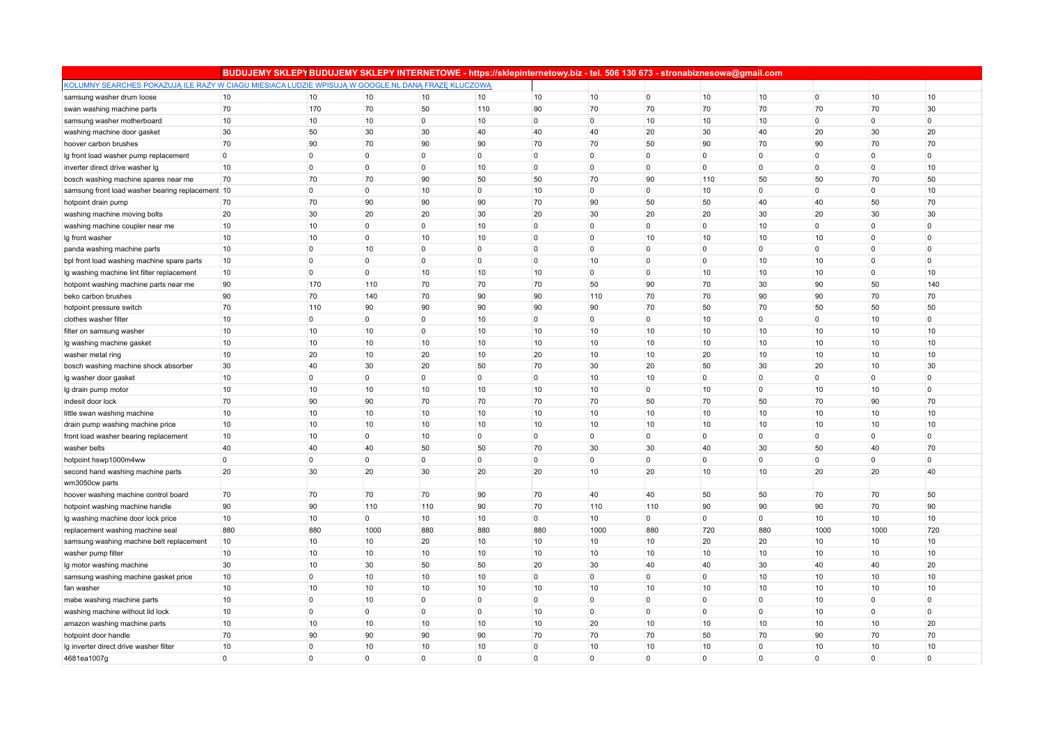| BUDUJEMY SKLEPY | BUDUJEMY SKLEPY INTERNETOWE - https://sklepinternetowy.biz - tel. 506 130 673 - stronabiznesowa@gmail.com | | | | | | | | | | | | |
|---|---|---|---|---|---|---|---|---|---|---|---|---|---|
| KOLUMNY SEARCHES POKAZUJĄ ILE RAZY W CIĄGU MIESIĄCA LUDZIE WPISUJĄ W GOOGLE.NL DANĄ FRAZĘ KLUCZOWĄ | | | | | | | | | | | | | |
| samsung washer drum loose | 10 | 10 | 10 | 10 | 10 | 10 | 10 | 0 | 10 | 10 | 0 | 10 | 10 |
| swan washing machine parts | 70 | 170 | 70 | 50 | 110 | 90 | 70 | 70 | 70 | 70 | 70 | 70 | 30 |
| samsung washer motherboard | 10 | 10 | 10 | 0 | 10 | 0 | 0 | 10 | 10 | 10 | 0 | 0 | 0 |
| washing machine door gasket | 30 | 50 | 30 | 30 | 40 | 40 | 40 | 20 | 30 | 40 | 20 | 30 | 20 |
| hoover carbon brushes | 70 | 90 | 70 | 90 | 90 | 70 | 70 | 50 | 90 | 70 | 90 | 70 | 70 |
| lg front load washer pump replacement | 0 | 0 | 0 | 0 | 0 | 0 | 0 | 0 | 0 | 0 | 0 | 0 | 0 |
| inverter direct drive washer lg | 10 | 0 | 0 | 0 | 10 | 0 | 0 | 0 | 0 | 0 | 0 | 0 | 10 |
| bosch washing machine spares near me | 70 | 70 | 70 | 90 | 50 | 50 | 70 | 90 | 110 | 50 | 50 | 70 | 50 |
| samsung front load washer bearing replacement | 10 | 0 | 0 | 10 | 0 | 10 | 0 | 0 | 10 | 0 | 0 | 0 | 10 |
| hotpoint drain pump | 70 | 70 | 90 | 90 | 90 | 70 | 90 | 50 | 50 | 40 | 40 | 50 | 70 |
| washing machine moving bolts | 20 | 30 | 20 | 20 | 30 | 20 | 30 | 20 | 20 | 30 | 20 | 30 | 30 |
| washing machine coupler near me | 10 | 10 | 0 | 0 | 10 | 0 | 0 | 0 | 0 | 10 | 0 | 0 | 0 |
| lg front washer | 10 | 10 | 0 | 10 | 10 | 0 | 0 | 10 | 10 | 10 | 10 | 0 | 0 |
| panda washing machine parts | 10 | 0 | 10 | 0 | 0 | 0 | 0 | 0 | 0 | 0 | 0 | 0 | 0 |
| bpl front load washing machine spare parts | 10 | 0 | 0 | 0 | 0 | 0 | 10 | 0 | 0 | 10 | 10 | 0 | 0 |
| lg washing machine lint filter replacement | 10 | 0 | 0 | 10 | 10 | 10 | 0 | 0 | 10 | 10 | 10 | 0 | 10 |
| hotpoint washing machine parts near me | 90 | 170 | 110 | 70 | 70 | 70 | 50 | 90 | 70 | 30 | 90 | 50 | 140 |
| beko carbon brushes | 90 | 70 | 140 | 70 | 90 | 90 | 110 | 70 | 70 | 90 | 90 | 70 | 70 |
| hotpoint pressure switch | 70 | 110 | 90 | 90 | 90 | 90 | 90 | 70 | 50 | 70 | 50 | 50 | 50 |
| clothes washer filter | 10 | 0 | 0 | 0 | 10 | 0 | 0 | 0 | 10 | 0 | 0 | 10 | 0 |
| filter on samsung washer | 10 | 10 | 10 | 0 | 10 | 10 | 10 | 10 | 10 | 10 | 10 | 10 | 10 |
| lg washing machine gasket | 10 | 10 | 10 | 10 | 10 | 10 | 10 | 10 | 10 | 10 | 10 | 10 | 10 |
| washer metal ring | 10 | 20 | 10 | 20 | 10 | 20 | 10 | 10 | 20 | 10 | 10 | 10 | 10 |
| bosch washing machine shock absorber | 30 | 40 | 30 | 20 | 50 | 70 | 30 | 20 | 50 | 30 | 20 | 10 | 30 |
| lg washer door gasket | 10 | 0 | 0 | 0 | 0 | 0 | 10 | 10 | 0 | 0 | 0 | 0 | 0 |
| lg drain pump motor | 10 | 10 | 10 | 10 | 10 | 10 | 10 | 0 | 10 | 0 | 10 | 10 | 0 |
| indesit door lock | 70 | 90 | 90 | 70 | 70 | 70 | 70 | 50 | 70 | 50 | 70 | 90 | 70 |
| little swan washing machine | 10 | 10 | 10 | 10 | 10 | 10 | 10 | 10 | 10 | 10 | 10 | 10 | 10 |
| drain pump washing machine price | 10 | 10 | 10 | 10 | 10 | 10 | 10 | 10 | 10 | 10 | 10 | 10 | 10 |
| front load washer bearing replacement | 10 | 10 | 0 | 10 | 0 | 0 | 0 | 0 | 0 | 0 | 0 | 0 | 0 |
| washer belts | 40 | 40 | 40 | 50 | 50 | 70 | 30 | 30 | 40 | 30 | 50 | 40 | 70 |
| hotpoint hswp1000m4ww | 0 | 0 | 0 | 0 | 0 | 0 | 0 | 0 | 0 | 0 | 0 | 0 | 0 |
| second hand washing machine parts | 20 | 30 | 20 | 30 | 20 | 20 | 10 | 20 | 10 | 10 | 20 | 20 | 40 |
| wm3050cw parts | | | | | | | | | | | | | |
| hoover washing machine control board | 70 | 70 | 70 | 70 | 90 | 70 | 40 | 40 | 50 | 50 | 70 | 70 | 50 |
| hotpoint washing machine handle | 90 | 90 | 110 | 110 | 90 | 70 | 110 | 110 | 90 | 90 | 90 | 70 | 90 |
| lg washing machine door lock price | 10 | 10 | 0 | 10 | 10 | 0 | 10 | 0 | 0 | 0 | 10 | 10 | 10 |
| replacement washing machine seal | 880 | 880 | 1000 | 880 | 880 | 880 | 1000 | 880 | 720 | 880 | 1000 | 1000 | 720 |
| samsung washing machine belt replacement | 10 | 10 | 10 | 20 | 10 | 10 | 10 | 10 | 20 | 20 | 10 | 10 | 10 |
| washer pump filter | 10 | 10 | 10 | 10 | 10 | 10 | 10 | 10 | 10 | 10 | 10 | 10 | 10 |
| lg motor washing machine | 30 | 10 | 30 | 50 | 50 | 20 | 30 | 40 | 40 | 30 | 40 | 40 | 20 |
| samsung washing machine gasket price | 10 | 0 | 10 | 10 | 10 | 0 | 0 | 0 | 0 | 10 | 10 | 10 | 10 |
| fan washer | 10 | 10 | 10 | 10 | 10 | 10 | 10 | 10 | 10 | 10 | 10 | 10 | 10 |
| mabe washing machine parts | 10 | 0 | 10 | 0 | 0 | 0 | 0 | 0 | 0 | 0 | 10 | 0 | 0 |
| washing machine without lid lock | 10 | 0 | 0 | 0 | 0 | 10 | 0 | 0 | 0 | 0 | 10 | 0 | 0 |
| amazon washing machine parts | 10 | 10 | 10 | 10 | 10 | 10 | 20 | 10 | 10 | 10 | 10 | 10 | 20 |
| hotpoint door handle | 70 | 90 | 90 | 90 | 90 | 70 | 70 | 70 | 50 | 70 | 90 | 70 | 70 |
| lg inverter direct drive washer filter | 10 | 0 | 10 | 10 | 10 | 0 | 10 | 10 | 10 | 0 | 10 | 10 | 10 |
| 4681ea1007g | 0 | 0 | 0 | 0 | 0 | 0 | 0 | 0 | 0 | 0 | 0 | 0 | 0 |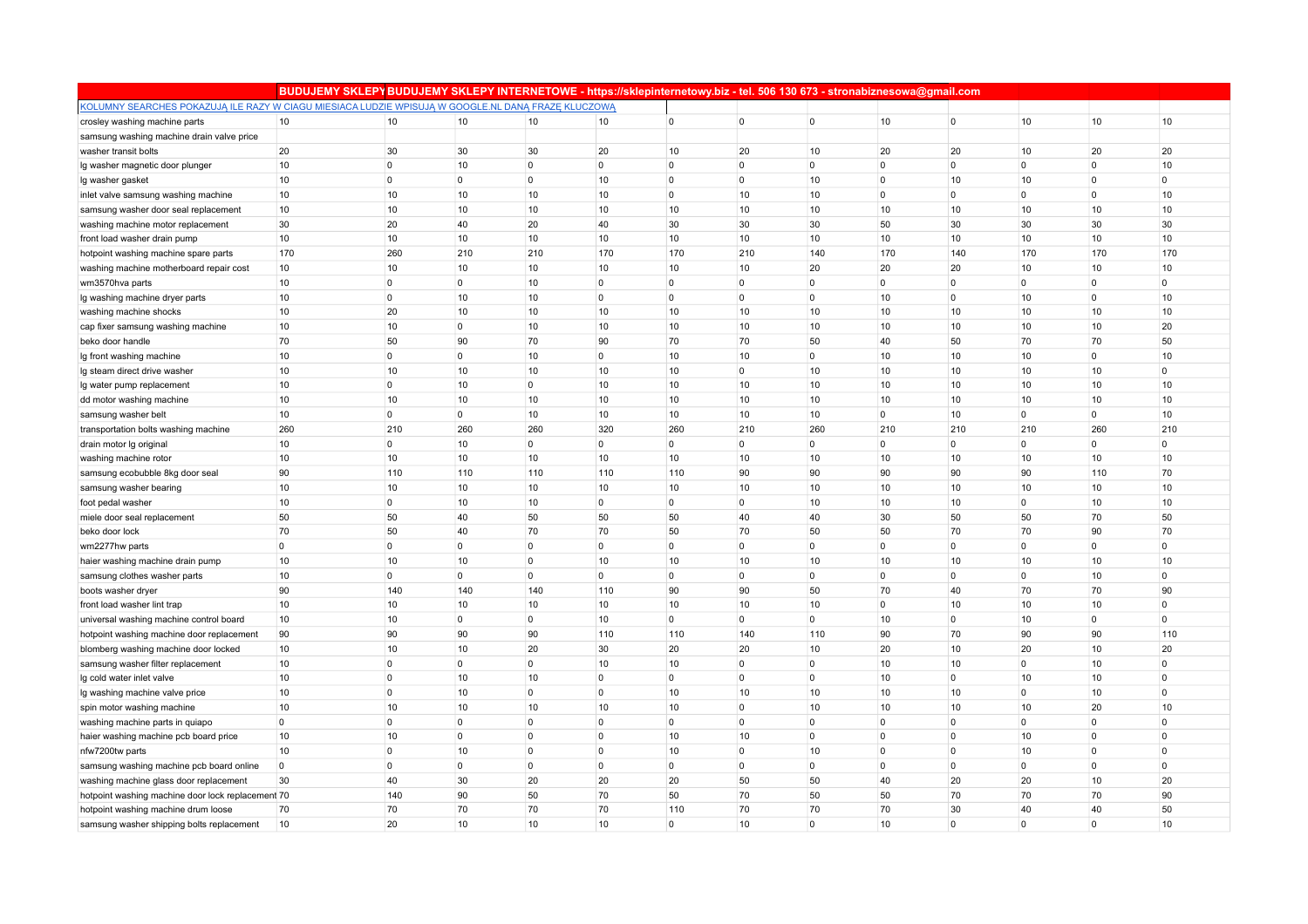| | | | | | | | | | | | | | |
|---|---|---|---|---|---|---|---|---|---|---|---|---|---|
| | BUDUJEMY SKLEPY | BUDUJEMY SKLEPY INTERNETOWE - https://sklepinternetowy.biz - tel. 506 130 673 - stronabiznesowa@gmail.com | | | | | | | | | | | |
| KOLUMNY SEARCHES POKAZUJĄ ILE RAZY W CIAGU MIESIACA LUDZIE WPISUJĄ W GOOGLE.NL DANĄ FRAZĘ KLUCZOWĄ | | | | | | | | | | | | | |
| crosley washing machine parts | 10 | 10 | 10 | 10 | 10 | 0 | 0 | 0 | 10 | 0 | 10 | 10 | 10 |
| samsung washing machine drain valve price | | | | | | | | | | | | | |
| washer transit bolts | 20 | 30 | 30 | 30 | 20 | 10 | 20 | 10 | 20 | 20 | 10 | 20 | 20 |
| lg washer magnetic door plunger | 10 | 0 | 10 | 0 | 0 | 0 | 0 | 0 | 0 | 0 | 0 | 0 | 10 |
| lg washer gasket | 10 | 0 | 0 | 0 | 10 | 0 | 0 | 10 | 0 | 10 | 10 | 0 | 0 |
| inlet valve samsung washing machine | 10 | 10 | 10 | 10 | 10 | 0 | 10 | 10 | 0 | 0 | 0 | 0 | 10 |
| samsung washer door seal replacement | 10 | 10 | 10 | 10 | 10 | 10 | 10 | 10 | 10 | 10 | 10 | 10 | 10 |
| washing machine motor replacement | 30 | 20 | 40 | 20 | 40 | 30 | 30 | 30 | 50 | 30 | 30 | 30 | 30 |
| front load washer drain pump | 10 | 10 | 10 | 10 | 10 | 10 | 10 | 10 | 10 | 10 | 10 | 10 | 10 |
| hotpoint washing machine spare parts | 170 | 260 | 210 | 210 | 170 | 170 | 210 | 140 | 170 | 140 | 170 | 170 | 170 |
| washing machine motherboard repair cost | 10 | 10 | 10 | 10 | 10 | 10 | 10 | 20 | 20 | 20 | 10 | 10 | 10 |
| wm3570hva parts | 10 | 0 | 0 | 10 | 0 | 0 | 0 | 0 | 0 | 0 | 0 | 0 | 0 |
| lg washing machine dryer parts | 10 | 0 | 10 | 10 | 0 | 0 | 0 | 0 | 10 | 0 | 10 | 0 | 10 |
| washing machine shocks | 10 | 20 | 10 | 10 | 10 | 10 | 10 | 10 | 10 | 10 | 10 | 10 | 10 |
| cap fixer samsung washing machine | 10 | 10 | 0 | 10 | 10 | 10 | 10 | 10 | 10 | 10 | 10 | 10 | 20 |
| beko door handle | 70 | 50 | 90 | 70 | 90 | 70 | 70 | 50 | 40 | 50 | 70 | 70 | 50 |
| lg front washing machine | 10 | 0 | 0 | 10 | 0 | 10 | 10 | 0 | 10 | 10 | 10 | 0 | 10 |
| lg steam direct drive washer | 10 | 10 | 10 | 10 | 10 | 10 | 0 | 10 | 10 | 10 | 10 | 10 | 0 |
| lg water pump replacement | 10 | 0 | 10 | 0 | 10 | 10 | 10 | 10 | 10 | 10 | 10 | 10 | 10 |
| dd motor washing machine | 10 | 10 | 10 | 10 | 10 | 10 | 10 | 10 | 10 | 10 | 10 | 10 | 10 |
| samsung washer belt | 10 | 0 | 0 | 10 | 10 | 10 | 10 | 10 | 0 | 10 | 0 | 0 | 10 |
| transportation bolts washing machine | 260 | 210 | 260 | 260 | 320 | 260 | 210 | 260 | 210 | 210 | 210 | 260 | 210 |
| drain motor lg original | 10 | 0 | 10 | 0 | 0 | 0 | 0 | 0 | 0 | 0 | 0 | 0 | 0 |
| washing machine rotor | 10 | 10 | 10 | 10 | 10 | 10 | 10 | 10 | 10 | 10 | 10 | 10 | 10 |
| samsung ecobubble 8kg door seal | 90 | 110 | 110 | 110 | 110 | 110 | 90 | 90 | 90 | 90 | 90 | 110 | 70 |
| samsung washer bearing | 10 | 10 | 10 | 10 | 10 | 10 | 10 | 10 | 10 | 10 | 10 | 10 | 10 |
| foot pedal washer | 10 | 0 | 10 | 10 | 0 | 0 | 0 | 10 | 10 | 10 | 0 | 10 | 10 |
| miele door seal replacement | 50 | 50 | 40 | 50 | 50 | 50 | 40 | 40 | 30 | 50 | 50 | 70 | 50 |
| beko door lock | 70 | 50 | 40 | 70 | 70 | 50 | 70 | 50 | 50 | 70 | 70 | 90 | 70 |
| wm2277hw parts | 0 | 0 | 0 | 0 | 0 | 0 | 0 | 0 | 0 | 0 | 0 | 0 | 0 |
| haier washing machine drain pump | 10 | 10 | 10 | 0 | 10 | 10 | 10 | 10 | 10 | 10 | 10 | 10 | 10 |
| samsung clothes washer parts | 10 | 0 | 0 | 0 | 0 | 0 | 0 | 0 | 0 | 0 | 0 | 10 | 0 |
| boots washer dryer | 90 | 140 | 140 | 140 | 110 | 90 | 90 | 50 | 70 | 40 | 70 | 70 | 90 |
| front load washer lint trap | 10 | 10 | 10 | 10 | 10 | 10 | 10 | 10 | 0 | 10 | 10 | 10 | 0 |
| universal washing machine control board | 10 | 10 | 0 | 0 | 10 | 0 | 0 | 0 | 10 | 0 | 10 | 0 | 0 |
| hotpoint washing machine door replacement | 90 | 90 | 90 | 90 | 110 | 110 | 140 | 110 | 90 | 70 | 90 | 90 | 110 |
| blomberg washing machine door locked | 10 | 10 | 10 | 20 | 30 | 20 | 20 | 10 | 20 | 10 | 20 | 10 | 20 |
| samsung washer filter replacement | 10 | 0 | 0 | 0 | 10 | 10 | 0 | 0 | 10 | 10 | 0 | 10 | 0 |
| lg cold water inlet valve | 10 | 0 | 10 | 10 | 0 | 0 | 0 | 0 | 10 | 0 | 10 | 10 | 0 |
| lg washing machine valve price | 10 | 0 | 10 | 0 | 0 | 10 | 10 | 10 | 10 | 10 | 0 | 10 | 0 |
| spin motor washing machine | 10 | 10 | 10 | 10 | 10 | 10 | 0 | 10 | 10 | 10 | 10 | 20 | 10 |
| washing machine parts in quiapo | 0 | 0 | 0 | 0 | 0 | 0 | 0 | 0 | 0 | 0 | 0 | 0 | 0 |
| haier washing machine pcb board price | 10 | 10 | 0 | 0 | 0 | 10 | 10 | 0 | 0 | 0 | 10 | 0 | 0 |
| nfw7200tw parts | 10 | 0 | 10 | 0 | 0 | 10 | 0 | 10 | 0 | 0 | 10 | 0 | 0 |
| samsung washing machine pcb board online | 0 | 0 | 0 | 0 | 0 | 0 | 0 | 0 | 0 | 0 | 0 | 0 | 0 |
| washing machine glass door replacement | 30 | 40 | 30 | 20 | 20 | 20 | 50 | 50 | 40 | 20 | 20 | 10 | 20 |
| hotpoint washing machine door lock replacement | 70 | 140 | 90 | 50 | 70 | 50 | 70 | 50 | 50 | 70 | 70 | 70 | 90 |
| hotpoint washing machine drum loose | 70 | 70 | 70 | 70 | 70 | 110 | 70 | 70 | 70 | 30 | 40 | 40 | 50 |
| samsung washer shipping bolts replacement | 10 | 20 | 10 | 10 | 10 | 0 | 10 | 0 | 10 | 0 | 0 | 0 | 10 |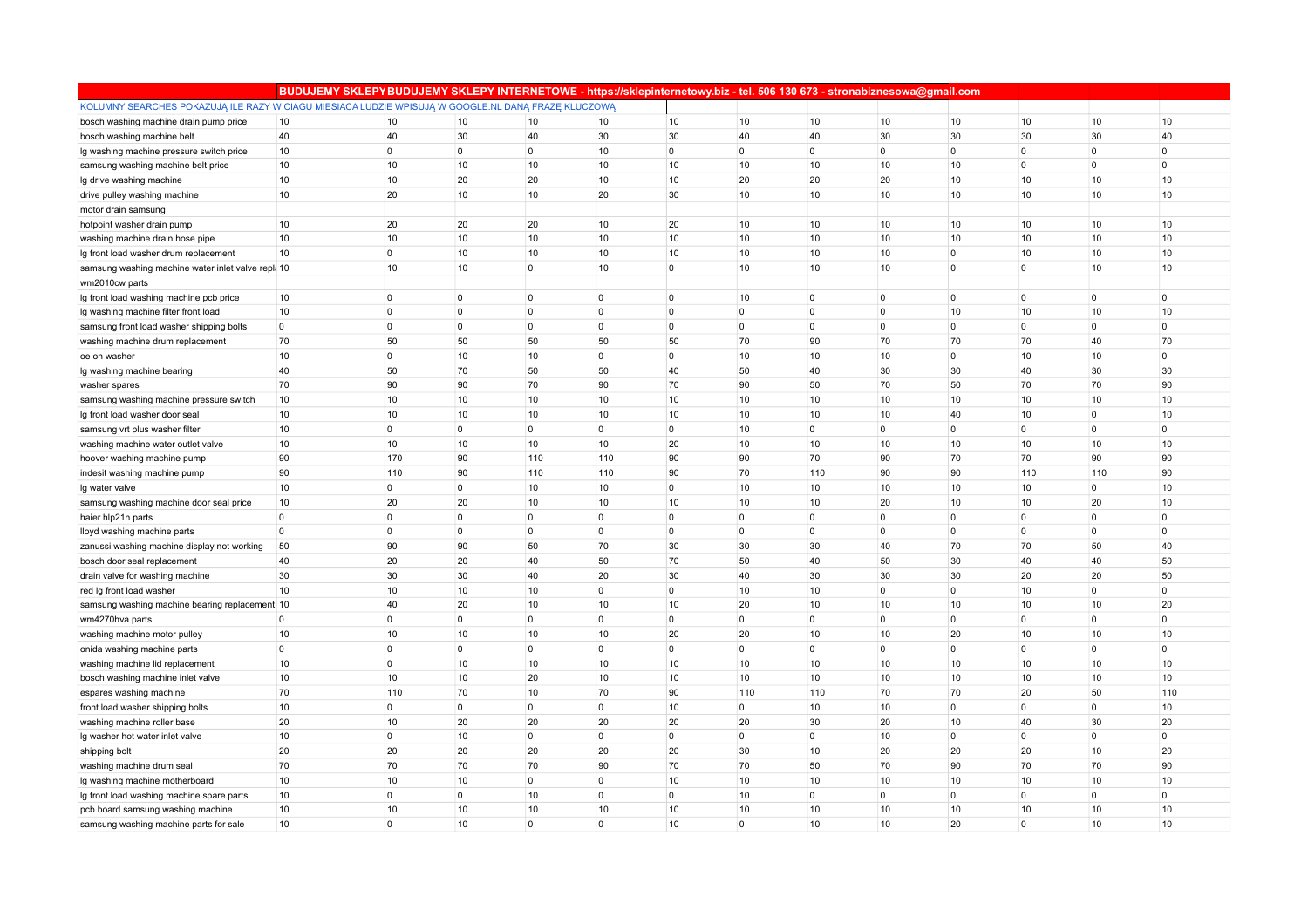| | | | | | | | | | | | | |
|---|---|---|---|---|---|---|---|---|---|---|---|---|
| | BUDUJEMY SKLEPY | BUDUJEMY SKLEPY INTERNETOWE - https://sklepinternetowy.biz - tel. 506 130 673 - stronabiznesowa@gmail.com | | | | | | | | | | |
| KOLUMNY SEARCHES POKAZUJĄ ILE RAZY W CIĄGU MIESIĄCA LUDZIE WPISUJĄ W GOOGLE.NL DANĄ FRAZĘ KLUCZOWĄ | | | | | | | | | | | | |
| bosch washing machine drain pump price | 10 | 10 | 10 | 10 | 10 | 10 | 10 | 10 | 10 | 10 | 10 | 10 |
| bosch washing machine belt | 40 | 40 | 30 | 40 | 30 | 30 | 40 | 40 | 30 | 30 | 30 | 30 | 40 |
| lg washing machine pressure switch price | 10 | 0 | 0 | 0 | 10 | 0 | 0 | 0 | 0 | 0 | 0 | 0 | 0 |
| samsung washing machine belt price | 10 | 10 | 10 | 10 | 10 | 10 | 10 | 10 | 10 | 10 | 0 | 0 | 0 |
| lg drive washing machine | 10 | 10 | 20 | 20 | 10 | 10 | 20 | 20 | 20 | 10 | 10 | 10 | 10 |
| drive pulley washing machine | 10 | 20 | 10 | 10 | 20 | 30 | 10 | 10 | 10 | 10 | 10 | 10 | 10 |
| motor drain samsung | | | | | | | | | | | | |
| hotpoint washer drain pump | 10 | 20 | 20 | 20 | 10 | 20 | 10 | 10 | 10 | 10 | 10 | 10 | 10 |
| washing machine drain hose pipe | 10 | 10 | 10 | 10 | 10 | 10 | 10 | 10 | 10 | 10 | 10 | 10 | 10 |
| lg front load washer drum replacement | 10 | 0 | 10 | 10 | 10 | 10 | 10 | 10 | 10 | 0 | 10 | 10 | 10 |
| samsung washing machine water inlet valve repla | 10 | 10 | 10 | 0 | 10 | 0 | 10 | 10 | 10 | 0 | 0 | 10 | 10 |
| wm2010cw parts | | | | | | | | | | | | |
| lg front load washing machine pcb price | 10 | 0 | 0 | 0 | 10 | 0 | 10 | 0 | 0 | 0 | 0 | 0 | 0 |
| lg washing machine filter front load | 10 | 0 | 0 | 0 | 0 | 0 | 0 | 0 | 0 | 10 | 10 | 10 | 10 |
| samsung front load washer shipping bolts | 0 | 0 | 0 | 0 | 0 | 0 | 0 | 0 | 0 | 0 | 0 | 0 | 0 |
| washing machine drum replacement | 70 | 50 | 50 | 50 | 50 | 50 | 70 | 90 | 70 | 70 | 70 | 40 | 70 |
| oe on washer | 10 | 0 | 10 | 10 | 0 | 0 | 10 | 10 | 10 | 0 | 10 | 10 | 0 |
| lg washing machine bearing | 40 | 50 | 70 | 50 | 50 | 40 | 50 | 40 | 30 | 30 | 40 | 30 | 30 |
| washer spares | 70 | 90 | 90 | 70 | 90 | 70 | 90 | 50 | 70 | 50 | 70 | 70 | 90 |
| samsung washing machine pressure switch | 10 | 10 | 10 | 10 | 10 | 10 | 10 | 10 | 10 | 10 | 10 | 10 | 10 |
| lg front load washer door seal | 10 | 10 | 10 | 10 | 10 | 10 | 10 | 10 | 10 | 40 | 10 | 0 | 10 |
| samsung vrt plus washer filter | 10 | 0 | 0 | 0 | 0 | 0 | 10 | 0 | 0 | 0 | 0 | 0 | 0 |
| washing machine water outlet valve | 10 | 10 | 10 | 10 | 10 | 20 | 10 | 10 | 10 | 10 | 10 | 10 | 10 |
| hoover washing machine pump | 90 | 170 | 90 | 110 | 110 | 90 | 90 | 70 | 90 | 70 | 70 | 90 | 90 |
| indesit washing machine pump | 90 | 110 | 90 | 110 | 110 | 90 | 70 | 110 | 90 | 90 | 110 | 110 | 90 |
| lg water valve | 10 | 0 | 0 | 10 | 10 | 0 | 10 | 10 | 10 | 10 | 10 | 0 | 10 |
| samsung washing machine door seal price | 10 | 20 | 20 | 10 | 10 | 10 | 10 | 10 | 20 | 10 | 10 | 20 | 10 |
| haier hlp21n parts | 0 | 0 | 0 | 0 | 0 | 0 | 0 | 0 | 0 | 0 | 0 | 0 | 0 |
| lloyd washing machine parts | 0 | 0 | 0 | 0 | 0 | 0 | 0 | 0 | 0 | 0 | 0 | 0 | 0 |
| zanussi washing machine display not working | 50 | 90 | 90 | 50 | 70 | 30 | 30 | 30 | 40 | 70 | 70 | 50 | 40 |
| bosch door seal replacement | 40 | 20 | 20 | 40 | 50 | 70 | 50 | 40 | 50 | 30 | 40 | 40 | 50 |
| drain valve for washing machine | 30 | 30 | 30 | 40 | 20 | 30 | 40 | 30 | 30 | 30 | 20 | 20 | 50 |
| red lg front load washer | 10 | 10 | 10 | 10 | 0 | 0 | 10 | 10 | 0 | 0 | 10 | 0 | 0 |
| samsung washing machine bearing replacement | 10 | 40 | 20 | 10 | 10 | 10 | 20 | 10 | 10 | 10 | 10 | 10 | 20 |
| wm4270hva parts | 0 | 0 | 0 | 0 | 0 | 0 | 0 | 0 | 0 | 0 | 0 | 0 | 0 |
| washing machine motor pulley | 10 | 10 | 10 | 10 | 10 | 20 | 20 | 10 | 10 | 20 | 10 | 10 | 10 |
| onida washing machine parts | 0 | 0 | 0 | 0 | 0 | 0 | 0 | 0 | 0 | 0 | 0 | 0 | 0 |
| washing machine lid replacement | 10 | 0 | 10 | 10 | 10 | 10 | 10 | 10 | 10 | 10 | 10 | 10 | 10 |
| bosch washing machine inlet valve | 10 | 10 | 10 | 20 | 10 | 10 | 10 | 10 | 10 | 10 | 10 | 10 | 10 |
| espares washing machine | 70 | 110 | 70 | 10 | 70 | 90 | 110 | 110 | 70 | 70 | 20 | 50 | 110 |
| front load washer shipping bolts | 10 | 0 | 0 | 0 | 0 | 10 | 0 | 10 | 10 | 0 | 0 | 0 | 10 |
| washing machine roller base | 20 | 10 | 20 | 20 | 20 | 20 | 20 | 30 | 20 | 10 | 40 | 30 | 20 |
| lg washer hot water inlet valve | 10 | 0 | 10 | 0 | 0 | 0 | 0 | 0 | 10 | 0 | 0 | 0 | 0 |
| shipping bolt | 20 | 20 | 20 | 20 | 20 | 20 | 30 | 10 | 20 | 20 | 20 | 10 | 20 |
| washing machine drum seal | 70 | 70 | 70 | 70 | 90 | 70 | 70 | 50 | 70 | 90 | 70 | 70 | 90 |
| lg washing machine motherboard | 10 | 10 | 10 | 0 | 0 | 10 | 10 | 10 | 10 | 10 | 10 | 10 | 10 |
| lg front load washing machine spare parts | 10 | 0 | 0 | 10 | 0 | 0 | 10 | 0 | 0 | 0 | 0 | 0 | 0 |
| pcb board samsung washing machine | 10 | 10 | 10 | 10 | 10 | 10 | 10 | 10 | 10 | 10 | 10 | 10 | 10 |
| samsung washing machine parts for sale | 10 | 0 | 10 | 0 | 0 | 10 | 0 | 10 | 10 | 20 | 0 | 10 | 10 |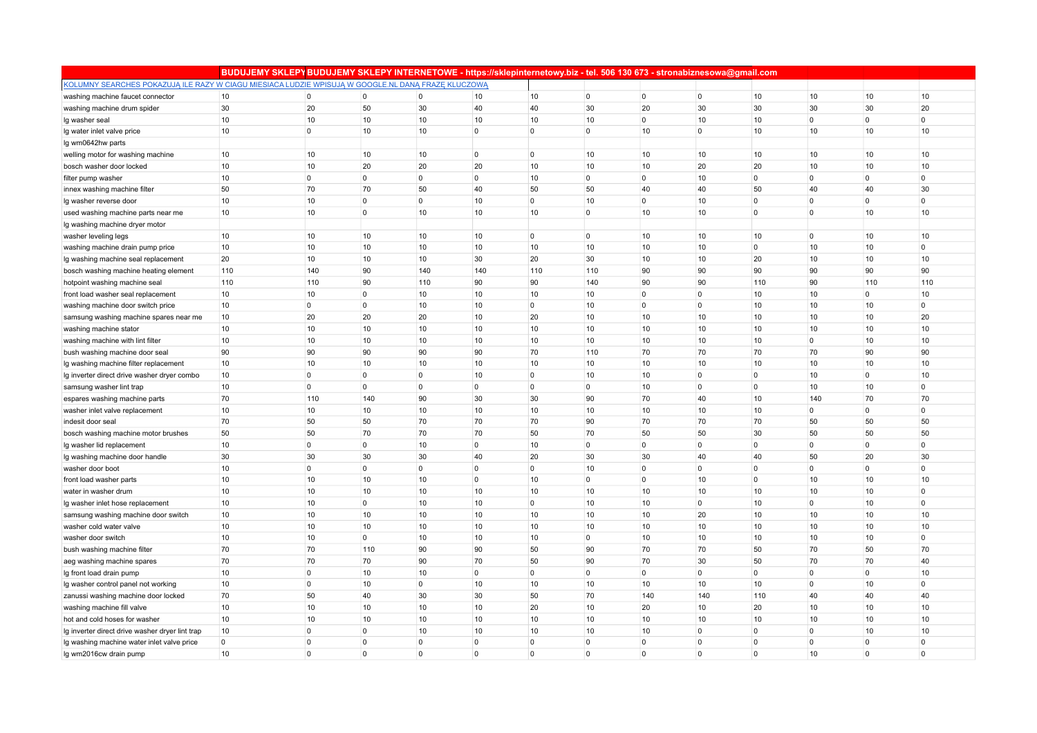| | | | | | | | | | | | | |
|---|---|---|---|---|---|---|---|---|---|---|---|---|
| | BUDUJEMY SKLEPY | BUDUJEMY SKLEPY INTERNETOWE - https://sklepinternetowy.biz - tel. 506 130 673 - stronabiznesowa@gmail.com | | | | | | | | | | |
| KOLUMNY SEARCHES POKAZUJĄ ILE RAZY W CIAGU MIESIACA LUDZIE WPISUJĄ W GOOGLE.NL DANĄ FRAZĘ KLUCZOWĄ | | | | | | | | | | | | |
| washing machine faucet connector | 10 | 0 | 0 | 0 | 10 | 10 | 0 | 0 | 0 | 10 | 10 | 10 | 10 |
| washing machine drum spider | 30 | 20 | 50 | 30 | 40 | 40 | 30 | 20 | 30 | 30 | 30 | 30 | 20 |
| lg washer seal | 10 | 10 | 10 | 10 | 10 | 10 | 10 | 0 | 10 | 10 | 0 | 0 | 0 |
| lg water inlet valve price | 10 | 0 | 10 | 10 | 0 | 0 | 0 | 10 | 0 | 10 | 10 | 10 | 10 |
| lg wm0642hw parts | | | | | | | | | | | | | |
| welling motor for washing machine | 10 | 10 | 10 | 10 | 0 | 0 | 10 | 10 | 10 | 10 | 10 | 10 | 10 |
| bosch washer door locked | 10 | 10 | 20 | 20 | 20 | 10 | 10 | 10 | 20 | 20 | 10 | 10 | 10 |
| filter pump washer | 10 | 0 | 0 | 0 | 0 | 10 | 0 | 0 | 10 | 0 | 0 | 0 | 0 |
| innex washing machine filter | 50 | 70 | 70 | 50 | 40 | 50 | 50 | 40 | 40 | 50 | 40 | 40 | 30 |
| lg washer reverse door | 10 | 10 | 0 | 0 | 10 | 0 | 10 | 0 | 10 | 0 | 0 | 0 | 0 |
| used washing machine parts near me | 10 | 10 | 0 | 10 | 10 | 10 | 0 | 10 | 10 | 0 | 0 | 10 | 10 |
| lg washing machine dryer motor | | | | | | | | | | | | | |
| washer leveling legs | 10 | 10 | 10 | 10 | 10 | 0 | 0 | 10 | 10 | 10 | 0 | 10 | 10 |
| washing machine drain pump price | 10 | 10 | 10 | 10 | 10 | 10 | 10 | 10 | 10 | 0 | 10 | 10 | 0 |
| lg washing machine seal replacement | 20 | 10 | 10 | 10 | 30 | 20 | 30 | 10 | 10 | 20 | 10 | 10 | 10 |
| bosch washing machine heating element | 110 | 140 | 90 | 140 | 140 | 110 | 110 | 90 | 90 | 90 | 90 | 90 | 90 |
| hotpoint washing machine seal | 110 | 110 | 90 | 110 | 90 | 90 | 140 | 90 | 90 | 110 | 90 | 110 | 110 |
| front load washer seal replacement | 10 | 10 | 0 | 10 | 10 | 10 | 10 | 0 | 0 | 10 | 10 | 0 | 10 |
| washing machine door switch price | 10 | 0 | 0 | 10 | 10 | 0 | 10 | 0 | 0 | 10 | 10 | 10 | 0 |
| samsung washing machine spares near me | 10 | 20 | 20 | 20 | 10 | 20 | 10 | 10 | 10 | 10 | 10 | 10 | 20 |
| washing machine stator | 10 | 10 | 10 | 10 | 10 | 10 | 10 | 10 | 10 | 10 | 10 | 10 | 10 |
| washing machine with lint filter | 10 | 10 | 10 | 10 | 10 | 10 | 10 | 10 | 10 | 10 | 0 | 10 | 10 |
| bush washing machine door seal | 90 | 90 | 90 | 90 | 90 | 70 | 110 | 70 | 70 | 70 | 70 | 90 | 90 |
| lg washing machine filter replacement | 10 | 10 | 10 | 10 | 10 | 10 | 10 | 10 | 10 | 10 | 10 | 10 | 10 |
| lg inverter direct drive washer dryer combo | 10 | 0 | 0 | 0 | 10 | 0 | 10 | 10 | 0 | 0 | 10 | 0 | 10 |
| samsung washer lint trap | 10 | 0 | 0 | 0 | 0 | 0 | 0 | 10 | 0 | 0 | 10 | 10 | 0 |
| espares washing machine parts | 70 | 110 | 140 | 90 | 30 | 30 | 90 | 70 | 40 | 10 | 140 | 70 | 70 |
| washer inlet valve replacement | 10 | 10 | 10 | 10 | 10 | 10 | 10 | 10 | 10 | 10 | 0 | 0 | 0 |
| indesit door seal | 70 | 50 | 50 | 70 | 70 | 70 | 90 | 70 | 70 | 70 | 50 | 50 | 50 |
| bosch washing machine motor brushes | 50 | 50 | 70 | 70 | 70 | 50 | 70 | 50 | 50 | 30 | 50 | 50 | 50 |
| lg washer lid replacement | 10 | 0 | 0 | 10 | 0 | 10 | 0 | 0 | 0 | 0 | 0 | 0 | 0 |
| lg washing machine door handle | 30 | 30 | 30 | 30 | 40 | 20 | 30 | 30 | 40 | 40 | 50 | 20 | 30 |
| washer door boot | 10 | 0 | 0 | 0 | 0 | 0 | 10 | 0 | 0 | 0 | 0 | 0 | 0 |
| front load washer parts | 10 | 10 | 10 | 10 | 0 | 10 | 0 | 0 | 10 | 0 | 10 | 10 | 10 |
| water in washer drum | 10 | 10 | 10 | 10 | 10 | 10 | 10 | 10 | 10 | 10 | 10 | 10 | 0 |
| lg washer inlet hose replacement | 10 | 10 | 0 | 10 | 10 | 0 | 10 | 10 | 0 | 10 | 0 | 10 | 0 |
| samsung washing machine door switch | 10 | 10 | 10 | 10 | 10 | 10 | 10 | 10 | 20 | 10 | 10 | 10 | 10 |
| washer cold water valve | 10 | 10 | 10 | 10 | 10 | 10 | 10 | 10 | 10 | 10 | 10 | 10 | 10 |
| washer door switch | 10 | 10 | 0 | 10 | 10 | 10 | 0 | 10 | 10 | 10 | 10 | 10 | 0 |
| bush washing machine filter | 70 | 70 | 110 | 90 | 90 | 50 | 90 | 70 | 70 | 50 | 70 | 50 | 70 |
| aeg washing machine spares | 70 | 70 | 70 | 90 | 70 | 50 | 90 | 70 | 30 | 50 | 70 | 70 | 40 |
| lg front load drain pump | 10 | 0 | 10 | 10 | 0 | 0 | 0 | 0 | 0 | 0 | 0 | 0 | 10 |
| lg washer control panel not working | 10 | 0 | 10 | 0 | 10 | 10 | 10 | 10 | 10 | 10 | 0 | 10 | 0 |
| zanussi washing machine door locked | 70 | 50 | 40 | 30 | 30 | 50 | 70 | 140 | 140 | 110 | 40 | 40 | 40 |
| washing machine fill valve | 10 | 10 | 10 | 10 | 10 | 20 | 10 | 20 | 10 | 20 | 10 | 10 | 10 |
| hot and cold hoses for washer | 10 | 10 | 10 | 10 | 10 | 10 | 10 | 10 | 10 | 10 | 10 | 10 | 10 |
| lg inverter direct drive washer dryer lint trap | 10 | 0 | 0 | 10 | 10 | 10 | 10 | 10 | 0 | 0 | 0 | 10 | 10 |
| lg washing machine water inlet valve price | 0 | 0 | 0 | 0 | 0 | 0 | 0 | 0 | 0 | 0 | 0 | 0 | 0 |
| lg wm2016cw drain pump | 10 | 0 | 0 | 0 | 0 | 0 | 0 | 0 | 0 | 0 | 10 | 0 | 0 |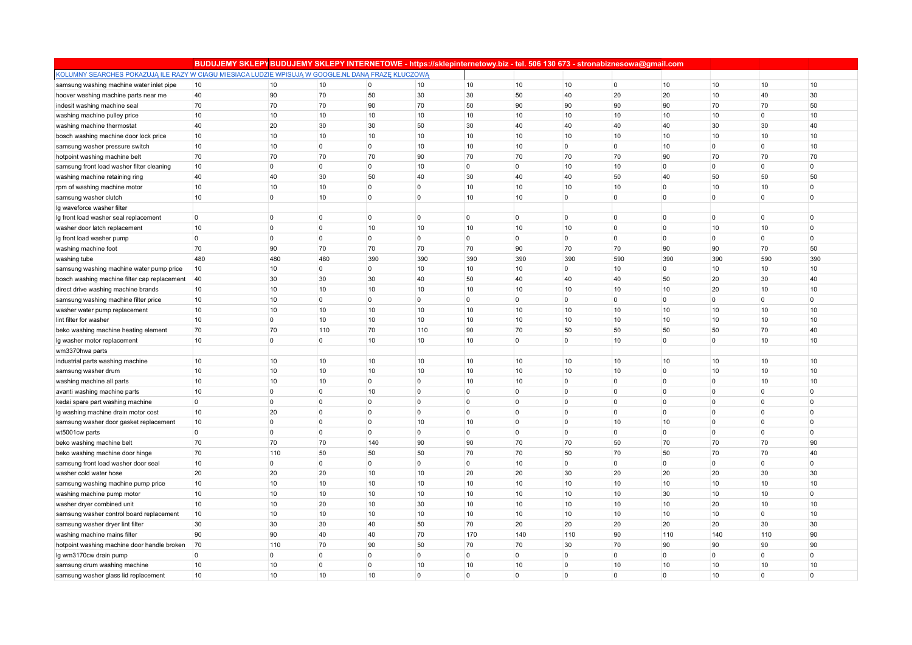| | BUDUJEMY SKLEPY BUDUJEMY SKLEPY INTERNETOWE - https://sklepinternetowy.biz - tel. 506 130 673 - stronabiznesowa@gmail.com | | | | | | | | | | | |
|---|---|---|---|---|---|---|---|---|---|---|---|---|
| KOLUMNY SEARCHES POKAZUJĄ ILE RAZY W CIAGU MIESIACA LUDZIE WPISUJĄ W GOOGLE.NL DANĄ FRAZĘ KLUCZOWĄ | | | | | | | | | | | | |
| samsung washing machine water inlet pipe | 10 | 10 | 10 | 0 | 10 | 10 | 10 | 10 | 0 | 10 | 10 | 10 | 10 |
| hoover washing machine parts near me | 40 | 90 | 70 | 50 | 30 | 30 | 50 | 40 | 20 | 20 | 10 | 40 | 30 |
| indesit washing machine seal | 70 | 70 | 70 | 90 | 70 | 50 | 90 | 90 | 90 | 90 | 70 | 70 | 50 |
| washing machine pulley price | 10 | 10 | 10 | 10 | 10 | 10 | 10 | 10 | 10 | 10 | 10 | 0 | 10 |
| washing machine thermostat | 40 | 20 | 30 | 30 | 50 | 30 | 40 | 40 | 40 | 40 | 30 | 30 | 40 |
| bosch washing machine door lock price | 10 | 10 | 10 | 10 | 10 | 10 | 10 | 10 | 10 | 10 | 10 | 10 | 10 |
| samsung washer pressure switch | 10 | 10 | 0 | 0 | 10 | 10 | 10 | 0 | 0 | 10 | 0 | 0 | 10 |
| hotpoint washing machine belt | 70 | 70 | 70 | 70 | 90 | 70 | 70 | 70 | 70 | 90 | 70 | 70 | 70 |
| samsung front load washer filter cleaning | 10 | 0 | 0 | 0 | 10 | 0 | 0 | 10 | 10 | 0 | 0 | 0 | 0 |
| washing machine retaining ring | 40 | 40 | 30 | 50 | 40 | 30 | 40 | 40 | 50 | 40 | 50 | 50 | 50 |
| rpm of washing machine motor | 10 | 10 | 10 | 0 | 0 | 10 | 10 | 10 | 10 | 0 | 10 | 10 | 0 |
| samsung washer clutch | 10 | 0 | 10 | 0 | 0 | 10 | 10 | 0 | 0 | 0 | 0 | 0 | 0 |
| lg waveforce washer filter | | | | | | | | | | | | | |
| lg front load washer seal replacement | 0 | 0 | 0 | 0 | 0 | 0 | 0 | 0 | 0 | 0 | 0 | 0 | 0 |
| washer door latch replacement | 10 | 0 | 0 | 10 | 10 | 10 | 10 | 10 | 0 | 0 | 10 | 10 | 0 |
| lg front load washer pump | 0 | 0 | 0 | 0 | 0 | 0 | 0 | 0 | 0 | 0 | 0 | 0 | 0 |
| washing machine foot | 70 | 90 | 70 | 70 | 70 | 70 | 90 | 70 | 70 | 90 | 90 | 70 | 50 |
| washing tube | 480 | 480 | 480 | 390 | 390 | 390 | 390 | 390 | 590 | 390 | 390 | 590 | 390 |
| samsung washing machine water pump price | 10 | 10 | 0 | 0 | 10 | 10 | 10 | 0 | 10 | 0 | 10 | 10 | 10 |
| bosch washing machine filter cap replacement | 40 | 30 | 30 | 30 | 40 | 50 | 40 | 40 | 40 | 50 | 20 | 30 | 40 |
| direct drive washing machine brands | 10 | 10 | 10 | 10 | 10 | 10 | 10 | 10 | 10 | 10 | 20 | 10 | 10 |
| samsung washing machine filter price | 10 | 10 | 0 | 0 | 0 | 0 | 0 | 0 | 0 | 0 | 0 | 0 | 0 |
| washer water pump replacement | 10 | 10 | 10 | 10 | 10 | 10 | 10 | 10 | 10 | 10 | 10 | 10 | 10 |
| lint filter for washer | 10 | 0 | 10 | 10 | 10 | 10 | 10 | 10 | 10 | 10 | 10 | 10 | 10 |
| beko washing machine heating element | 70 | 70 | 110 | 70 | 110 | 90 | 70 | 50 | 50 | 50 | 50 | 70 | 40 |
| lg washer motor replacement | 10 | 0 | 0 | 10 | 10 | 10 | 0 | 0 | 10 | 0 | 0 | 10 | 10 |
| wm3370hwa parts | | | | | | | | | | | | | |
| industrial parts washing machine | 10 | 10 | 10 | 10 | 10 | 10 | 10 | 10 | 10 | 10 | 10 | 10 | 10 |
| samsung washer drum | 10 | 10 | 10 | 10 | 10 | 10 | 10 | 10 | 10 | 0 | 10 | 10 | 10 |
| washing machine all parts | 10 | 10 | 10 | 0 | 0 | 10 | 10 | 0 | 0 | 0 | 0 | 10 | 10 |
| avanti washing machine parts | 10 | 0 | 0 | 10 | 0 | 0 | 0 | 0 | 0 | 0 | 0 | 0 | 0 |
| kedai spare part washing machine | 0 | 0 | 0 | 0 | 0 | 0 | 0 | 0 | 0 | 0 | 0 | 0 | 0 |
| lg washing machine drain motor cost | 10 | 20 | 0 | 0 | 0 | 0 | 0 | 0 | 0 | 0 | 0 | 0 | 0 |
| samsung washer door gasket replacement | 10 | 0 | 0 | 0 | 10 | 10 | 0 | 0 | 10 | 10 | 0 | 0 | 0 |
| wt5001cw parts | 0 | 0 | 0 | 0 | 0 | 0 | 0 | 0 | 0 | 0 | 0 | 0 | 0 |
| beko washing machine belt | 70 | 70 | 70 | 140 | 90 | 90 | 70 | 70 | 50 | 70 | 70 | 70 | 90 |
| beko washing machine door hinge | 70 | 110 | 50 | 50 | 50 | 70 | 70 | 50 | 70 | 50 | 70 | 70 | 40 |
| samsung front load washer door seal | 10 | 0 | 0 | 0 | 0 | 0 | 10 | 0 | 0 | 0 | 0 | 0 | 0 |
| washer cold water hose | 20 | 20 | 20 | 10 | 10 | 20 | 20 | 30 | 20 | 20 | 20 | 30 | 30 |
| samsung washing machine pump price | 10 | 10 | 10 | 10 | 10 | 10 | 10 | 10 | 10 | 10 | 10 | 10 | 10 |
| washing machine pump motor | 10 | 10 | 10 | 10 | 10 | 10 | 10 | 10 | 10 | 30 | 10 | 10 | 0 |
| washer dryer combined unit | 10 | 10 | 20 | 10 | 30 | 10 | 10 | 10 | 10 | 10 | 20 | 10 | 10 |
| samsung washer control board replacement | 10 | 10 | 10 | 10 | 10 | 10 | 10 | 10 | 10 | 10 | 10 | 0 | 10 |
| samsung washer dryer lint filter | 30 | 30 | 30 | 40 | 50 | 70 | 20 | 20 | 20 | 20 | 20 | 30 | 30 |
| washing machine mains filter | 90 | 90 | 40 | 40 | 70 | 170 | 140 | 110 | 90 | 110 | 140 | 110 | 90 |
| hotpoint washing machine door handle broken | 70 | 110 | 70 | 90 | 50 | 70 | 70 | 30 | 70 | 90 | 90 | 90 | 90 |
| lg wm3170cw drain pump | 0 | 0 | 0 | 0 | 0 | 0 | 0 | 0 | 0 | 0 | 0 | 0 | 0 |
| samsung drum washing machine | 10 | 10 | 0 | 0 | 10 | 10 | 10 | 0 | 10 | 10 | 10 | 10 | 10 |
| samsung washer glass lid replacement | 10 | 10 | 10 | 10 | 0 | 0 | 0 | 0 | 0 | 0 | 10 | 0 | 0 |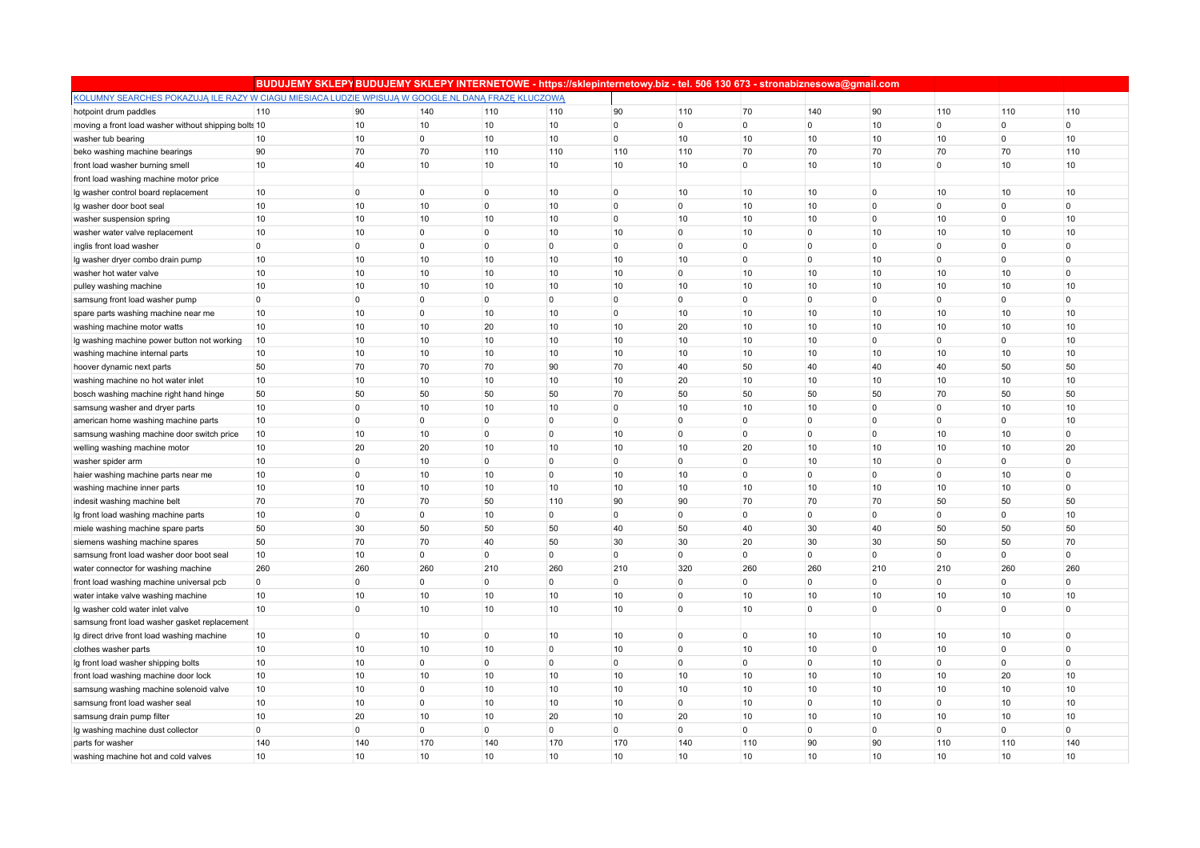| BUDUJEMY SKLEPY | BUDUJEMY SKLEPY INTERNETOWE - https://sklepinternetowy.biz - tel. 506 130 673 - stronabiznesowa@gmail.com | | | | | | | | | | | |
|---|---|---|---|---|---|---|---|---|---|---|---|---|
| KOLUMNY SEARCHES POKAZUJĄ ILE RAZY W CIĄGU MIESIĄCA LUDZIE WPISUJĄ W GOOGLE.NL DANĄ FRAZĘ KLUCZOWĄ | | | | | | | | | | | | |
| hotpoint drum paddles | 110 | 90 | 140 | 110 | 110 | 90 | 110 | 70 | 140 | 90 | 110 | 110 | 110 |
| moving a front load washer without shipping bolts | 10 | 10 | 10 | 10 | 10 | 0 | 0 | 0 | 0 | 10 | 0 | 0 | 0 |
| washer tub bearing | 10 | 10 | 0 | 10 | 10 | 0 | 10 | 10 | 10 | 10 | 10 | 0 | 10 |
| beko washing machine bearings | 90 | 70 | 70 | 110 | 110 | 110 | 110 | 70 | 70 | 70 | 70 | 70 | 110 |
| front load washer burning smell | 10 | 40 | 10 | 10 | 10 | 10 | 10 | 0 | 10 | 10 | 0 | 10 | 10 |
| front load washing machine motor price | | | | | | | | | | | | | |
| lg washer control board replacement | 10 | 0 | 0 | 0 | 10 | 0 | 10 | 10 | 10 | 0 | 10 | 10 | 10 |
| lg washer door boot seal | 10 | 10 | 10 | 0 | 10 | 0 | 0 | 10 | 10 | 0 | 0 | 0 | 0 |
| washer suspension spring | 10 | 10 | 10 | 10 | 10 | 0 | 10 | 10 | 10 | 0 | 10 | 0 | 10 |
| washer water valve replacement | 10 | 10 | 0 | 0 | 10 | 10 | 0 | 10 | 0 | 10 | 10 | 10 | 10 |
| inglis front load washer | 0 | 0 | 0 | 0 | 0 | 0 | 0 | 0 | 0 | 0 | 0 | 0 | 0 |
| lg washer dryer combo drain pump | 10 | 10 | 10 | 10 | 10 | 10 | 10 | 0 | 0 | 10 | 0 | 0 | 0 |
| washer hot water valve | 10 | 10 | 10 | 10 | 10 | 10 | 0 | 10 | 10 | 10 | 10 | 10 | 0 |
| pulley washing machine | 10 | 10 | 10 | 10 | 10 | 10 | 10 | 10 | 10 | 10 | 10 | 10 | 10 |
| samsung front load washer pump | 0 | 0 | 0 | 0 | 0 | 0 | 0 | 0 | 0 | 0 | 0 | 0 | 0 |
| spare parts washing machine near me | 10 | 10 | 0 | 10 | 10 | 0 | 10 | 10 | 10 | 10 | 10 | 10 | 10 |
| washing machine motor watts | 10 | 10 | 10 | 20 | 10 | 10 | 20 | 10 | 10 | 10 | 10 | 10 | 10 |
| lg washing machine power button not working | 10 | 10 | 10 | 10 | 10 | 10 | 10 | 10 | 10 | 0 | 0 | 0 | 10 |
| washing machine internal parts | 10 | 10 | 10 | 10 | 10 | 10 | 10 | 10 | 10 | 10 | 10 | 10 | 10 |
| hoover dynamic next parts | 50 | 70 | 70 | 70 | 90 | 70 | 40 | 50 | 40 | 40 | 40 | 50 | 50 |
| washing machine no hot water inlet | 10 | 10 | 10 | 10 | 10 | 10 | 20 | 10 | 10 | 10 | 10 | 10 | 10 |
| bosch washing machine right hand hinge | 50 | 50 | 50 | 50 | 50 | 70 | 50 | 50 | 50 | 50 | 70 | 50 | 50 |
| samsung washer and dryer parts | 10 | 0 | 10 | 10 | 10 | 0 | 10 | 10 | 10 | 0 | 0 | 10 | 10 |
| american home washing machine parts | 10 | 0 | 0 | 0 | 0 | 0 | 0 | 0 | 0 | 0 | 0 | 0 | 10 |
| samsung washing machine door switch price | 10 | 10 | 10 | 0 | 0 | 10 | 0 | 0 | 0 | 0 | 10 | 10 | 0 |
| welling washing machine motor | 10 | 20 | 20 | 10 | 10 | 10 | 10 | 20 | 10 | 10 | 10 | 10 | 20 |
| washer spider arm | 10 | 0 | 10 | 0 | 0 | 0 | 0 | 0 | 10 | 10 | 0 | 0 | 0 |
| haier washing machine parts near me | 10 | 0 | 10 | 10 | 0 | 10 | 10 | 0 | 0 | 0 | 0 | 10 | 0 |
| washing machine inner parts | 10 | 10 | 10 | 10 | 10 | 10 | 10 | 10 | 10 | 10 | 10 | 10 | 0 |
| indesit washing machine belt | 70 | 70 | 70 | 50 | 110 | 90 | 90 | 70 | 70 | 70 | 50 | 50 | 50 |
| lg front load washing machine parts | 10 | 0 | 0 | 10 | 0 | 0 | 0 | 0 | 0 | 0 | 0 | 0 | 10 |
| miele washing machine spare parts | 50 | 30 | 50 | 50 | 50 | 40 | 50 | 40 | 30 | 40 | 50 | 50 | 50 |
| siemens washing machine spares | 50 | 70 | 70 | 40 | 50 | 30 | 30 | 20 | 30 | 30 | 50 | 50 | 70 |
| samsung front load washer door boot seal | 10 | 10 | 0 | 0 | 0 | 0 | 0 | 0 | 0 | 0 | 0 | 0 | 0 |
| water connector for washing machine | 260 | 260 | 260 | 210 | 260 | 210 | 320 | 260 | 260 | 210 | 210 | 260 | 260 |
| front load washing machine universal pcb | 0 | 0 | 0 | 0 | 0 | 0 | 0 | 0 | 0 | 0 | 0 | 0 | 0 |
| water intake valve washing machine | 10 | 10 | 10 | 10 | 10 | 10 | 0 | 10 | 10 | 10 | 10 | 10 | 10 |
| lg washer cold water inlet valve | 10 | 0 | 10 | 10 | 10 | 10 | 0 | 10 | 0 | 0 | 0 | 0 | 0 |
| samsung front load washer gasket replacement | | | | | | | | | | | | | |
| lg direct drive front load washing machine | 10 | 0 | 10 | 0 | 10 | 10 | 0 | 0 | 10 | 10 | 10 | 10 | 0 |
| clothes washer parts | 10 | 10 | 10 | 10 | 0 | 10 | 0 | 10 | 10 | 0 | 10 | 0 | 10 |
| lg front load washer shipping bolts | 10 | 10 | 0 | 0 | 0 | 0 | 0 | 0 | 0 | 10 | 0 | 0 | 0 |
| front load washing machine door lock | 10 | 10 | 10 | 10 | 10 | 10 | 10 | 10 | 10 | 10 | 10 | 20 | 10 |
| samsung washing machine solenoid valve | 10 | 10 | 0 | 10 | 10 | 10 | 10 | 10 | 10 | 10 | 10 | 10 | 10 |
| samsung front load washer seal | 10 | 10 | 0 | 10 | 10 | 10 | 0 | 10 | 0 | 10 | 0 | 10 | 10 |
| samsung drain pump filter | 10 | 20 | 10 | 10 | 20 | 10 | 20 | 10 | 10 | 10 | 10 | 10 | 10 |
| lg washing machine dust collector | 0 | 0 | 0 | 0 | 0 | 0 | 0 | 0 | 0 | 0 | 0 | 0 | 0 |
| parts for washer | 140 | 140 | 170 | 140 | 170 | 170 | 140 | 110 | 90 | 90 | 110 | 110 | 140 |
| washing machine hot and cold valves | 10 | 10 | 10 | 10 | 10 | 10 | 10 | 10 | 10 | 10 | 10 | 10 | 10 |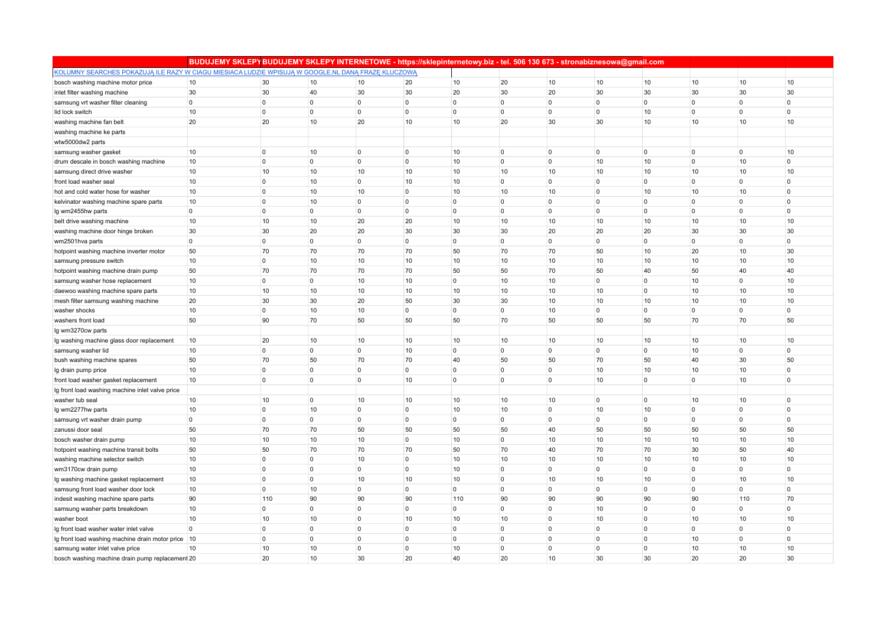| | | | | | | | | | | | | | |
|---|---|---|---|---|---|---|---|---|---|---|---|---|---|
| | BUDUJEMY SKLEPY | BUDUJEMY SKLEPY INTERNETOWE - https://sklepinternetowy.biz - tel. 506 130 673 - stronabiznesowa@gmail.com | | | | | | | | | | | |
| KOLUMNY SEARCHES POKAZUJĄ ILE RAZY W CIĄGU MIESIĄCA LUDZIE WPISUJĄ W GOOGLE.NL DANĄ FRAZĘ KLUCZOWĄ | | | | | | | | | | | | | |
| bosch washing machine motor price | 10 | 30 | 10 | 10 | 20 | 10 | 20 | 10 | 10 | 10 | 10 | 10 | 10 |
| inlet filter washing machine | 30 | 30 | 40 | 30 | 30 | 20 | 30 | 20 | 30 | 30 | 30 | 30 | 30 |
| samsung vrt washer filter cleaning | 0 | 0 | 0 | 0 | 0 | 0 | 0 | 0 | 0 | 0 | 0 | 0 | 0 |
| lid lock switch | 10 | 0 | 0 | 0 | 0 | 0 | 0 | 0 | 0 | 10 | 0 | 0 | 0 |
| washing machine fan belt | 20 | 20 | 10 | 20 | 10 | 10 | 20 | 30 | 30 | 10 | 10 | 10 | 10 |
| washing machine ke parts | | | | | | | | | | | | | |
| wtw5000dw2 parts | | | | | | | | | | | | | |
| samsung washer gasket | 10 | 0 | 10 | 0 | 10 | 10 | 0 | 0 | 0 | 0 | 0 | 0 | 10 |
| drum descale in bosch washing machine | 10 | 0 | 0 | 0 | 0 | 10 | 0 | 0 | 10 | 10 | 0 | 10 | 0 |
| samsung direct drive washer | 10 | 10 | 10 | 10 | 10 | 10 | 10 | 10 | 10 | 10 | 10 | 10 | 10 |
| front load washer seal | 10 | 0 | 10 | 0 | 10 | 10 | 0 | 0 | 0 | 0 | 0 | 0 | 0 |
| hot and cold water hose for washer | 10 | 0 | 10 | 10 | 0 | 10 | 10 | 10 | 0 | 10 | 10 | 10 | 0 |
| kelvinator washing machine spare parts | 10 | 0 | 10 | 0 | 0 | 0 | 0 | 0 | 0 | 0 | 0 | 0 | 0 |
| lg wm2455hw parts | 0 | 0 | 0 | 0 | 0 | 0 | 0 | 0 | 0 | 0 | 0 | 0 | 0 |
| belt drive washing machine | 10 | 10 | 10 | 20 | 20 | 10 | 10 | 10 | 10 | 10 | 10 | 10 | 10 |
| washing machine door hinge broken | 30 | 30 | 20 | 20 | 30 | 30 | 30 | 20 | 20 | 20 | 30 | 30 | 30 |
| wm2501hva parts | 0 | 0 | 0 | 0 | 0 | 0 | 0 | 0 | 0 | 0 | 0 | 0 | 0 |
| hotpoint washing machine inverter motor | 50 | 70 | 70 | 70 | 70 | 50 | 70 | 70 | 50 | 10 | 20 | 10 | 30 |
| samsung pressure switch | 10 | 0 | 10 | 10 | 10 | 10 | 10 | 10 | 10 | 10 | 10 | 10 | 10 |
| hotpoint washing machine drain pump | 50 | 70 | 70 | 70 | 70 | 50 | 50 | 70 | 50 | 40 | 50 | 40 | 40 |
| samsung washer hose replacement | 10 | 0 | 0 | 10 | 10 | 0 | 10 | 10 | 0 | 0 | 10 | 0 | 10 |
| daewoo washing machine spare parts | 10 | 10 | 10 | 10 | 10 | 10 | 10 | 10 | 10 | 0 | 10 | 10 | 10 |
| mesh filter samsung washing machine | 20 | 30 | 30 | 20 | 50 | 30 | 30 | 10 | 10 | 10 | 10 | 10 | 10 |
| washer shocks | 10 | 0 | 10 | 10 | 0 | 0 | 0 | 10 | 0 | 0 | 0 | 0 | 0 |
| washers front load | 50 | 90 | 70 | 50 | 50 | 50 | 70 | 50 | 50 | 50 | 70 | 70 | 50 |
| lg wm3270cw parts | | | | | | | | | | | | | |
| lg washing machine glass door replacement | 10 | 20 | 10 | 10 | 10 | 10 | 10 | 10 | 10 | 10 | 10 | 10 | 10 |
| samsung washer lid | 10 | 0 | 0 | 0 | 10 | 0 | 0 | 0 | 0 | 0 | 10 | 0 | 0 |
| bush washing machine spares | 50 | 70 | 50 | 70 | 70 | 40 | 50 | 50 | 70 | 50 | 40 | 30 | 50 |
| lg drain pump price | 10 | 0 | 0 | 0 | 0 | 0 | 0 | 0 | 10 | 10 | 10 | 10 | 0 |
| front load washer gasket replacement | 10 | 0 | 0 | 0 | 10 | 0 | 0 | 0 | 10 | 0 | 0 | 10 | 0 |
| lg front load washing machine inlet valve price | | | | | | | | | | | | | |
| washer tub seal | 10 | 10 | 0 | 10 | 10 | 10 | 10 | 10 | 0 | 0 | 10 | 10 | 0 |
| lg wm2277hw parts | 10 | 0 | 10 | 0 | 0 | 10 | 10 | 0 | 10 | 10 | 0 | 0 | 0 |
| samsung vrt washer drain pump | 0 | 0 | 0 | 0 | 0 | 0 | 0 | 0 | 0 | 0 | 0 | 0 | 0 |
| zanussi door seal | 50 | 70 | 70 | 50 | 50 | 50 | 50 | 40 | 50 | 50 | 50 | 50 | 50 |
| bosch washer drain pump | 10 | 10 | 10 | 10 | 0 | 10 | 0 | 10 | 10 | 10 | 10 | 10 | 10 |
| hotpoint washing machine transit bolts | 50 | 50 | 70 | 70 | 70 | 50 | 70 | 40 | 70 | 70 | 30 | 50 | 40 |
| washing machine selector switch | 10 | 0 | 0 | 10 | 0 | 10 | 10 | 10 | 10 | 10 | 10 | 10 | 10 |
| wm3170cw drain pump | 10 | 0 | 0 | 0 | 0 | 10 | 0 | 0 | 0 | 0 | 0 | 0 | 0 |
| lg washing machine gasket replacement | 10 | 0 | 0 | 10 | 10 | 10 | 0 | 10 | 10 | 10 | 0 | 10 | 10 |
| samsung front load washer door lock | 10 | 0 | 10 | 0 | 0 | 0 | 0 | 0 | 0 | 0 | 0 | 0 | 0 |
| indesit washing machine spare parts | 90 | 110 | 90 | 90 | 90 | 110 | 90 | 90 | 90 | 90 | 90 | 110 | 70 |
| samsung washer parts breakdown | 10 | 0 | 0 | 0 | 0 | 0 | 0 | 0 | 10 | 0 | 0 | 0 | 0 |
| washer boot | 10 | 10 | 10 | 0 | 10 | 10 | 10 | 0 | 10 | 0 | 10 | 10 | 10 |
| lg front load washer water inlet valve | 0 | 0 | 0 | 0 | 0 | 0 | 0 | 0 | 0 | 0 | 0 | 0 | 0 |
| lg front load washing machine drain motor price | 10 | 0 | 0 | 0 | 0 | 0 | 0 | 0 | 0 | 0 | 10 | 0 | 0 |
| samsung water inlet valve price | 10 | 10 | 10 | 0 | 0 | 10 | 0 | 0 | 0 | 0 | 10 | 10 | 10 |
| bosch washing machine drain pump replacement | 20 | 20 | 10 | 30 | 20 | 40 | 20 | 10 | 30 | 30 | 20 | 20 | 30 |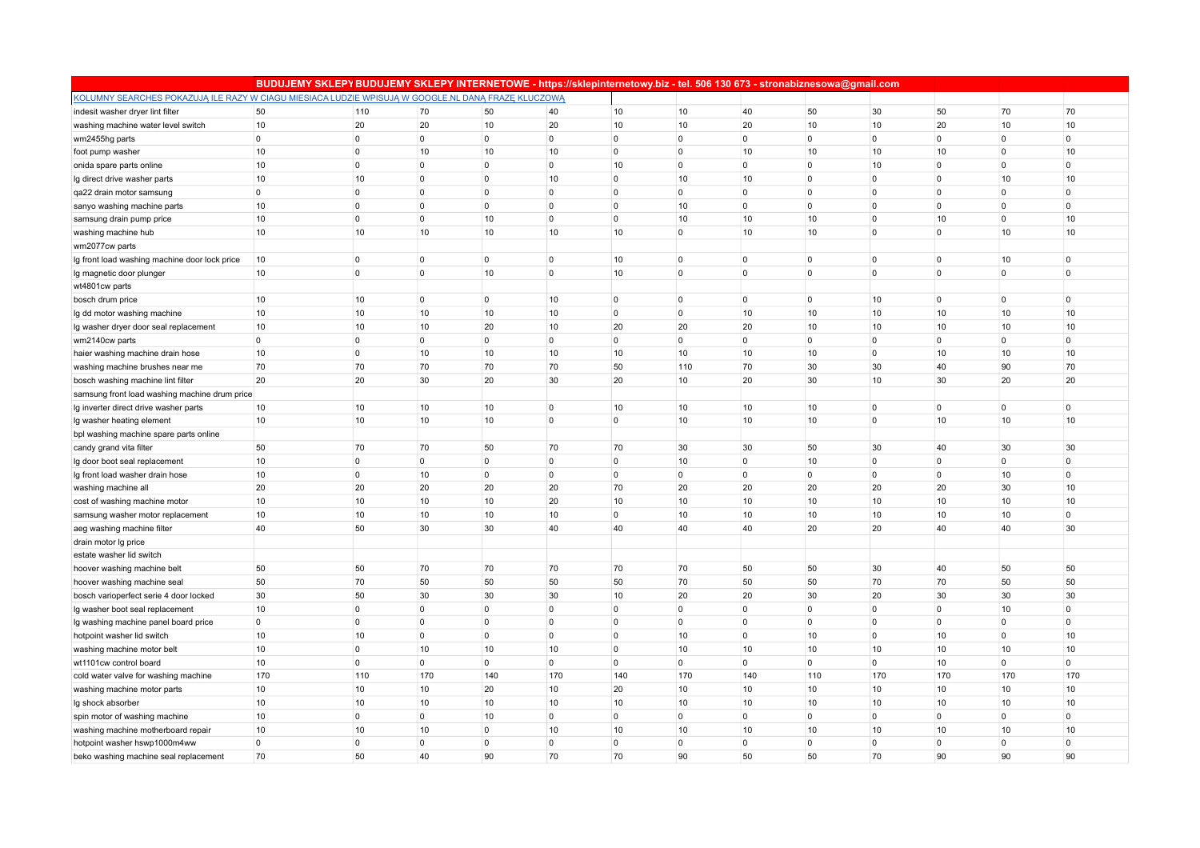| | | | | | | | | | | | | |
|---|---|---|---|---|---|---|---|---|---|---|---|---|
| | BUDUJEMY SKLEPY | BUDUJEMY SKLEPY INTERNETOWE - https://sklepinternetowy.biz - tel. 506 130 673 - stronabiznesowa@gmail.com | | | | | | | | | | |
| KOLUMNY SEARCHES POKAZUJĄ ILE RAZY W CIĄGU MIESIĄCA LUDZIE WPISUJĄ W GOOGLE.NL DANĄ FRAZĘ KLUCZOWĄ | | | | | | | | | | | | |
| indesit washer dryer lint filter | 50 | 110 | 70 | 50 | 40 | 10 | 10 | 40 | 50 | 30 | 50 | 70 | 70 |
| washing machine water level switch | 10 | 20 | 20 | 10 | 20 | 10 | 10 | 20 | 10 | 10 | 20 | 10 | 10 |
| wm2455hg parts | 0 | 0 | 0 | 0 | 0 | 0 | 0 | 0 | 0 | 0 | 0 | 0 | 0 |
| foot pump washer | 10 | 0 | 10 | 10 | 10 | 0 | 0 | 10 | 10 | 10 | 10 | 0 | 10 |
| onida spare parts online | 10 | 0 | 0 | 0 | 0 | 10 | 0 | 0 | 0 | 10 | 0 | 0 | 0 |
| lg direct drive washer parts | 10 | 10 | 0 | 0 | 10 | 0 | 10 | 10 | 0 | 0 | 0 | 10 | 10 |
| qa22 drain motor samsung | 0 | 0 | 0 | 0 | 0 | 0 | 0 | 0 | 0 | 0 | 0 | 0 | 0 |
| sanyo washing machine parts | 10 | 0 | 0 | 0 | 0 | 0 | 10 | 0 | 0 | 0 | 0 | 0 | 0 |
| samsung drain pump price | 10 | 0 | 0 | 10 | 0 | 0 | 10 | 10 | 10 | 0 | 10 | 0 | 10 |
| washing machine hub | 10 | 10 | 10 | 10 | 10 | 10 | 0 | 10 | 10 | 0 | 0 | 10 | 10 |
| wm2077cw parts | | | | | | | | | | | | | |
| lg front load washing machine door lock price | 10 | 0 | 0 | 0 | 0 | 10 | 0 | 0 | 0 | 0 | 0 | 10 | 0 |
| lg magnetic door plunger | 10 | 0 | 0 | 10 | 0 | 10 | 0 | 0 | 0 | 0 | 0 | 0 | 0 |
| wt4801cw parts | | | | | | | | | | | | | |
| bosch drum price | 10 | 10 | 0 | 0 | 10 | 0 | 0 | 0 | 0 | 10 | 0 | 0 | 0 |
| lg dd motor washing machine | 10 | 10 | 10 | 10 | 10 | 0 | 0 | 10 | 10 | 10 | 10 | 10 | 10 |
| lg washer dryer door seal replacement | 10 | 10 | 10 | 20 | 10 | 20 | 20 | 20 | 10 | 10 | 10 | 10 | 10 |
| wm2140cw parts | 0 | 0 | 0 | 0 | 0 | 0 | 0 | 0 | 0 | 0 | 0 | 0 | 0 |
| haier washing machine drain hose | 10 | 0 | 10 | 10 | 10 | 10 | 10 | 10 | 10 | 0 | 10 | 10 | 10 |
| washing machine brushes near me | 70 | 70 | 70 | 70 | 70 | 50 | 110 | 70 | 30 | 30 | 40 | 90 | 70 |
| bosch washing machine lint filter | 20 | 20 | 30 | 20 | 30 | 20 | 10 | 20 | 30 | 10 | 30 | 20 | 20 |
| samsung front load washing machine drum price | | | | | | | | | | | | | |
| lg inverter direct drive washer parts | 10 | 10 | 10 | 10 | 0 | 10 | 10 | 10 | 10 | 0 | 0 | 0 | 0 |
| lg washer heating element | 10 | 10 | 10 | 10 | 0 | 0 | 10 | 10 | 10 | 0 | 10 | 10 | 10 |
| bpl washing machine spare parts online | | | | | | | | | | | | | |
| candy grand vita filter | 50 | 70 | 70 | 50 | 70 | 70 | 30 | 30 | 50 | 30 | 40 | 30 | 30 |
| lg door boot seal replacement | 10 | 0 | 0 | 0 | 0 | 0 | 10 | 0 | 10 | 0 | 0 | 0 | 0 |
| lg front load washer drain hose | 10 | 0 | 10 | 0 | 0 | 0 | 0 | 0 | 0 | 0 | 0 | 10 | 0 |
| washing machine all | 20 | 20 | 20 | 20 | 20 | 70 | 20 | 20 | 20 | 20 | 20 | 30 | 10 |
| cost of washing machine motor | 10 | 10 | 10 | 10 | 20 | 10 | 10 | 10 | 10 | 10 | 10 | 10 | 10 |
| samsung washer motor replacement | 10 | 10 | 10 | 10 | 10 | 0 | 10 | 10 | 10 | 10 | 10 | 10 | 0 |
| aeg washing machine filter | 40 | 50 | 30 | 30 | 40 | 40 | 40 | 40 | 20 | 20 | 40 | 40 | 30 |
| drain motor lg price | | | | | | | | | | | | | |
| estate washer lid switch | | | | | | | | | | | | | |
| hoover washing machine belt | 50 | 50 | 70 | 70 | 70 | 70 | 70 | 50 | 50 | 30 | 40 | 50 | 50 |
| hoover washing machine seal | 50 | 70 | 50 | 50 | 50 | 50 | 70 | 50 | 50 | 70 | 70 | 50 | 50 |
| bosch varioperfect serie 4 door locked | 30 | 50 | 30 | 30 | 30 | 10 | 20 | 20 | 30 | 20 | 30 | 30 | 30 |
| lg washer boot seal replacement | 10 | 0 | 0 | 0 | 0 | 0 | 0 | 0 | 0 | 0 | 0 | 10 | 0 |
| lg washing machine panel board price | 0 | 0 | 0 | 0 | 0 | 0 | 0 | 0 | 0 | 0 | 0 | 0 | 0 |
| hotpoint washer lid switch | 10 | 10 | 0 | 0 | 0 | 0 | 10 | 0 | 10 | 0 | 10 | 0 | 10 |
| washing machine motor belt | 10 | 0 | 10 | 10 | 10 | 0 | 10 | 10 | 10 | 10 | 10 | 10 | 10 |
| wt1101cw control board | 10 | 0 | 0 | 0 | 0 | 0 | 0 | 0 | 0 | 0 | 10 | 0 | 0 |
| cold water valve for washing machine | 170 | 110 | 170 | 140 | 170 | 140 | 170 | 140 | 110 | 170 | 170 | 170 | 170 |
| washing machine motor parts | 10 | 10 | 10 | 20 | 10 | 20 | 10 | 10 | 10 | 10 | 10 | 10 | 10 |
| lg shock absorber | 10 | 10 | 10 | 10 | 10 | 10 | 10 | 10 | 10 | 10 | 10 | 10 | 10 |
| spin motor of washing machine | 10 | 0 | 0 | 10 | 0 | 0 | 0 | 0 | 0 | 0 | 0 | 0 | 0 |
| washing machine motherboard repair | 10 | 10 | 10 | 0 | 10 | 10 | 10 | 10 | 10 | 10 | 10 | 10 | 10 |
| hotpoint washer hswp1000m4ww | 0 | 0 | 0 | 0 | 0 | 0 | 0 | 0 | 0 | 0 | 0 | 0 | 0 |
| beko washing machine seal replacement | 70 | 50 | 40 | 90 | 70 | 70 | 90 | 50 | 50 | 70 | 90 | 90 | 90 |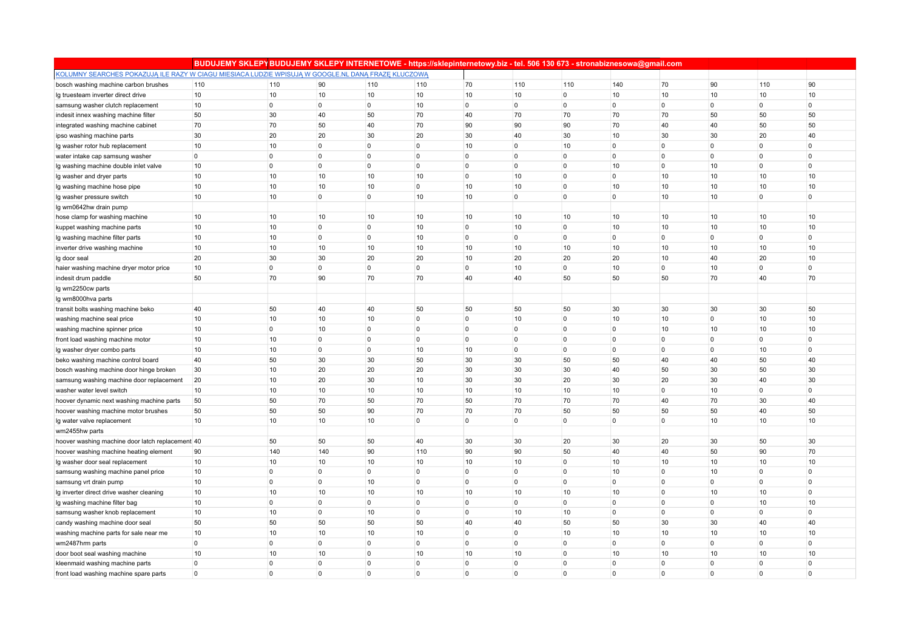| | BUDUJEMY SKLEPY | BUDUJEMY SKLEPY INTERNETOWE - https://sklepinternetowy.biz - tel. 506 130 673 - stronabiznesowa@gmail.com | | | | | | | | | | |
|---|---|---|---|---|---|---|---|---|---|---|---|---|
| KOLUMNY SEARCHES POKAZUJĄ ILE RAZY W CIAGU MIESIACA LUDZIE WPISUJĄ W GOOGLE.NL DANĄ FRAZĘ KLUCZOWĄ | | | | | | | | | | | | |
| bosch washing machine carbon brushes | 110 | 110 | 90 | 110 | 110 | 70 | 110 | 110 | 140 | 70 | 90 | 110 | 90 |
| lg truesteam inverter direct drive | 10 | 10 | 10 | 10 | 10 | 10 | 10 | 0 | 10 | 10 | 10 | 10 | 10 |
| samsung washer clutch replacement | 10 | 0 | 0 | 0 | 10 | 0 | 0 | 0 | 0 | 0 | 0 | 0 | 0 |
| indesit innex washing machine filter | 50 | 30 | 40 | 50 | 70 | 40 | 70 | 70 | 70 | 70 | 50 | 50 | 50 |
| integrated washing machine cabinet | 70 | 70 | 50 | 40 | 70 | 90 | 90 | 90 | 70 | 40 | 40 | 50 | 50 |
| ipso washing machine parts | 30 | 20 | 20 | 30 | 20 | 30 | 40 | 30 | 10 | 30 | 30 | 20 | 40 |
| lg washer rotor hub replacement | 10 | 10 | 0 | 0 | 0 | 10 | 0 | 10 | 0 | 0 | 0 | 0 | 0 |
| water intake cap samsung washer | 0 | 0 | 0 | 0 | 0 | 0 | 0 | 0 | 0 | 0 | 0 | 0 | 0 |
| lg washing machine double inlet valve | 10 | 0 | 0 | 0 | 0 | 0 | 0 | 0 | 10 | 0 | 10 | 0 | 0 |
| lg washer and dryer parts | 10 | 10 | 10 | 10 | 10 | 0 | 10 | 0 | 0 | 10 | 10 | 10 | 10 |
| lg washing machine hose pipe | 10 | 10 | 10 | 10 | 0 | 10 | 10 | 0 | 10 | 10 | 10 | 10 | 10 |
| lg washer pressure switch | 10 | 10 | 0 | 0 | 10 | 10 | 0 | 0 | 0 | 10 | 10 | 0 | 0 |
| lg wm0642hw drain pump | | | | | | | | | | | | | |
| hose clamp for washing machine | 10 | 10 | 10 | 10 | 10 | 10 | 10 | 10 | 10 | 10 | 10 | 10 | 10 |
| kuppet washing machine parts | 10 | 10 | 0 | 0 | 10 | 0 | 10 | 0 | 10 | 10 | 10 | 10 | 10 |
| lg washing machine filter parts | 10 | 10 | 0 | 0 | 10 | 0 | 0 | 0 | 0 | 0 | 0 | 0 | 0 |
| inverter drive washing machine | 10 | 10 | 10 | 10 | 10 | 10 | 10 | 10 | 10 | 10 | 10 | 10 | 10 |
| lg door seal | 20 | 30 | 30 | 20 | 20 | 10 | 20 | 20 | 20 | 10 | 40 | 20 | 10 |
| haier washing machine dryer motor price | 10 | 0 | 0 | 0 | 0 | 0 | 10 | 0 | 10 | 0 | 10 | 0 | 0 |
| indesit drum paddle | 50 | 70 | 90 | 70 | 70 | 40 | 40 | 50 | 50 | 50 | 70 | 40 | 70 |
| lg wm2250cw parts | | | | | | | | | | | | | |
| lg wm8000hva parts | | | | | | | | | | | | | |
| transit bolts washing machine beko | 40 | 50 | 40 | 40 | 50 | 50 | 50 | 50 | 30 | 30 | 30 | 30 | 50 |
| washing machine seal price | 10 | 10 | 10 | 10 | 0 | 0 | 10 | 0 | 10 | 10 | 0 | 10 | 10 |
| washing machine spinner price | 10 | 0 | 10 | 0 | 0 | 0 | 0 | 0 | 0 | 10 | 10 | 10 | 10 |
| front load washing machine motor | 10 | 10 | 0 | 0 | 0 | 0 | 0 | 0 | 0 | 0 | 0 | 0 | 0 |
| lg washer dryer combo parts | 10 | 10 | 0 | 0 | 10 | 10 | 0 | 0 | 0 | 0 | 0 | 10 | 0 |
| beko washing machine control board | 40 | 50 | 30 | 30 | 50 | 30 | 30 | 50 | 50 | 40 | 40 | 50 | 40 |
| bosch washing machine door hinge broken | 30 | 10 | 20 | 20 | 20 | 30 | 30 | 30 | 40 | 50 | 30 | 50 | 30 |
| samsung washing machine door replacement | 20 | 10 | 20 | 30 | 10 | 30 | 30 | 20 | 30 | 20 | 30 | 40 | 30 |
| washer water level switch | 10 | 10 | 10 | 10 | 10 | 10 | 10 | 10 | 10 | 0 | 10 | 0 | 0 |
| hoover dynamic next washing machine parts | 50 | 50 | 70 | 50 | 70 | 50 | 70 | 70 | 70 | 40 | 70 | 30 | 40 |
| hoover washing machine motor brushes | 50 | 50 | 50 | 90 | 70 | 70 | 70 | 50 | 50 | 50 | 50 | 40 | 50 |
| lg water valve replacement | 10 | 10 | 10 | 10 | 0 | 0 | 0 | 0 | 0 | 0 | 10 | 10 | 10 |
| wm2455hw parts | | | | | | | | | | | | | |
| hoover washing machine door latch replacement | 40 | 50 | 50 | 50 | 40 | 30 | 30 | 20 | 30 | 20 | 30 | 50 | 30 |
| hoover washing machine heating element | 90 | 140 | 140 | 90 | 110 | 90 | 90 | 50 | 40 | 40 | 50 | 90 | 70 |
| lg washer door seal replacement | 10 | 10 | 10 | 10 | 10 | 10 | 10 | 0 | 10 | 10 | 10 | 10 | 10 |
| samsung washing machine panel price | 10 | 0 | 0 | 0 | 0 | 0 | 0 | 0 | 10 | 0 | 10 | 0 | 0 |
| samsung vrt drain pump | 10 | 0 | 0 | 10 | 0 | 0 | 0 | 0 | 0 | 0 | 0 | 0 | 0 |
| lg inverter direct drive washer cleaning | 10 | 10 | 10 | 10 | 10 | 10 | 10 | 10 | 10 | 0 | 10 | 10 | 0 |
| lg washing machine filter bag | 10 | 0 | 0 | 0 | 0 | 0 | 0 | 0 | 0 | 0 | 0 | 10 | 10 |
| samsung washer knob replacement | 10 | 10 | 0 | 10 | 0 | 0 | 10 | 10 | 0 | 0 | 0 | 0 | 0 |
| candy washing machine door seal | 50 | 50 | 50 | 50 | 50 | 40 | 40 | 50 | 50 | 30 | 30 | 40 | 40 |
| washing machine parts for sale near me | 10 | 10 | 10 | 10 | 10 | 0 | 0 | 10 | 10 | 10 | 10 | 10 | 10 |
| wm2487hrm parts | 0 | 0 | 0 | 0 | 0 | 0 | 0 | 0 | 0 | 0 | 0 | 0 | 0 |
| door boot seal washing machine | 10 | 10 | 10 | 0 | 10 | 10 | 10 | 0 | 10 | 10 | 10 | 10 | 10 |
| kleenmaid washing machine parts | 0 | 0 | 0 | 0 | 0 | 0 | 0 | 0 | 0 | 0 | 0 | 0 | 0 |
| front load washing machine spare parts | 0 | 0 | 0 | 0 | 0 | 0 | 0 | 0 | 0 | 0 | 0 | 0 | 0 |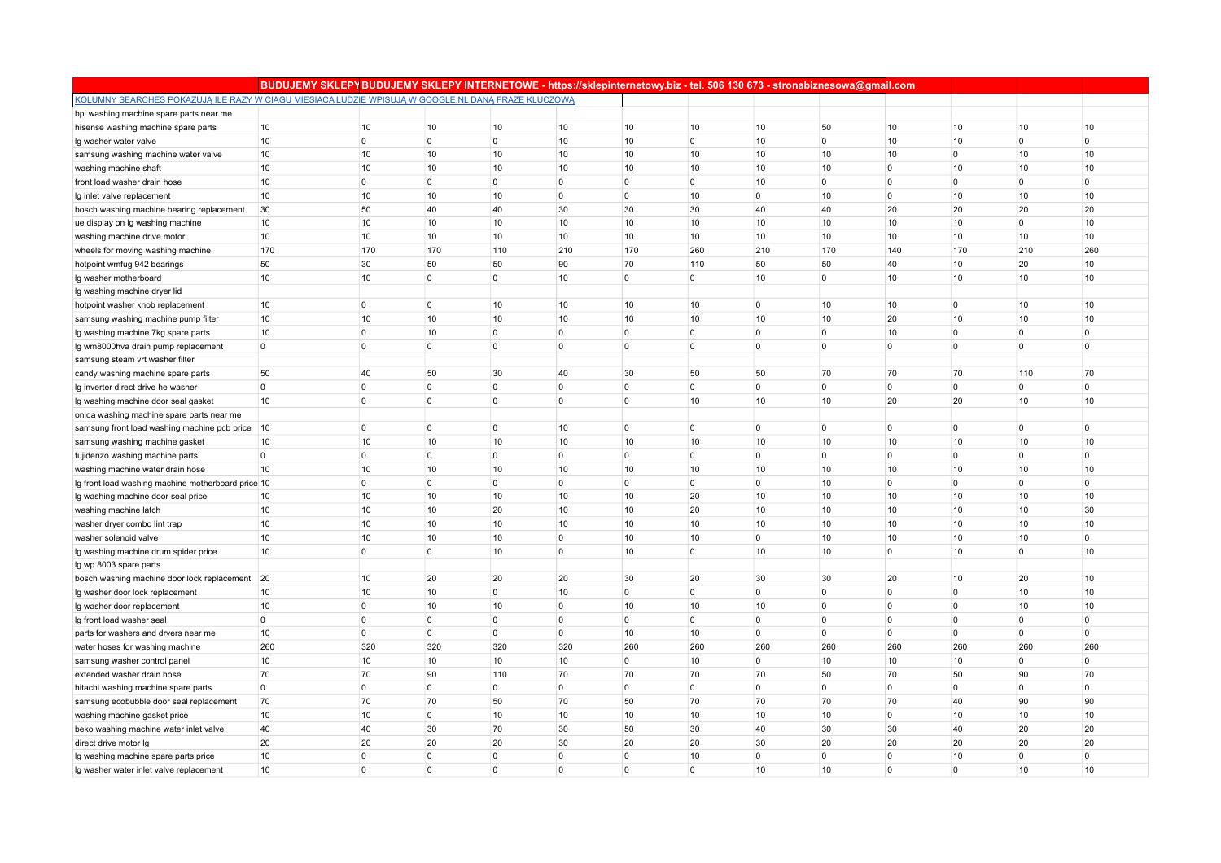| | | | | | | | | | | | | | |
|---|---|---|---|---|---|---|---|---|---|---|---|---|---|
| | BUDUJEMY SKLEPY | BUDUJEMY SKLEPY INTERNETOWE - https://sklepinternetowy.biz - tel. 506 130 673 - stronabiznesowa@gmail.com | | | | | | | | | | | |
| KOLUMNY SEARCHES POKAZUJĄ ILE RAZY W CIAGU MIESIACA LUDZIE WPISUJĄ W GOOGLE.NL DANĄ FRAZĘ KLUCZOWĄ | | | | | | | | | | | | | |
| bpl washing machine spare parts near me | | | | | | | | | | | | | |
| hisense washing machine spare parts | 10 | 10 | 10 | 10 | 10 | 10 | 10 | 10 | 50 | 10 | 10 | 10 | 10 |
| lg washer water valve | 10 | 0 | 0 | 0 | 10 | 10 | 0 | 10 | 0 | 10 | 10 | 0 | 0 |
| samsung washing machine water valve | 10 | 10 | 10 | 10 | 10 | 10 | 10 | 10 | 10 | 10 | 0 | 10 | 10 |
| washing machine shaft | 10 | 10 | 10 | 10 | 10 | 10 | 10 | 10 | 10 | 0 | 10 | 10 | 10 |
| front load washer drain hose | 10 | 0 | 0 | 0 | 0 | 0 | 0 | 10 | 0 | 0 | 0 | 0 | 0 |
| lg inlet valve replacement | 10 | 10 | 10 | 10 | 0 | 0 | 10 | 0 | 10 | 0 | 10 | 10 | 10 |
| bosch washing machine bearing replacement | 30 | 50 | 40 | 40 | 30 | 30 | 30 | 40 | 40 | 20 | 20 | 20 | 20 |
| ue display on lg washing machine | 10 | 10 | 10 | 10 | 10 | 10 | 10 | 10 | 10 | 10 | 10 | 0 | 10 |
| washing machine drive motor | 10 | 10 | 10 | 10 | 10 | 10 | 10 | 10 | 10 | 10 | 10 | 10 | 10 |
| wheels for moving washing machine | 170 | 170 | 170 | 110 | 210 | 170 | 260 | 210 | 170 | 140 | 170 | 210 | 260 |
| hotpoint wmfug 942 bearings | 50 | 30 | 50 | 50 | 90 | 70 | 110 | 50 | 50 | 40 | 10 | 20 | 10 |
| lg washer motherboard | 10 | 10 | 0 | 0 | 10 | 0 | 0 | 10 | 0 | 10 | 10 | 10 | 10 |
| lg washing machine dryer lid | | | | | | | | | | | | | |
| hotpoint washer knob replacement | 10 | 0 | 0 | 10 | 10 | 10 | 10 | 0 | 10 | 10 | 0 | 10 | 10 |
| samsung washing machine pump filter | 10 | 10 | 10 | 10 | 10 | 10 | 10 | 10 | 10 | 20 | 10 | 10 | 10 |
| lg washing machine 7kg spare parts | 10 | 0 | 10 | 0 | 0 | 0 | 0 | 0 | 0 | 10 | 0 | 0 | 0 |
| lg wm8000hva drain pump replacement | 0 | 0 | 0 | 0 | 0 | 0 | 0 | 0 | 0 | 0 | 0 | 0 | 0 |
| samsung steam vrt washer filter | | | | | | | | | | | | | |
| candy washing machine spare parts | 50 | 40 | 50 | 30 | 40 | 30 | 50 | 50 | 70 | 70 | 70 | 110 | 70 |
| lg inverter direct drive he washer | 0 | 0 | 0 | 0 | 0 | 0 | 0 | 0 | 0 | 0 | 0 | 0 | 0 |
| lg washing machine door seal gasket | 10 | 0 | 0 | 0 | 0 | 0 | 10 | 10 | 10 | 20 | 20 | 10 | 10 |
| onida washing machine spare parts near me | | | | | | | | | | | | | |
| samsung front load washing machine pcb price | 10 | 0 | 0 | 0 | 10 | 0 | 0 | 0 | 0 | 0 | 0 | 0 | 0 |
| samsung washing machine gasket | 10 | 10 | 10 | 10 | 10 | 10 | 10 | 10 | 10 | 10 | 10 | 10 | 10 |
| fujidenzo washing machine parts | 0 | 0 | 0 | 0 | 0 | 0 | 0 | 0 | 0 | 0 | 0 | 0 | 0 |
| washing machine water drain hose | 10 | 10 | 10 | 10 | 10 | 10 | 10 | 10 | 10 | 10 | 10 | 10 | 10 |
| lg front load washing machine motherboard price | 10 | 0 | 0 | 0 | 0 | 0 | 0 | 0 | 10 | 0 | 0 | 0 | 0 |
| lg washing machine door seal price | 10 | 10 | 10 | 10 | 10 | 10 | 20 | 10 | 10 | 10 | 10 | 10 | 10 |
| washing machine latch | 10 | 10 | 10 | 20 | 10 | 10 | 20 | 10 | 10 | 10 | 10 | 10 | 30 |
| washer dryer combo lint trap | 10 | 10 | 10 | 10 | 10 | 10 | 10 | 10 | 10 | 10 | 10 | 10 | 10 |
| washer solenoid valve | 10 | 10 | 10 | 10 | 0 | 10 | 10 | 0 | 10 | 10 | 10 | 10 | 0 |
| lg washing machine drum spider price | 10 | 0 | 0 | 10 | 0 | 10 | 0 | 10 | 10 | 0 | 10 | 0 | 10 |
| lg wp 8003 spare parts | | | | | | | | | | | | | |
| bosch washing machine door lock replacement | 20 | 10 | 20 | 20 | 20 | 30 | 20 | 30 | 30 | 20 | 10 | 20 | 10 |
| lg washer door lock replacement | 10 | 10 | 10 | 0 | 10 | 0 | 0 | 0 | 0 | 0 | 0 | 10 | 10 |
| lg washer door replacement | 10 | 0 | 10 | 10 | 0 | 10 | 10 | 10 | 0 | 0 | 0 | 10 | 10 |
| lg front load washer seal | 0 | 0 | 0 | 0 | 0 | 0 | 0 | 0 | 0 | 0 | 0 | 0 | 0 |
| parts for washers and dryers near me | 10 | 0 | 0 | 0 | 0 | 10 | 10 | 0 | 0 | 0 | 0 | 0 | 0 |
| water hoses for washing machine | 260 | 320 | 320 | 320 | 320 | 260 | 260 | 260 | 260 | 260 | 260 | 260 | 260 |
| samsung washer control panel | 10 | 10 | 10 | 10 | 10 | 0 | 10 | 0 | 10 | 10 | 10 | 10 | 0 |
| extended washer drain hose | 70 | 70 | 90 | 110 | 70 | 70 | 70 | 70 | 50 | 70 | 50 | 90 | 70 |
| hitachi washing machine spare parts | 0 | 0 | 0 | 0 | 0 | 0 | 0 | 0 | 0 | 0 | 0 | 0 | 0 |
| samsung ecobubble door seal replacement | 70 | 70 | 70 | 50 | 70 | 50 | 70 | 70 | 70 | 70 | 40 | 90 | 90 |
| washing machine gasket price | 10 | 10 | 0 | 10 | 10 | 10 | 10 | 10 | 10 | 0 | 10 | 10 | 10 |
| beko washing machine water inlet valve | 40 | 40 | 30 | 70 | 30 | 50 | 30 | 40 | 30 | 30 | 40 | 20 | 20 |
| direct drive motor lg | 20 | 20 | 20 | 20 | 30 | 20 | 20 | 30 | 20 | 20 | 20 | 20 | 20 |
| lg washing machine spare parts price | 10 | 0 | 0 | 0 | 0 | 0 | 10 | 0 | 0 | 0 | 10 | 0 | 0 |
| lg washer water inlet valve replacement | 10 | 0 | 0 | 0 | 0 | 0 | 0 | 10 | 10 | 0 | 0 | 10 | 10 |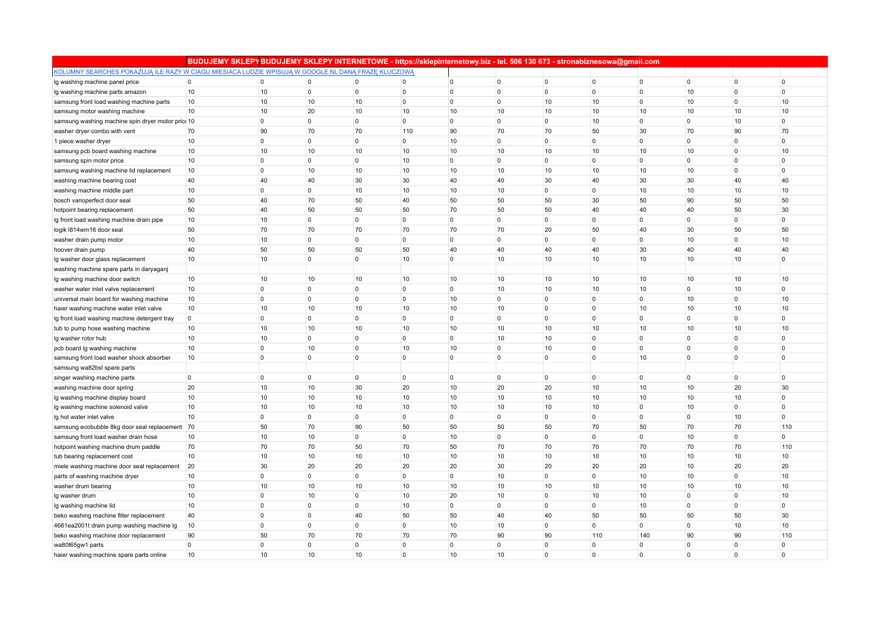| | | | | | | | | | | | | | | | |
|---|---|---|---|---|---|---|---|---|---|---|---|---|---|---|---|
| | BUDUJEMY SKLEPY | BUDUJEMY SKLEPY INTERNETOWE - https://sklepinternetowy.biz - tel. 506 130 673 - stronabiznesowa@gmail.com | | | | | | | | | | | | | |
| KOLUMNY SEARCHES POKAZUJĄ ILE RAZY W CIĄGU MIESIĄCA LUDZIE WPISUJĄ W GOOGLE.NL DANĄ FRAZĘ KLUCZOWĄ | | | | | | | | | | | | | | | |
| lg washing machine panel price | 0 | 0 | 0 | 0 | 0 | 0 | 0 | 0 | 0 | 0 | 0 | 0 | 0 | | |
| lg washing machine parts amazon | 10 | 10 | 0 | 0 | 0 | 0 | 0 | 0 | 0 | 0 | 10 | 0 | 0 | | |
| samsung front load washing machine parts | 10 | 10 | 10 | 10 | 0 | 0 | 0 | 10 | 10 | 0 | 10 | 0 | 10 | | |
| samsung motor washing machine | 10 | 10 | 20 | 10 | 10 | 10 | 10 | 10 | 10 | 10 | 10 | 10 | 10 | | |
| samsung washing machine spin dryer motor pric | 10 | 0 | 0 | 0 | 0 | 0 | 0 | 0 | 10 | 0 | 0 | 10 | 0 | | |
| washer dryer combo with vent | 70 | 90 | 70 | 70 | 110 | 90 | 70 | 70 | 50 | 30 | 70 | 90 | 70 | | |
| 1 piece washer dryer | 10 | 0 | 0 | 0 | 0 | 10 | 0 | 0 | 0 | 0 | 0 | 0 | 0 | | |
| samsung pcb board washing machine | 10 | 10 | 10 | 10 | 10 | 10 | 10 | 10 | 10 | 10 | 10 | 0 | 10 | | |
| samsung spin motor price | 10 | 0 | 0 | 0 | 10 | 0 | 0 | 0 | 0 | 0 | 0 | 0 | 0 | | |
| samsung washing machine lid replacement | 10 | 0 | 10 | 10 | 10 | 10 | 10 | 10 | 10 | 10 | 10 | 0 | 0 | | |
| washing machine bearing cost | 40 | 40 | 40 | 30 | 30 | 40 | 40 | 30 | 40 | 30 | 30 | 40 | 40 | | |
| washing machine middle part | 10 | 0 | 0 | 10 | 10 | 10 | 10 | 0 | 0 | 10 | 10 | 10 | 10 | | |
| bosch varioperfect door seal | 50 | 40 | 70 | 50 | 40 | 50 | 50 | 50 | 30 | 50 | 90 | 50 | 50 | | |
| hotpoint bearing replacement | 50 | 40 | 50 | 50 | 50 | 70 | 50 | 50 | 40 | 40 | 40 | 50 | 30 | | |
| lg front load washing machine drain pipe | 10 | 10 | 0 | 0 | 0 | 0 | 0 | 0 | 0 | 0 | 0 | 0 | 0 | | |
| logik l814wm16 door seal | 50 | 70 | 70 | 70 | 70 | 70 | 70 | 20 | 50 | 40 | 30 | 50 | 50 | | |
| washer drain pump motor | 10 | 10 | 0 | 0 | 0 | 0 | 0 | 0 | 0 | 0 | 10 | 0 | 10 | | |
| hoover drain pump | 40 | 50 | 50 | 50 | 50 | 40 | 40 | 40 | 40 | 30 | 40 | 40 | 40 | | |
| lg washer door glass replacement | 10 | 10 | 0 | 0 | 10 | 0 | 10 | 10 | 10 | 10 | 10 | 10 | 0 | | |
| washing machine spare parts in daryaganj | | | | | | | | | | | | | | | |
| lg washing machine door switch | 10 | 10 | 10 | 10 | 10 | 10 | 10 | 10 | 10 | 10 | 10 | 10 | 10 | | |
| washer water inlet valve replacement | 10 | 0 | 0 | 0 | 0 | 0 | 10 | 10 | 10 | 10 | 0 | 10 | 0 | | |
| universal main board for washing machine | 10 | 0 | 0 | 0 | 0 | 10 | 0 | 0 | 0 | 0 | 10 | 0 | 10 | | |
| haier washing machine water inlet valve | 10 | 10 | 10 | 10 | 10 | 10 | 10 | 0 | 0 | 10 | 10 | 10 | 10 | | |
| lg front load washing machine detergent tray | 0 | 0 | 0 | 0 | 0 | 0 | 0 | 0 | 0 | 0 | 0 | 0 | 0 | | |
| tub to pump hose washing machine | 10 | 10 | 10 | 10 | 10 | 10 | 10 | 10 | 10 | 10 | 10 | 10 | 10 | | |
| lg washer rotor hub | 10 | 10 | 0 | 0 | 0 | 0 | 10 | 10 | 0 | 0 | 0 | 0 | 0 | | |
| pcb board lg washing machine | 10 | 0 | 10 | 0 | 10 | 10 | 0 | 10 | 0 | 0 | 0 | 0 | 0 | | |
| samsung front load washer shock absorber | 10 | 0 | 0 | 0 | 0 | 0 | 0 | 0 | 0 | 10 | 0 | 0 | 0 | | |
| samsung wa82bsl spare parts | | | | | | | | | | | | | | | |
| singer washing machine parts | 0 | 0 | 0 | 0 | 0 | 0 | 0 | 0 | 0 | 0 | 0 | 0 | 0 | | |
| washing machine door spring | 20 | 10 | 10 | 30 | 20 | 10 | 20 | 20 | 10 | 10 | 10 | 20 | 30 | | |
| lg washing machine display board | 10 | 10 | 10 | 10 | 10 | 10 | 10 | 10 | 10 | 10 | 10 | 10 | 0 | | |
| lg washing machine solenoid valve | 10 | 10 | 10 | 10 | 10 | 10 | 10 | 10 | 10 | 0 | 10 | 0 | 0 | | |
| lg hot water inlet valve | 10 | 0 | 0 | 0 | 0 | 0 | 0 | 0 | 0 | 0 | 0 | 10 | 0 | | |
| samsung ecobubble 8kg door seal replacement | 70 | 50 | 70 | 90 | 50 | 50 | 50 | 50 | 70 | 50 | 70 | 70 | 110 | | |
| samsung front load washer drain hose | 10 | 10 | 10 | 0 | 0 | 10 | 0 | 0 | 0 | 0 | 10 | 0 | 0 | | |
| hotpoint washing machine drum paddle | 70 | 70 | 70 | 50 | 70 | 50 | 70 | 70 | 70 | 70 | 70 | 70 | 110 | | |
| tub bearing replacement cost | 10 | 10 | 10 | 10 | 10 | 10 | 10 | 10 | 10 | 10 | 10 | 10 | 10 | | |
| miele washing machine door seal replacement | 20 | 30 | 20 | 20 | 20 | 20 | 30 | 20 | 20 | 20 | 10 | 20 | 20 | | |
| parts of washing machine dryer | 10 | 0 | 0 | 0 | 0 | 0 | 10 | 0 | 0 | 10 | 10 | 0 | 10 | | |
| washer drum bearing | 10 | 10 | 10 | 10 | 10 | 10 | 10 | 10 | 10 | 10 | 10 | 10 | 10 | | |
| lg washer drum | 10 | 0 | 10 | 0 | 10 | 20 | 10 | 0 | 10 | 10 | 0 | 0 | 10 | | |
| lg washing machine lid | 10 | 0 | 0 | 0 | 10 | 0 | 0 | 0 | 0 | 10 | 0 | 0 | 0 | | |
| beko washing machine filter replacement | 40 | 0 | 0 | 40 | 50 | 50 | 40 | 40 | 50 | 50 | 50 | 50 | 30 | | |
| 4681ea2001t drain pump washing machine lg | 10 | 0 | 0 | 0 | 0 | 10 | 10 | 0 | 0 | 0 | 0 | 10 | 10 | | |
| beko washing machine door replacement | 90 | 50 | 70 | 70 | 70 | 70 | 90 | 90 | 110 | 140 | 90 | 90 | 110 | | |
| wa80t65gw1 parts | 0 | 0 | 0 | 0 | 0 | 0 | 0 | 0 | 0 | 0 | 0 | 0 | 0 | | |
| haier washing machine spare parts online | 10 | 10 | 10 | 10 | 0 | 10 | 10 | 0 | 0 | 0 | 0 | 0 | 0 | | |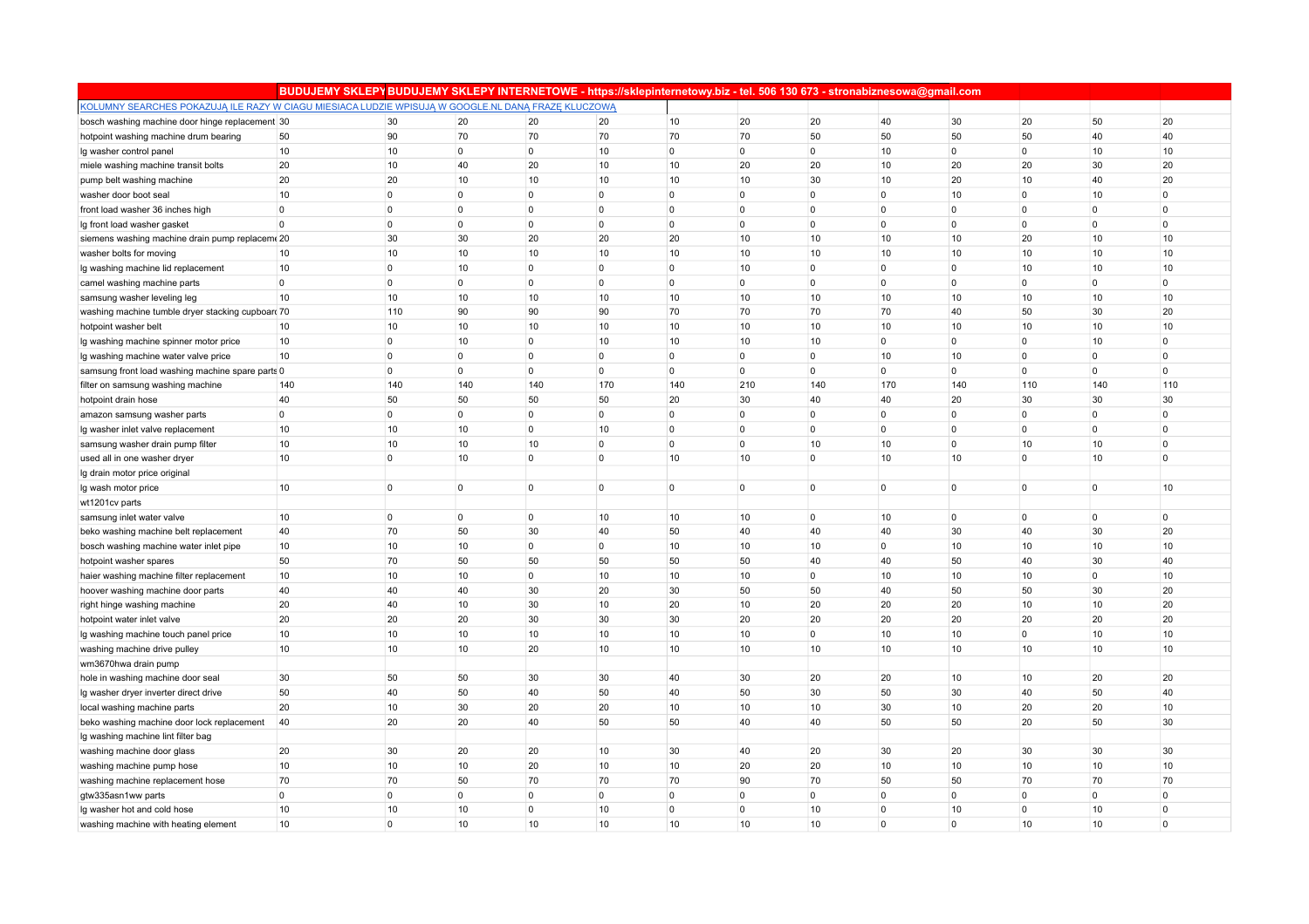| | | | | | | | | | | | | | |
|---|---|---|---|---|---|---|---|---|---|---|---|---|---|
| | BUDUJEMY SKLEPY | BUDUJEMY SKLEPY INTERNETOWE - https://sklepinternetowy.biz - tel. 506 130 673 - stronabiznesowa@gmail.com | | | | | | | | | | | |
| KOLUMNY SEARCHES POKAZUJĄ ILE RAZY W CIĄGU MIESIĄCA LUDZIE WPISUJĄ W GOOGLE.NL DANĄ FRAZĘ KLUCZOWĄ | | | | | | | | | | | | | |
| bosch washing machine door hinge replacement | 30 | 30 | 20 | 20 | 20 | 10 | 20 | 20 | 40 | 30 | 20 | 50 | 20 |
| hotpoint washing machine drum bearing | 50 | 90 | 70 | 70 | 70 | 70 | 70 | 50 | 50 | 50 | 50 | 40 | 40 |
| lg washer control panel | 10 | 10 | 0 | 0 | 10 | 0 | 0 | 0 | 10 | 0 | 0 | 10 | 10 |
| miele washing machine transit bolts | 20 | 10 | 40 | 20 | 10 | 10 | 20 | 20 | 10 | 20 | 20 | 30 | 20 |
| pump belt washing machine | 20 | 20 | 10 | 10 | 10 | 10 | 10 | 30 | 10 | 20 | 10 | 40 | 20 |
| washer door boot seal | 10 | 0 | 0 | 0 | 0 | 0 | 0 | 0 | 0 | 10 | 0 | 10 | 0 |
| front load washer 36 inches high | 0 | 0 | 0 | 0 | 0 | 0 | 0 | 0 | 0 | 0 | 0 | 0 | 0 |
| lg front load washer gasket | 0 | 0 | 0 | 0 | 0 | 0 | 0 | 0 | 0 | 0 | 0 | 0 | 0 |
| siemens washing machine drain pump replaceme | 20 | 30 | 30 | 20 | 20 | 20 | 10 | 10 | 10 | 10 | 20 | 10 | 10 |
| washer bolts for moving | 10 | 10 | 10 | 10 | 10 | 10 | 10 | 10 | 10 | 10 | 10 | 10 | 10 |
| lg washing machine lid replacement | 10 | 0 | 10 | 0 | 0 | 0 | 10 | 0 | 0 | 0 | 10 | 10 | 10 |
| camel washing machine parts | 0 | 0 | 0 | 0 | 0 | 0 | 0 | 0 | 0 | 0 | 0 | 0 | 0 |
| samsung washer leveling leg | 10 | 10 | 10 | 10 | 10 | 10 | 10 | 10 | 10 | 10 | 10 | 10 | 10 |
| washing machine tumble dryer stacking cupboar | 70 | 110 | 90 | 90 | 90 | 70 | 70 | 70 | 70 | 40 | 50 | 30 | 20 |
| hotpoint washer belt | 10 | 10 | 10 | 10 | 10 | 10 | 10 | 10 | 10 | 10 | 10 | 10 | 10 |
| lg washing machine spinner motor price | 10 | 0 | 10 | 0 | 10 | 10 | 10 | 10 | 0 | 0 | 0 | 10 | 0 |
| lg washing machine water valve price | 10 | 0 | 0 | 0 | 0 | 0 | 0 | 0 | 10 | 10 | 0 | 0 | 0 |
| samsung front load washing machine spare parts | 0 | 0 | 0 | 0 | 0 | 0 | 0 | 0 | 0 | 0 | 0 | 0 | 0 |
| filter on samsung washing machine | 140 | 140 | 140 | 140 | 170 | 140 | 210 | 140 | 170 | 140 | 110 | 140 | 110 |
| hotpoint drain hose | 40 | 50 | 50 | 50 | 50 | 20 | 30 | 40 | 40 | 20 | 30 | 30 | 30 |
| amazon samsung washer parts | 0 | 0 | 0 | 0 | 0 | 0 | 0 | 0 | 0 | 0 | 0 | 0 | 0 |
| lg washer inlet valve replacement | 10 | 10 | 10 | 0 | 10 | 0 | 0 | 0 | 0 | 0 | 0 | 0 | 0 |
| samsung washer drain pump filter | 10 | 10 | 10 | 10 | 0 | 0 | 0 | 10 | 10 | 0 | 10 | 10 | 0 |
| used all in one washer dryer | 10 | 0 | 10 | 0 | 0 | 10 | 10 | 0 | 10 | 10 | 0 | 10 | 0 |
| lg drain motor price original | | | | | | | | | | | | | |
| lg wash motor price | 10 | 0 | 0 | 0 | 0 | 0 | 0 | 0 | 0 | 0 | 0 | 0 | 10 |
| wt1201cv parts | | | | | | | | | | | | | |
| samsung inlet water valve | 10 | 0 | 0 | 0 | 10 | 10 | 10 | 0 | 10 | 0 | 0 | 0 | 0 |
| beko washing machine belt replacement | 40 | 70 | 50 | 30 | 40 | 50 | 40 | 40 | 40 | 30 | 40 | 30 | 20 |
| bosch washing machine water inlet pipe | 10 | 10 | 10 | 0 | 0 | 10 | 10 | 10 | 0 | 10 | 10 | 10 | 10 |
| hotpoint washer spares | 50 | 70 | 50 | 50 | 50 | 50 | 50 | 40 | 40 | 50 | 40 | 30 | 40 |
| haier washing machine filter replacement | 10 | 10 | 10 | 0 | 10 | 10 | 10 | 0 | 10 | 10 | 10 | 0 | 10 |
| hoover washing machine door parts | 40 | 40 | 40 | 30 | 20 | 30 | 50 | 50 | 40 | 50 | 50 | 30 | 20 |
| right hinge washing machine | 20 | 40 | 10 | 30 | 10 | 20 | 10 | 20 | 20 | 20 | 10 | 10 | 20 |
| hotpoint water inlet valve | 20 | 20 | 20 | 30 | 30 | 30 | 20 | 20 | 20 | 20 | 20 | 20 | 20 |
| lg washing machine touch panel price | 10 | 10 | 10 | 10 | 10 | 10 | 10 | 0 | 10 | 10 | 0 | 10 | 10 |
| washing machine drive pulley | 10 | 10 | 10 | 20 | 10 | 10 | 10 | 10 | 10 | 10 | 10 | 10 | 10 |
| wm3670hwa drain pump | | | | | | | | | | | | | |
| hole in washing machine door seal | 30 | 50 | 50 | 30 | 30 | 40 | 30 | 20 | 20 | 10 | 10 | 20 | 20 |
| lg washer dryer inverter direct drive | 50 | 40 | 50 | 40 | 50 | 40 | 50 | 30 | 50 | 30 | 40 | 50 | 40 |
| local washing machine parts | 20 | 10 | 30 | 20 | 20 | 10 | 10 | 10 | 30 | 10 | 20 | 20 | 10 |
| beko washing machine door lock replacement | 40 | 20 | 20 | 40 | 50 | 50 | 40 | 40 | 50 | 50 | 20 | 50 | 30 |
| lg washing machine lint filter bag | | | | | | | | | | | | | |
| washing machine door glass | 20 | 30 | 20 | 20 | 10 | 30 | 40 | 20 | 30 | 20 | 30 | 30 | 30 |
| washing machine pump hose | 10 | 10 | 10 | 20 | 10 | 10 | 20 | 20 | 10 | 10 | 10 | 10 | 10 |
| washing machine replacement hose | 70 | 70 | 50 | 70 | 70 | 70 | 90 | 70 | 50 | 50 | 70 | 70 | 70 |
| gtw335asn1ww parts | 0 | 0 | 0 | 0 | 0 | 0 | 0 | 0 | 0 | 0 | 0 | 0 | 0 |
| lg washer hot and cold hose | 10 | 10 | 10 | 0 | 10 | 0 | 0 | 10 | 0 | 10 | 0 | 10 | 0 |
| washing machine with heating element | 10 | 0 | 10 | 10 | 10 | 10 | 10 | 10 | 0 | 0 | 10 | 10 | 0 |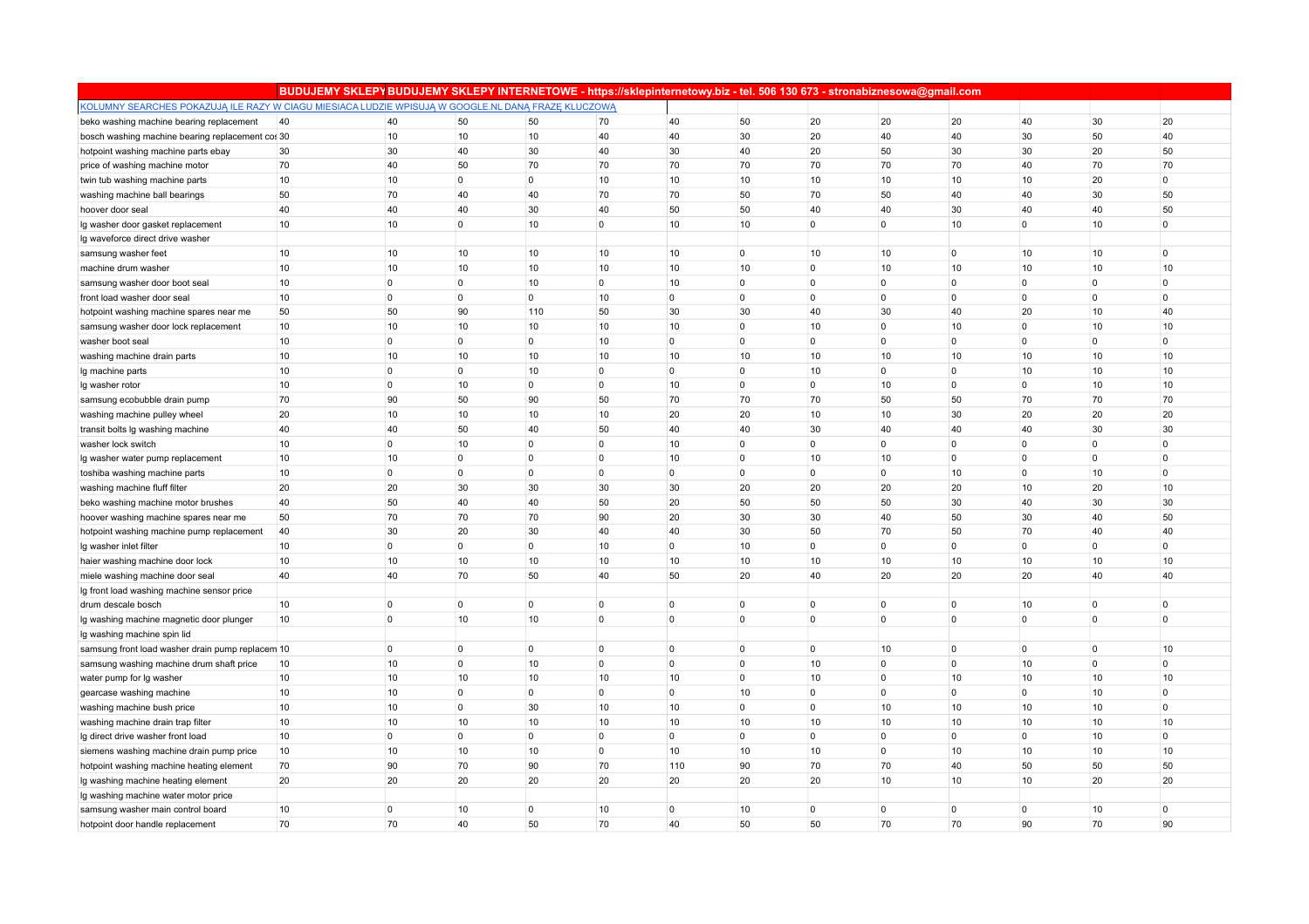| | | | | | | | | | | | | |
|---|---|---|---|---|---|---|---|---|---|---|---|---|
| | BUDUJEMY SKLEPY | BUDUJEMY SKLEPY INTERNETOWE - https://sklepinternetowy.biz - tel. 506 130 673 - stronabiznesowa@gmail.com | | | | | | | | | | |
| KOLUMNY SEARCHES POKAZUJĄ ILE RAZY W CIĄGU MIESIĄCA LUDZIE WPISUJĄ W GOOGLE.NL DANĄ FRAZĘ KLUCZOWĄ | | | | | | | | | | | | |
| beko washing machine bearing replacement | 40 | 40 | 50 | 50 | 70 | 40 | 50 | 20 | 20 | 20 | 40 | 30 | 20 |
| bosch washing machine bearing replacement cos | 30 | 10 | 10 | 10 | 40 | 40 | 30 | 20 | 40 | 40 | 30 | 50 | 40 |
| hotpoint washing machine parts ebay | 30 | 30 | 40 | 30 | 40 | 30 | 40 | 20 | 50 | 30 | 30 | 20 | 50 |
| price of washing machine motor | 70 | 40 | 50 | 70 | 70 | 70 | 70 | 70 | 70 | 70 | 40 | 70 | 70 |
| twin tub washing machine parts | 10 | 10 | 0 | 0 | 10 | 10 | 10 | 10 | 10 | 10 | 10 | 20 | 0 |
| washing machine ball bearings | 50 | 70 | 40 | 40 | 70 | 70 | 50 | 70 | 50 | 40 | 40 | 30 | 50 |
| hoover door seal | 40 | 40 | 40 | 30 | 40 | 50 | 50 | 40 | 40 | 30 | 40 | 40 | 50 |
| lg washer door gasket replacement | 10 | 10 | 0 | 10 | 0 | 10 | 10 | 0 | 0 | 10 | 0 | 10 | 0 |
| lg waveforce direct drive washer | | | | | | | | | | | | | |
| samsung washer feet | 10 | 10 | 10 | 10 | 10 | 10 | 0 | 10 | 10 | 0 | 10 | 10 | 0 |
| machine drum washer | 10 | 10 | 10 | 10 | 10 | 10 | 10 | 0 | 10 | 10 | 10 | 10 | 10 |
| samsung washer door boot seal | 10 | 0 | 0 | 10 | 0 | 10 | 0 | 0 | 0 | 0 | 0 | 0 | 0 |
| front load washer door seal | 10 | 0 | 0 | 0 | 10 | 0 | 0 | 0 | 0 | 0 | 0 | 0 | 0 |
| hotpoint washing machine spares near me | 50 | 50 | 90 | 110 | 50 | 30 | 30 | 40 | 30 | 40 | 20 | 10 | 40 |
| samsung washer door lock replacement | 10 | 10 | 10 | 10 | 10 | 10 | 0 | 10 | 0 | 10 | 0 | 10 | 10 |
| washer boot seal | 10 | 0 | 0 | 0 | 10 | 0 | 0 | 0 | 0 | 0 | 0 | 0 | 0 |
| washing machine drain parts | 10 | 10 | 10 | 10 | 10 | 10 | 10 | 10 | 10 | 10 | 10 | 10 | 10 |
| lg machine parts | 10 | 0 | 0 | 10 | 0 | 0 | 0 | 10 | 0 | 0 | 10 | 10 | 10 |
| lg washer rotor | 10 | 0 | 10 | 0 | 0 | 10 | 0 | 0 | 10 | 0 | 0 | 10 | 10 |
| samsung ecobubble drain pump | 70 | 90 | 50 | 90 | 50 | 70 | 70 | 70 | 50 | 50 | 70 | 70 | 70 |
| washing machine pulley wheel | 20 | 10 | 10 | 10 | 10 | 20 | 20 | 10 | 10 | 30 | 20 | 20 | 20 |
| transit bolts lg washing machine | 40 | 40 | 50 | 40 | 50 | 40 | 40 | 30 | 40 | 40 | 40 | 30 | 30 |
| washer lock switch | 10 | 0 | 10 | 0 | 0 | 10 | 0 | 0 | 0 | 0 | 0 | 0 | 0 |
| lg washer water pump replacement | 10 | 10 | 0 | 0 | 0 | 10 | 0 | 10 | 10 | 0 | 0 | 0 | 0 |
| toshiba washing machine parts | 10 | 0 | 0 | 0 | 0 | 0 | 0 | 0 | 0 | 10 | 0 | 10 | 0 |
| washing machine fluff filter | 20 | 20 | 30 | 30 | 30 | 30 | 20 | 20 | 20 | 20 | 10 | 20 | 10 |
| beko washing machine motor brushes | 40 | 50 | 40 | 40 | 50 | 20 | 50 | 50 | 50 | 30 | 40 | 30 | 30 |
| hoover washing machine spares near me | 50 | 70 | 70 | 70 | 90 | 20 | 30 | 30 | 40 | 50 | 30 | 40 | 50 |
| hotpoint washing machine pump replacement | 40 | 30 | 20 | 30 | 40 | 40 | 30 | 50 | 70 | 50 | 70 | 40 | 40 |
| lg washer inlet filter | 10 | 0 | 0 | 0 | 10 | 0 | 10 | 0 | 0 | 0 | 0 | 0 | 0 |
| haier washing machine door lock | 10 | 10 | 10 | 10 | 10 | 10 | 10 | 10 | 10 | 10 | 10 | 10 | 10 |
| miele washing machine door seal | 40 | 40 | 70 | 50 | 40 | 50 | 20 | 40 | 20 | 20 | 20 | 40 | 40 |
| lg front load washing machine sensor price | | | | | | | | | | | | | |
| drum descale bosch | 10 | 0 | 0 | 0 | 0 | 0 | 0 | 0 | 0 | 0 | 10 | 0 | 0 |
| lg washing machine magnetic door plunger | 10 | 0 | 10 | 10 | 0 | 0 | 0 | 0 | 0 | 0 | 0 | 0 | 0 |
| lg washing machine spin lid | | | | | | | | | | | | | |
| samsung front load washer drain pump replacem | 10 | 0 | 0 | 0 | 0 | 0 | 0 | 0 | 10 | 0 | 0 | 0 | 10 |
| samsung washing machine drum shaft price | 10 | 10 | 0 | 10 | 0 | 0 | 0 | 10 | 0 | 0 | 10 | 0 | 0 |
| water pump for lg washer | 10 | 10 | 10 | 10 | 10 | 10 | 0 | 10 | 0 | 10 | 10 | 10 | 10 |
| gearcase washing machine | 10 | 10 | 0 | 0 | 0 | 0 | 10 | 0 | 0 | 0 | 0 | 10 | 0 |
| washing machine bush price | 10 | 10 | 0 | 30 | 10 | 10 | 0 | 0 | 10 | 10 | 10 | 10 | 0 |
| washing machine drain trap filter | 10 | 10 | 10 | 10 | 10 | 10 | 10 | 10 | 10 | 10 | 10 | 10 | 10 |
| lg direct drive washer front load | 10 | 0 | 0 | 0 | 0 | 0 | 0 | 0 | 0 | 0 | 0 | 10 | 0 |
| siemens washing machine drain pump price | 10 | 10 | 10 | 10 | 0 | 10 | 10 | 10 | 0 | 10 | 10 | 10 | 10 |
| hotpoint washing machine heating element | 70 | 90 | 70 | 90 | 70 | 110 | 90 | 70 | 70 | 40 | 50 | 50 | 50 |
| lg washing machine heating element | 20 | 20 | 20 | 20 | 20 | 20 | 20 | 20 | 10 | 10 | 10 | 20 | 20 |
| lg washing machine water motor price | | | | | | | | | | | | | |
| samsung washer main control board | 10 | 0 | 10 | 0 | 10 | 0 | 10 | 0 | 0 | 0 | 0 | 10 | 0 |
| hotpoint door handle replacement | 70 | 70 | 40 | 50 | 70 | 40 | 50 | 50 | 70 | 70 | 90 | 70 | 90 |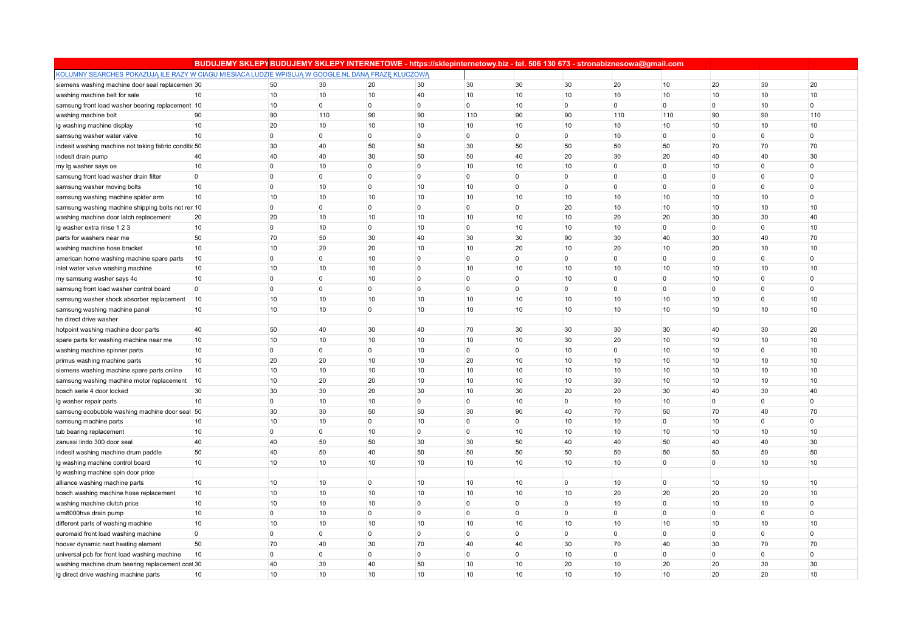| | | | | | | | | | | | | |
|---|---|---|---|---|---|---|---|---|---|---|---|---|
| | BUDUJEMY SKLEPY | BUDUJEMY SKLEPY INTERNETOWE - https://sklepinternetowy.biz - tel. 506 130 673 - stronabiznesowa@gmail.com | | | | | | | | | | |
| KOLUMNY SEARCHES POKAZUJĄ ILE RAZY W CIAGU MIESIACA LUDZIE WPISUJĄ W GOOGLE.NL DANĄ FRAZĘ KLUCZOWĄ | | | | | | | | | | | | |
| siemens washing machine door seal replacemen | 30 | 50 | 30 | 20 | 30 | 30 | 30 | 30 | 20 | 10 | 20 | 30 | 20 |
| washing machine belt for sale | 10 | 10 | 10 | 10 | 40 | 10 | 10 | 10 | 10 | 10 | 10 | 10 | 10 |
| samsung front load washer bearing replacement | 10 | 10 | 0 | 0 | 0 | 0 | 10 | 0 | 0 | 0 | 0 | 10 | 0 |
| washing machine bolt | 90 | 90 | 110 | 90 | 90 | 110 | 90 | 90 | 110 | 110 | 90 | 90 | 110 |
| lg washing machine display | 10 | 20 | 10 | 10 | 10 | 10 | 10 | 10 | 10 | 10 | 10 | 10 | 10 |
| samsung washer water valve | 10 | 0 | 0 | 0 | 0 | 0 | 0 | 0 | 10 | 0 | 0 | 0 | 0 |
| indesit washing machine not taking fabric conditi | 50 | 30 | 40 | 50 | 50 | 30 | 50 | 50 | 50 | 50 | 70 | 70 | 70 |
| indesit drain pump | 40 | 40 | 40 | 30 | 50 | 50 | 40 | 20 | 30 | 20 | 40 | 40 | 30 |
| my lg washer says oe | 10 | 0 | 10 | 0 | 0 | 10 | 10 | 10 | 0 | 0 | 10 | 0 | 0 |
| samsung front load washer drain filter | 0 | 0 | 0 | 0 | 0 | 0 | 0 | 0 | 0 | 0 | 0 | 0 | 0 |
| samsung washer moving bolts | 10 | 0 | 10 | 0 | 10 | 10 | 0 | 0 | 0 | 0 | 0 | 0 | 0 |
| samsung washing machine spider arm | 10 | 10 | 10 | 10 | 10 | 10 | 10 | 10 | 10 | 10 | 10 | 10 | 0 |
| samsung washing machine shipping bolts not rer | 10 | 0 | 0 | 0 | 0 | 0 | 0 | 20 | 10 | 10 | 10 | 10 | 10 |
| washing machine door latch replacement | 20 | 20 | 10 | 10 | 10 | 10 | 10 | 10 | 20 | 20 | 30 | 30 | 40 |
| lg washer extra rinse 1 2 3 | 10 | 0 | 10 | 0 | 10 | 0 | 10 | 10 | 10 | 0 | 0 | 0 | 10 |
| parts for washers near me | 50 | 70 | 50 | 30 | 40 | 30 | 30 | 90 | 30 | 40 | 30 | 40 | 70 |
| washing machine hose bracket | 10 | 10 | 20 | 20 | 10 | 10 | 20 | 10 | 20 | 10 | 20 | 10 | 10 |
| american home washing machine spare parts | 10 | 0 | 0 | 10 | 0 | 0 | 0 | 0 | 0 | 0 | 0 | 0 | 0 |
| inlet water valve washing machine | 10 | 10 | 10 | 10 | 0 | 10 | 10 | 10 | 10 | 10 | 10 | 10 | 10 |
| my samsung washer says 4c | 10 | 0 | 0 | 10 | 0 | 0 | 0 | 10 | 0 | 0 | 10 | 0 | 0 |
| samsung front load washer control board | 0 | 0 | 0 | 0 | 0 | 0 | 0 | 0 | 0 | 0 | 0 | 0 | 0 |
| samsung washer shock absorber replacement | 10 | 10 | 10 | 10 | 10 | 10 | 10 | 10 | 10 | 10 | 10 | 0 | 10 |
| samsung washing machine panel | 10 | 10 | 10 | 0 | 10 | 10 | 10 | 10 | 10 | 10 | 10 | 10 | 10 |
| he direct drive washer | | | | | | | | | | | | | |
| hotpoint washing machine door parts | 40 | 50 | 40 | 30 | 40 | 70 | 30 | 30 | 30 | 30 | 40 | 30 | 20 |
| spare parts for washing machine near me | 10 | 10 | 10 | 10 | 10 | 10 | 10 | 30 | 20 | 10 | 10 | 10 | 10 |
| washing machine spinner parts | 10 | 0 | 0 | 0 | 10 | 0 | 0 | 10 | 0 | 10 | 10 | 0 | 10 |
| primus washing machine parts | 10 | 20 | 20 | 10 | 10 | 20 | 10 | 10 | 10 | 10 | 10 | 10 | 10 |
| siemens washing machine spare parts online | 10 | 10 | 10 | 10 | 10 | 10 | 10 | 10 | 10 | 10 | 10 | 10 | 10 |
| samsung washing machine motor replacement | 10 | 10 | 20 | 20 | 10 | 10 | 10 | 10 | 30 | 10 | 10 | 10 | 10 |
| bosch serie 4 door locked | 30 | 30 | 30 | 20 | 30 | 10 | 30 | 20 | 20 | 30 | 40 | 30 | 40 |
| lg washer repair parts | 10 | 0 | 10 | 10 | 0 | 0 | 10 | 0 | 10 | 10 | 0 | 0 | 0 |
| samsung ecobubble washing machine door seal | 50 | 30 | 30 | 50 | 50 | 30 | 90 | 40 | 70 | 50 | 70 | 40 | 70 |
| samsung machine parts | 10 | 10 | 10 | 0 | 10 | 0 | 0 | 10 | 10 | 0 | 10 | 0 | 0 |
| tub bearing replacement | 10 | 0 | 0 | 10 | 0 | 0 | 10 | 10 | 10 | 10 | 10 | 10 | 10 |
| zanussi lindo 300 door seal | 40 | 40 | 50 | 50 | 30 | 30 | 50 | 40 | 40 | 50 | 40 | 40 | 30 |
| indesit washing machine drum paddle | 50 | 40 | 50 | 40 | 50 | 50 | 50 | 50 | 50 | 50 | 50 | 50 | 50 |
| lg washing machine control board | 10 | 10 | 10 | 10 | 10 | 10 | 10 | 10 | 10 | 0 | 0 | 10 | 10 |
| lg washing machine spin door price | | | | | | | | | | | | | |
| alliance washing machine parts | 10 | 10 | 10 | 0 | 10 | 10 | 10 | 0 | 10 | 0 | 10 | 10 | 10 |
| bosch washing machine hose replacement | 10 | 10 | 10 | 10 | 10 | 10 | 10 | 10 | 20 | 20 | 20 | 20 | 10 |
| washing machine clutch price | 10 | 10 | 10 | 10 | 0 | 0 | 0 | 0 | 10 | 0 | 10 | 10 | 0 |
| wm8000hva drain pump | 10 | 0 | 10 | 0 | 0 | 0 | 0 | 0 | 0 | 0 | 0 | 0 | 0 |
| different parts of washing machine | 10 | 10 | 10 | 10 | 10 | 10 | 10 | 10 | 10 | 10 | 10 | 10 | 10 |
| euromaid front load washing machine | 0 | 0 | 0 | 0 | 0 | 0 | 0 | 0 | 0 | 0 | 0 | 0 | 0 |
| hoover dynamic next heating element | 50 | 70 | 40 | 30 | 70 | 40 | 40 | 30 | 70 | 40 | 30 | 70 | 70 |
| universal pcb for front load washing machine | 10 | 0 | 0 | 0 | 0 | 0 | 0 | 10 | 0 | 0 | 0 | 0 | 0 |
| washing machine drum bearing replacement cos | 30 | 40 | 30 | 40 | 50 | 10 | 10 | 20 | 10 | 20 | 20 | 30 | 30 |
| lg direct drive washing machine parts | 10 | 10 | 10 | 10 | 10 | 10 | 10 | 10 | 10 | 10 | 20 | 20 | 10 |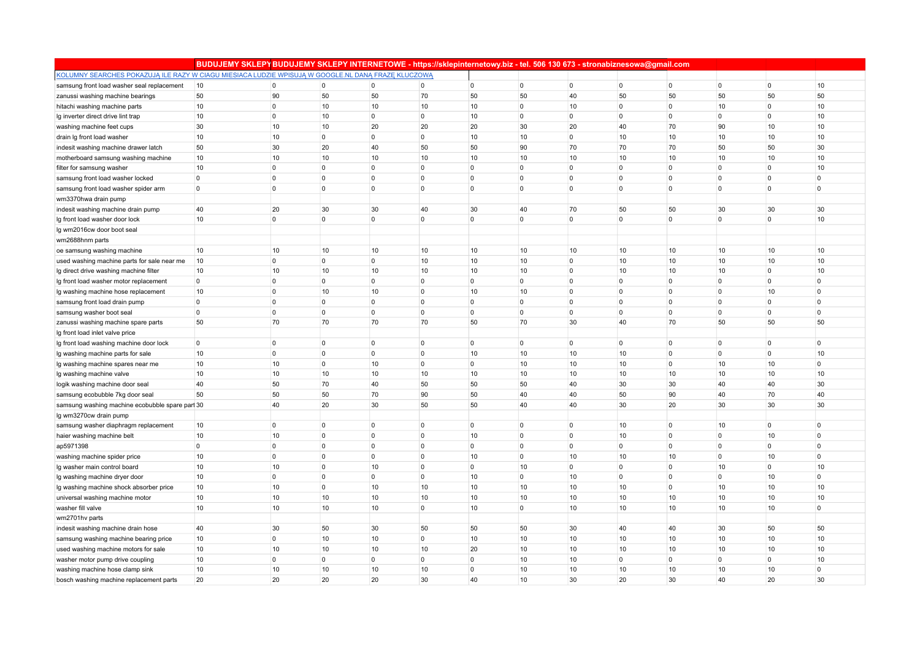| | | | | | | | | | | | | | |
|---|---|---|---|---|---|---|---|---|---|---|---|---|---|
| | BUDUJEMY SKLEPY | BUDUJEMY SKLEPY INTERNETOWE - https://sklepinternetowy.biz - tel. 506 130 673 - stronabiznesowa@gmail.com | | | | | | | | | | | |
| KOLUMNY SEARCHES POKAZUJĄ ILE RAZY W CIAGU MIESIACA LUDZIE WPISUJĄ W GOOGLE.NL DANĄ FRAZĘ KLUCZOWĄ | | | | | | | | | | | | | |
| samsung front load washer seal replacement | 10 | 0 | 0 | 0 | 0 | 0 | 0 | 0 | 0 | 0 | 0 | 0 | 10 |
| zanussi washing machine bearings | 50 | 90 | 50 | 50 | 70 | 50 | 50 | 40 | 50 | 50 | 50 | 50 | 50 |
| hitachi washing machine parts | 10 | 0 | 10 | 10 | 10 | 10 | 0 | 10 | 0 | 0 | 10 | 0 | 10 |
| lg inverter direct drive lint trap | 10 | 0 | 10 | 0 | 0 | 10 | 0 | 0 | 0 | 0 | 0 | 0 | 10 |
| washing machine feet cups | 30 | 10 | 10 | 20 | 20 | 20 | 30 | 20 | 40 | 70 | 90 | 10 | 10 |
| drain lg front load washer | 10 | 10 | 0 | 0 | 0 | 10 | 10 | 0 | 10 | 10 | 10 | 10 | 10 |
| indesit washing machine drawer latch | 50 | 30 | 20 | 40 | 50 | 50 | 90 | 70 | 70 | 70 | 50 | 50 | 30 |
| motherboard samsung washing machine | 10 | 10 | 10 | 10 | 10 | 10 | 10 | 10 | 10 | 10 | 10 | 10 | 10 |
| filter for samsung washer | 10 | 0 | 0 | 0 | 0 | 0 | 0 | 0 | 0 | 0 | 0 | 0 | 10 |
| samsung front load washer locked | 0 | 0 | 0 | 0 | 0 | 0 | 0 | 0 | 0 | 0 | 0 | 0 | 0 |
| samsung front load washer spider arm | 0 | 0 | 0 | 0 | 0 | 0 | 0 | 0 | 0 | 0 | 0 | 0 | 0 |
| wm3370hwa drain pump | | | | | | | | | | | | | |
| indesit washing machine drain pump | 40 | 20 | 30 | 30 | 40 | 30 | 40 | 70 | 50 | 50 | 30 | 30 | 30 |
| lg front load washer door lock | 10 | 0 | 0 | 0 | 0 | 0 | 0 | 0 | 0 | 0 | 0 | 0 | 10 |
| lg wm2016cw door boot seal | | | | | | | | | | | | | |
| wm2688hnm parts | | | | | | | | | | | | | |
| oe samsung washing machine | 10 | 10 | 10 | 10 | 10 | 10 | 10 | 10 | 10 | 10 | 10 | 10 | 10 |
| used washing machine parts for sale near me | 10 | 0 | 0 | 0 | 10 | 10 | 10 | 0 | 10 | 10 | 10 | 10 | 10 |
| lg direct drive washing machine filter | 10 | 10 | 10 | 10 | 10 | 10 | 10 | 0 | 10 | 10 | 10 | 0 | 10 |
| lg front load washer motor replacement | 0 | 0 | 0 | 0 | 0 | 0 | 0 | 0 | 0 | 0 | 0 | 0 | 0 |
| lg washing machine hose replacement | 10 | 0 | 10 | 10 | 0 | 10 | 10 | 0 | 0 | 0 | 0 | 10 | 0 |
| samsung front load drain pump | 0 | 0 | 0 | 0 | 0 | 0 | 0 | 0 | 0 | 0 | 0 | 0 | 0 |
| samsung washer boot seal | 0 | 0 | 0 | 0 | 0 | 0 | 0 | 0 | 0 | 0 | 0 | 0 | 0 |
| zanussi washing machine spare parts | 50 | 70 | 70 | 70 | 70 | 50 | 70 | 30 | 40 | 70 | 50 | 50 | 50 |
| lg front load inlet valve price | | | | | | | | | | | | | |
| lg front load washing machine door lock | 0 | 0 | 0 | 0 | 0 | 0 | 0 | 0 | 0 | 0 | 0 | 0 | 0 |
| lg washing machine parts for sale | 10 | 0 | 0 | 0 | 0 | 10 | 10 | 10 | 10 | 0 | 0 | 0 | 10 |
| lg washing machine spares near me | 10 | 10 | 0 | 10 | 0 | 0 | 10 | 10 | 10 | 0 | 10 | 10 | 0 |
| lg washing machine valve | 10 | 10 | 10 | 10 | 10 | 10 | 10 | 10 | 10 | 10 | 10 | 10 | 10 |
| logik washing machine door seal | 40 | 50 | 70 | 40 | 50 | 50 | 50 | 40 | 30 | 30 | 40 | 40 | 30 |
| samsung ecobubble 7kg door seal | 50 | 50 | 50 | 70 | 90 | 50 | 40 | 40 | 50 | 90 | 40 | 70 | 40 |
| samsung washing machine ecobubble spare part | 30 | 40 | 20 | 30 | 50 | 50 | 40 | 40 | 30 | 20 | 30 | 30 | 30 |
| lg wm3270cw drain pump | | | | | | | | | | | | | |
| samsung washer diaphragm replacement | 10 | 0 | 0 | 0 | 0 | 0 | 0 | 0 | 10 | 0 | 10 | 0 | 0 |
| haier washing machine belt | 10 | 10 | 0 | 0 | 0 | 10 | 0 | 0 | 10 | 0 | 0 | 10 | 0 |
| ap5971398 | 0 | 0 | 0 | 0 | 0 | 0 | 0 | 0 | 0 | 0 | 0 | 0 | 0 |
| washing machine spider price | 10 | 0 | 0 | 0 | 0 | 10 | 0 | 10 | 10 | 10 | 0 | 10 | 0 |
| lg washer main control board | 10 | 10 | 0 | 10 | 0 | 0 | 10 | 0 | 0 | 0 | 10 | 0 | 10 |
| lg washing machine dryer door | 10 | 0 | 0 | 0 | 0 | 10 | 0 | 10 | 0 | 0 | 0 | 10 | 0 |
| lg washing machine shock absorber price | 10 | 10 | 0 | 10 | 10 | 10 | 10 | 10 | 10 | 0 | 10 | 10 | 10 |
| universal washing machine motor | 10 | 10 | 10 | 10 | 10 | 10 | 10 | 10 | 10 | 10 | 10 | 10 | 10 |
| washer fill valve | 10 | 10 | 10 | 10 | 0 | 10 | 0 | 10 | 10 | 10 | 10 | 10 | 0 |
| wm2701hv parts | | | | | | | | | | | | | |
| indesit washing machine drain hose | 40 | 30 | 50 | 30 | 50 | 50 | 50 | 30 | 40 | 40 | 30 | 50 | 50 |
| samsung washing machine bearing price | 10 | 0 | 10 | 10 | 0 | 10 | 10 | 10 | 10 | 10 | 10 | 10 | 10 |
| used washing machine motors for sale | 10 | 10 | 10 | 10 | 10 | 20 | 10 | 10 | 10 | 10 | 10 | 10 | 10 |
| washer motor pump drive coupling | 10 | 0 | 0 | 0 | 0 | 0 | 10 | 10 | 0 | 0 | 0 | 0 | 10 |
| washing machine hose clamp sink | 10 | 10 | 10 | 10 | 10 | 0 | 10 | 10 | 10 | 10 | 10 | 10 | 0 |
| bosch washing machine replacement parts | 20 | 20 | 20 | 20 | 30 | 40 | 10 | 30 | 20 | 30 | 40 | 20 | 30 |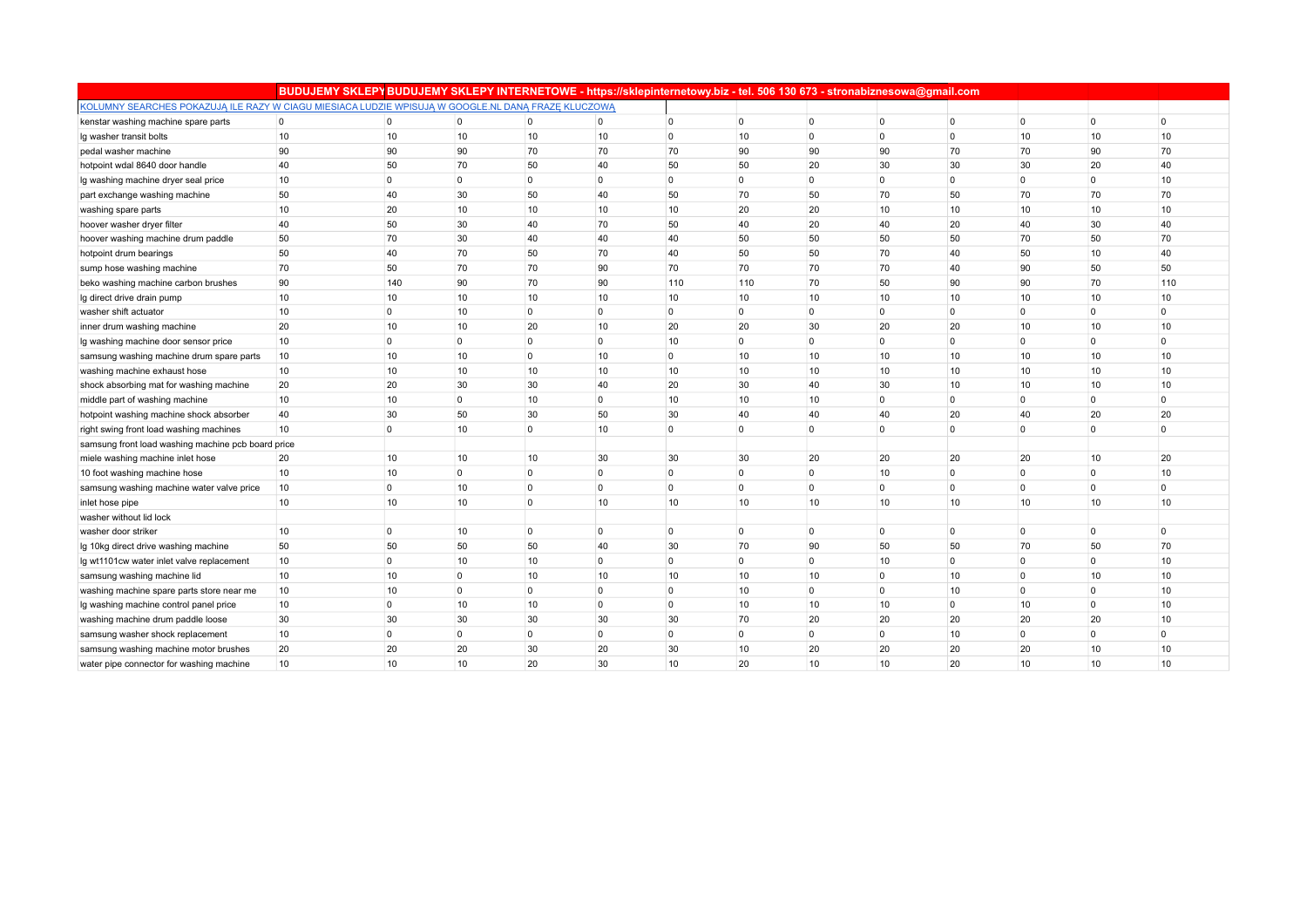| | | | | | | | | | | | | |
|---|---|---|---|---|---|---|---|---|---|---|---|---|
| | BUDUJEMY SKLEPY | BUDUJEMY SKLEPY INTERNETOWE - https://sklepinternetowy.biz - tel. 506 130 673 - stronabiznesowa@gmail.com | | | | | | | | | | |
| KOLUMNY SEARCHES POKAZUJĄ ILE RAZY W CIAGU MIESIACA LUDZIE WPISUJĄ W GOOGLE.NL DANĄ FRAZĘ KLUCZOWĄ | | | | | | | | | | | | |
| kenstar washing machine spare parts | 0 | 0 | 0 | 0 | 0 | 0 | 0 | 0 | 0 | 0 | 0 | 0 |
| lg washer transit bolts | 10 | 10 | 10 | 10 | 10 | 0 | 10 | 0 | 0 | 0 | 10 | 10 | 10 |
| pedal washer machine | 90 | 90 | 90 | 70 | 70 | 70 | 90 | 90 | 90 | 70 | 70 | 90 | 70 |
| hotpoint wdal 8640 door handle | 40 | 50 | 70 | 50 | 40 | 50 | 50 | 20 | 30 | 30 | 30 | 20 | 40 |
| lg washing machine dryer seal price | 10 | 0 | 0 | 0 | 0 | 0 | 0 | 0 | 0 | 0 | 0 | 0 | 10 |
| part exchange washing machine | 50 | 40 | 30 | 50 | 40 | 50 | 70 | 50 | 70 | 50 | 70 | 70 | 70 |
| washing spare parts | 10 | 20 | 10 | 10 | 10 | 10 | 20 | 20 | 10 | 10 | 10 | 10 | 10 |
| hoover washer dryer filter | 40 | 50 | 30 | 40 | 70 | 50 | 40 | 20 | 40 | 20 | 40 | 30 | 40 |
| hoover washing machine drum paddle | 50 | 70 | 30 | 40 | 40 | 40 | 50 | 50 | 50 | 50 | 70 | 50 | 70 |
| hotpoint drum bearings | 50 | 40 | 70 | 50 | 70 | 40 | 50 | 50 | 70 | 40 | 50 | 10 | 40 |
| sump hose washing machine | 70 | 50 | 70 | 70 | 90 | 70 | 70 | 70 | 70 | 40 | 90 | 50 | 50 |
| beko washing machine carbon brushes | 90 | 140 | 90 | 70 | 90 | 110 | 110 | 70 | 50 | 90 | 90 | 70 | 110 |
| lg direct drive drain pump | 10 | 10 | 10 | 10 | 10 | 10 | 10 | 10 | 10 | 10 | 10 | 10 | 10 |
| washer shift actuator | 10 | 0 | 10 | 0 | 0 | 0 | 0 | 0 | 0 | 0 | 0 | 0 | 0 |
| inner drum washing machine | 20 | 10 | 10 | 20 | 10 | 20 | 20 | 30 | 20 | 20 | 10 | 10 | 10 |
| lg washing machine door sensor price | 10 | 0 | 0 | 0 | 0 | 10 | 0 | 0 | 0 | 0 | 0 | 0 | 0 |
| samsung washing machine drum spare parts | 10 | 10 | 10 | 0 | 10 | 0 | 10 | 10 | 10 | 10 | 10 | 10 | 10 |
| washing machine exhaust hose | 10 | 10 | 10 | 10 | 10 | 10 | 10 | 10 | 10 | 10 | 10 | 10 | 10 |
| shock absorbing mat for washing machine | 20 | 20 | 30 | 30 | 40 | 20 | 30 | 40 | 30 | 10 | 10 | 10 | 10 |
| middle part of washing machine | 10 | 10 | 0 | 10 | 0 | 10 | 10 | 10 | 0 | 0 | 0 | 0 | 0 |
| hotpoint washing machine shock absorber | 40 | 30 | 50 | 30 | 50 | 30 | 40 | 40 | 40 | 20 | 40 | 20 | 20 |
| right swing front load washing machines | 10 | 0 | 10 | 0 | 10 | 0 | 0 | 0 | 0 | 0 | 0 | 0 | 0 |
| samsung front load washing machine pcb board price | | | | | | | | | | | | | |
| miele washing machine inlet hose | 20 | 10 | 10 | 10 | 30 | 30 | 30 | 20 | 20 | 20 | 20 | 10 | 20 |
| 10 foot washing machine hose | 10 | 10 | 0 | 0 | 0 | 0 | 0 | 0 | 10 | 0 | 0 | 0 | 10 |
| samsung washing machine water valve price | 10 | 0 | 10 | 0 | 0 | 0 | 0 | 0 | 0 | 0 | 0 | 0 | 0 |
| inlet hose pipe | 10 | 10 | 10 | 0 | 10 | 10 | 10 | 10 | 10 | 10 | 10 | 10 | 10 |
| washer without lid lock | | | | | | | | | | | | | |
| washer door striker | 10 | 0 | 10 | 0 | 0 | 0 | 0 | 0 | 0 | 0 | 0 | 0 | 0 |
| lg 10kg direct drive washing machine | 50 | 50 | 50 | 50 | 40 | 30 | 70 | 90 | 50 | 50 | 70 | 50 | 70 |
| lg wt1101cw water inlet valve replacement | 10 | 0 | 10 | 10 | 0 | 0 | 0 | 0 | 10 | 0 | 0 | 0 | 10 |
| samsung washing machine lid | 10 | 10 | 0 | 10 | 10 | 10 | 10 | 10 | 0 | 10 | 0 | 10 | 10 |
| washing machine spare parts store near me | 10 | 10 | 0 | 0 | 0 | 0 | 10 | 0 | 0 | 10 | 0 | 0 | 10 |
| lg washing machine control panel price | 10 | 0 | 10 | 10 | 0 | 0 | 10 | 10 | 10 | 0 | 10 | 0 | 10 |
| washing machine drum paddle loose | 30 | 30 | 30 | 30 | 30 | 30 | 70 | 20 | 20 | 20 | 20 | 20 | 10 |
| samsung washer shock replacement | 10 | 0 | 0 | 0 | 0 | 0 | 0 | 0 | 0 | 10 | 0 | 0 | 0 |
| samsung washing machine motor brushes | 20 | 20 | 20 | 30 | 20 | 30 | 10 | 20 | 20 | 20 | 20 | 10 | 10 |
| water pipe connector for washing machine | 10 | 10 | 10 | 20 | 30 | 10 | 20 | 10 | 10 | 20 | 10 | 10 | 10 |